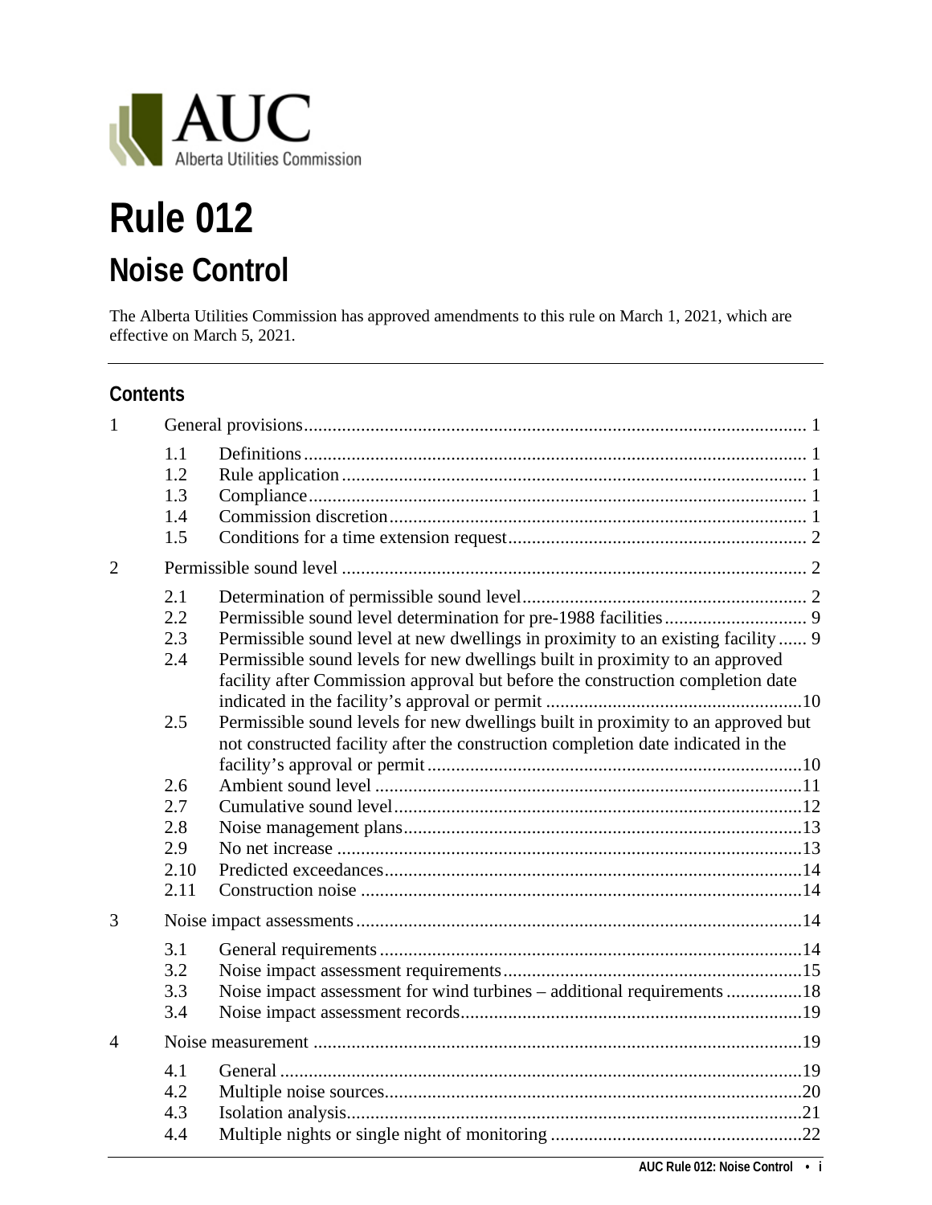AUC
Alberta Utilities Commission

# Rule 012

## Noise Control

The Alberta Utilities Commission has approved amendments to this rule on March 1, 2021, which are effective on March 5, 2021.

---

### Contents

| | | | |
|---|---|---|---|
| 1 | General provisions | | 1 |
| | 1.1 | Definitions | 1 |
| | 1.2 | Rule application | 1 |
| | 1.3 | Compliance | 1 |
| | 1.4 | Commission discretion | 1 |
| | 1.5 | Conditions for a time extension request | 2 |
| 2 | Permissible sound level | | 2 |
| | 2.1 | Determination of permissible sound level | 2 |
| | 2.2 | Permissible sound level determination for pre-1988 facilities | 9 |
| | 2.3 | Permissible sound level at new dwellings in proximity to an existing facility | 9 |
| | 2.4 | Permissible sound levels for new dwellings built in proximity to an approved facility after Commission approval but before the construction completion date indicated in the facility's approval or permit | 10 |
| | 2.5 | Permissible sound levels for new dwellings built in proximity to an approved but not constructed facility after the construction completion date indicated in the facility's approval or permit | 10 |
| | 2.6 | Ambient sound level | 11 |
| | 2.7 | Cumulative sound level | 12 |
| | 2.8 | Noise management plans | 13 |
| | 2.9 | No net increase | 13 |
| | 2.10 | Predicted exceedances | 14 |
| | 2.11 | Construction noise | 14 |
| 3 | Noise impact assessments | | 14 |
| | 3.1 | General requirements | 14 |
| | 3.2 | Noise impact assessment requirements | 15 |
| | 3.3 | Noise impact assessment for wind turbines – additional requirements | 18 |
| | 3.4 | Noise impact assessment records | 19 |
| 4 | Noise measurement | | 19 |
| | 4.1 | General | 19 |
| | 4.2 | Multiple noise sources | 20 |
| | 4.3 | Isolation analysis | 21 |
| | 4.4 | Multiple nights or single night of monitoring | 22 |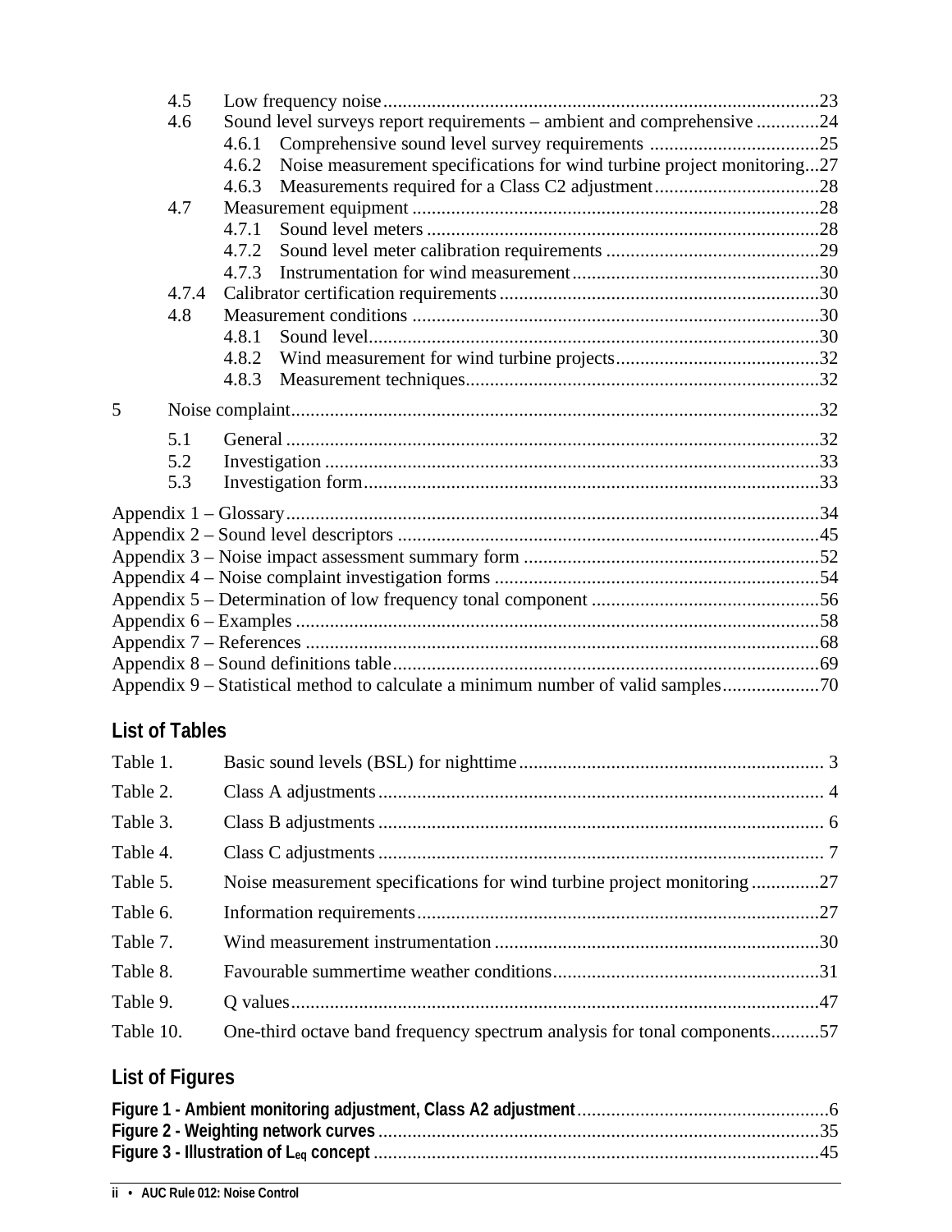4.5 Low frequency noise.........................................................................................23
4.6 Sound level surveys report requirements – ambient and comprehensive .............24
  4.6.1 Comprehensive sound level survey requirements ...................................25
  4.6.2 Noise measurement specifications for wind turbine project monitoring...27
  4.6.3 Measurements required for a Class C2 adjustment..................................28
4.7 Measurement equipment ...................................................................................28
  4.7.1 Sound level meters ...................................................................................28
  4.7.2 Sound level meter calibration requirements ............................................29
  4.7.3 Instrumentation for wind measurement...................................................30
4.7.4 Calibrator certification requirements .................................................................30
4.8 Measurement conditions ...................................................................................30
  4.8.1 Sound level...............................................................................................30
  4.8.2 Wind measurement for wind turbine projects..........................................32
  4.8.3 Measurement techniques..........................................................................32

5 Noise complaint..............................................................................................................32

5.1 General ..............................................................................................................32
5.2 Investigation ......................................................................................................33
5.3 Investigation form..............................................................................................33

Appendix 1 – Glossary...............................................................................................................34
Appendix 2 – Sound level descriptors .......................................................................................45
Appendix 3 – Noise impact assessment summary form .............................................................52
Appendix 4 – Noise complaint investigation forms ...................................................................54
Appendix 5 – Determination of low frequency tonal component ...............................................56
Appendix 6 – Examples .............................................................................................................58
Appendix 7 – References ...........................................................................................................68
Appendix 8 – Sound definitions table.........................................................................................69
Appendix 9 – Statistical method to calculate a minimum number of valid samples....................70

## List of Tables

Table 1. Basic sound levels (BSL) for nighttime............................................................... 3
Table 2. Class A adjustments............................................................................................ 4
Table 3. Class B adjustments ............................................................................................ 6
Table 4. Class C adjustments ............................................................................................ 7
Table 5. Noise measurement specifications for wind turbine project monitoring ..............27
Table 6. Information requirements...................................................................................27
Table 7. Wind measurement instrumentation ...................................................................30
Table 8. Favourable summertime weather conditions.......................................................31
Table 9. Q values.............................................................................................................47
Table 10. One-third octave band frequency spectrum analysis for tonal components..........57

## List of Figures

**Figure 1 - Ambient monitoring adjustment, Class A2 adjustment**....................................................6
**Figure 2 - Weighting network curves**...........................................................................................35
**Figure 3 - Illustration of $L_{eq}$ concept**............................................................................................45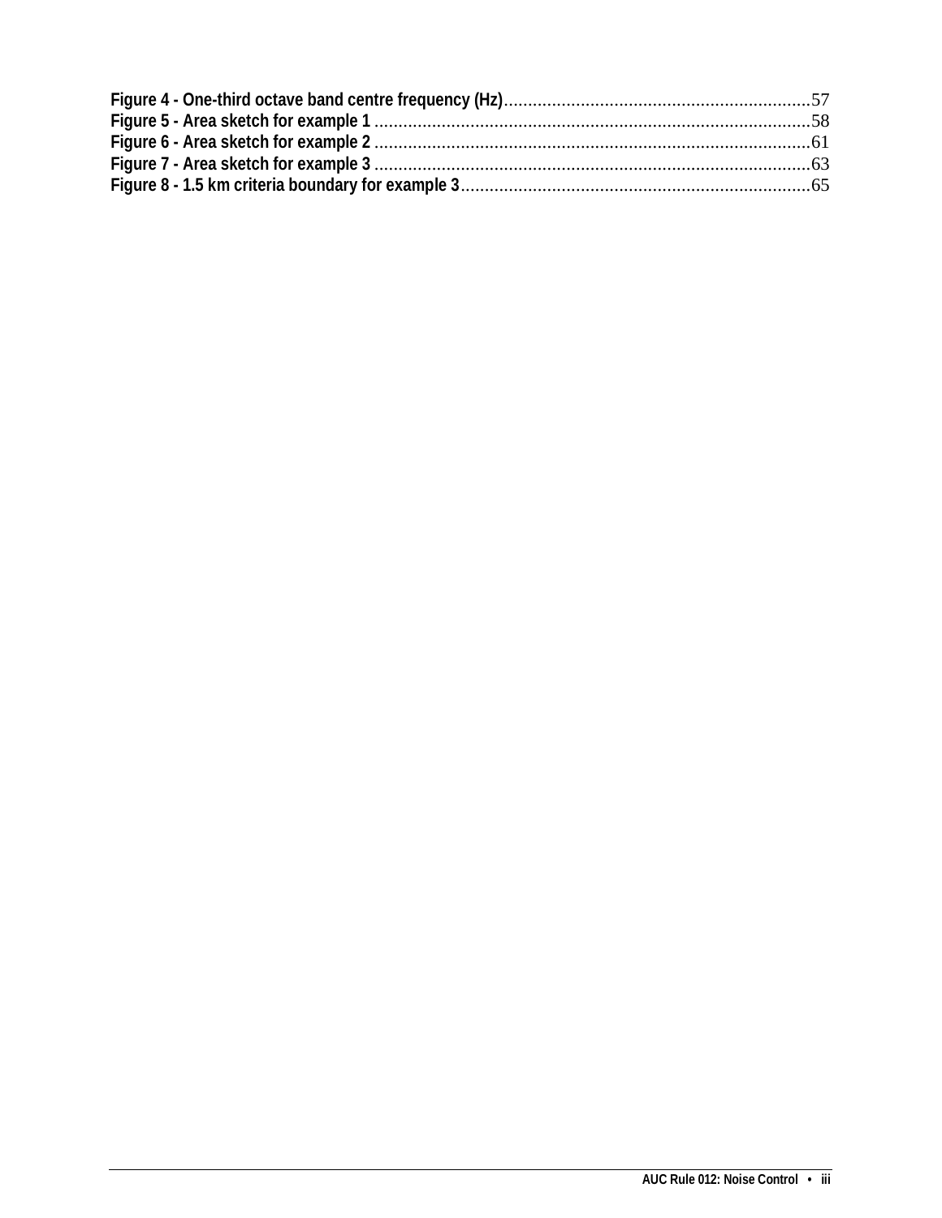**Figure 4 - One-third octave band centre frequency (Hz)** ... 57
**Figure 5 - Area sketch for example 1** ... 58
**Figure 6 - Area sketch for example 2** ... 61
**Figure 7 - Area sketch for example 3** ... 63
**Figure 8 - 1.5 km criteria boundary for example 3** ... 65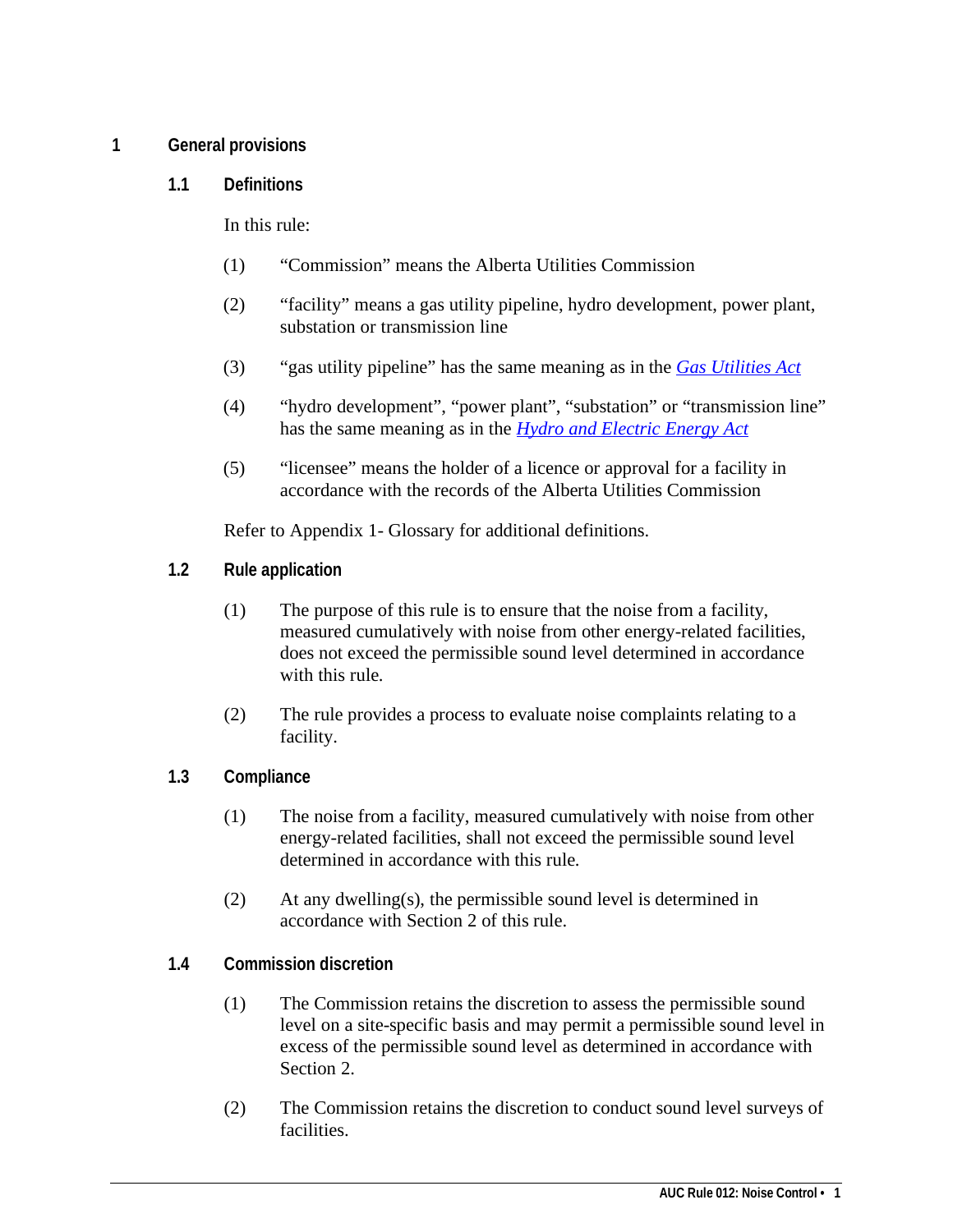# 1 General provisions

## 1.1 Definitions

In this rule:

(1) "Commission" means the Alberta Utilities Commission

(2) "facility" means a gas utility pipeline, hydro development, power plant, substation or transmission line

(3) "gas utility pipeline" has the same meaning as in the *Gas Utilities Act*

(4) "hydro development", "power plant", "substation" or "transmission line" has the same meaning as in the *Hydro and Electric Energy Act*

(5) "licensee" means the holder of a licence or approval for a facility in accordance with the records of the Alberta Utilities Commission

Refer to Appendix 1- Glossary for additional definitions.

## 1.2 Rule application

(1) The purpose of this rule is to ensure that the noise from a facility, measured cumulatively with noise from other energy-related facilities, does not exceed the permissible sound level determined in accordance with this rule.

(2) The rule provides a process to evaluate noise complaints relating to a facility.

## 1.3 Compliance

(1) The noise from a facility, measured cumulatively with noise from other energy-related facilities, shall not exceed the permissible sound level determined in accordance with this rule.

(2) At any dwelling(s), the permissible sound level is determined in accordance with Section 2 of this rule.

## 1.4 Commission discretion

(1) The Commission retains the discretion to assess the permissible sound level on a site-specific basis and may permit a permissible sound level in excess of the permissible sound level as determined in accordance with Section 2.

(2) The Commission retains the discretion to conduct sound level surveys of facilities.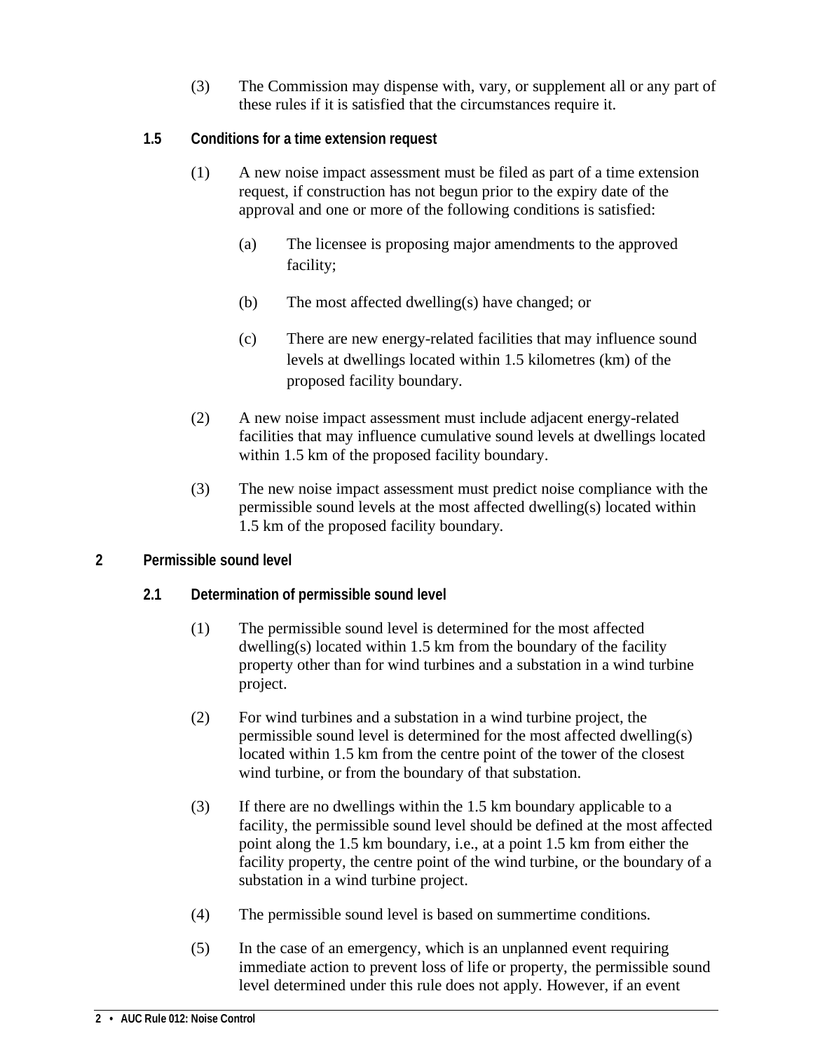(3) The Commission may dispense with, vary, or supplement all or any part of these rules if it is satisfied that the circumstances require it.

### 1.5 Conditions for a time extension request

(1) A new noise impact assessment must be filed as part of a time extension request, if construction has not begun prior to the expiry date of the approval and one or more of the following conditions is satisfied:

(a) The licensee is proposing major amendments to the approved facility;

(b) The most affected dwelling(s) have changed; or

(c) There are new energy-related facilities that may influence sound levels at dwellings located within 1.5 kilometres (km) of the proposed facility boundary.

(2) A new noise impact assessment must include adjacent energy-related facilities that may influence cumulative sound levels at dwellings located within 1.5 km of the proposed facility boundary.

(3) The new noise impact assessment must predict noise compliance with the permissible sound levels at the most affected dwelling(s) located within 1.5 km of the proposed facility boundary.

## 2 Permissible sound level

### 2.1 Determination of permissible sound level

(1) The permissible sound level is determined for the most affected dwelling(s) located within 1.5 km from the boundary of the facility property other than for wind turbines and a substation in a wind turbine project.

(2) For wind turbines and a substation in a wind turbine project, the permissible sound level is determined for the most affected dwelling(s) located within 1.5 km from the centre point of the tower of the closest wind turbine, or from the boundary of that substation.

(3) If there are no dwellings within the 1.5 km boundary applicable to a facility, the permissible sound level should be defined at the most affected point along the 1.5 km boundary, i.e., at a point 1.5 km from either the facility property, the centre point of the wind turbine, or the boundary of a substation in a wind turbine project.

(4) The permissible sound level is based on summertime conditions.

(5) In the case of an emergency, which is an unplanned event requiring immediate action to prevent loss of life or property, the permissible sound level determined under this rule does not apply. However, if an event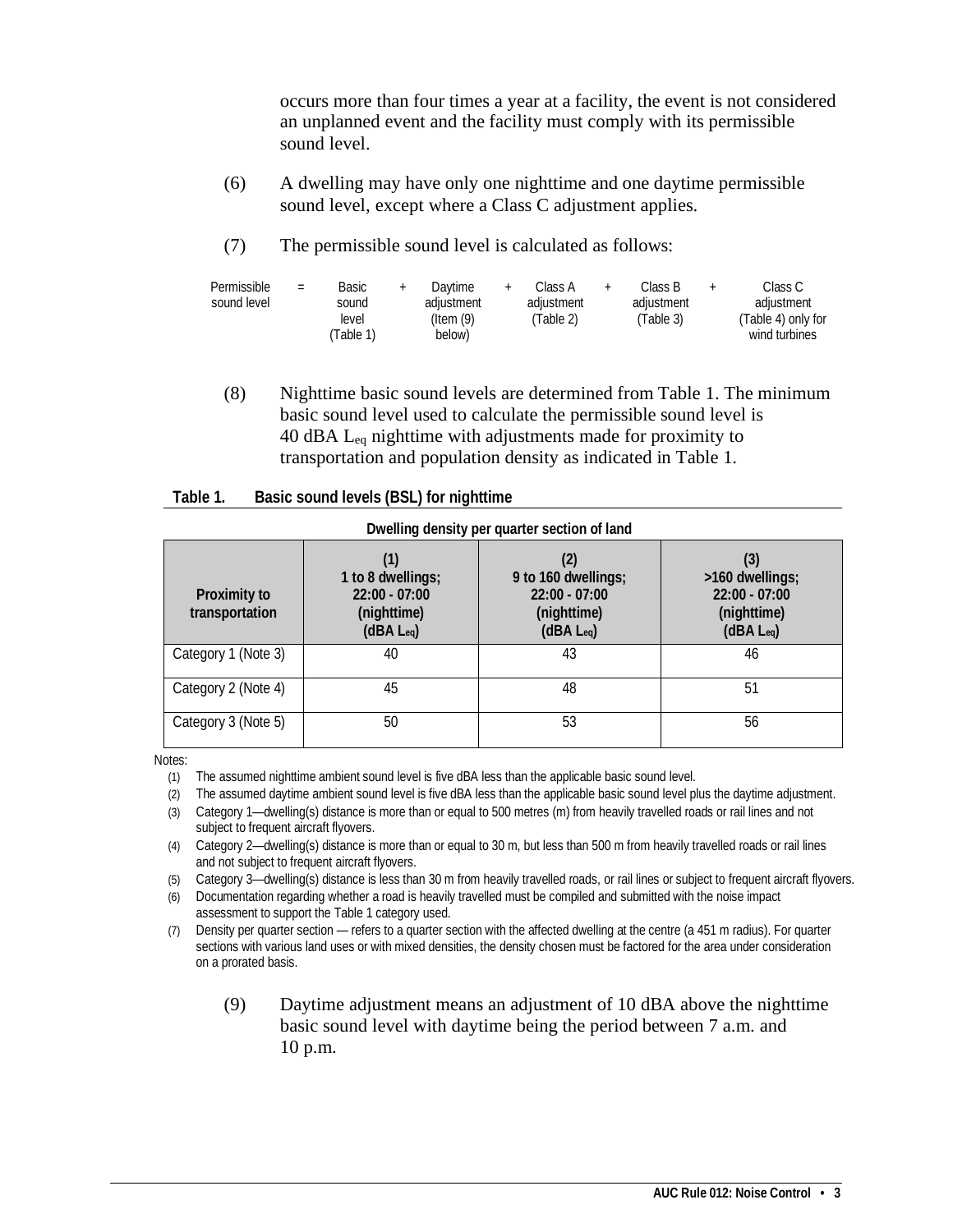occurs more than four times a year at a facility, the event is not considered an unplanned event and the facility must comply with its permissible sound level.

(6) A dwelling may have only one nighttime and one daytime permissible sound level, except where a Class C adjustment applies.

(7) The permissible sound level is calculated as follows:

| Permissible sound level | = | Basic sound level (Table 1) | + | Daytime adjustment (Item (9) below) | + | Class A adjustment (Table 2) | + | Class B adjustment (Table 3) | + | Class C adjustment (Table 4) only for wind turbines |
|---|---|---|---|---|---|---|---|---|---|---|

(8) Nighttime basic sound levels are determined from Table 1. The minimum basic sound level used to calculate the permissible sound level is 40 dBA $L_{eq}$ nighttime with adjustments made for proximity to transportation and population density as indicated in Table 1.

**Table 1. Basic sound levels (BSL) for nighttime**

| | Dwelling density per quarter section of land | | |
|---|---|---|---|
| **Proximity to transportation** | **(1) 1 to 8 dwellings; 22:00 - 07:00 (nighttime) (dBA $L_{eq}$)** | **(2) 9 to 160 dwellings; 22:00 - 07:00 (nighttime) (dBA $L_{eq}$)** | **(3) >160 dwellings; 22:00 - 07:00 (nighttime) (dBA $L_{eq}$)** |
| Category 1 (Note 3) | 40 | 43 | 46 |
| Category 2 (Note 4) | 45 | 48 | 51 |
| Category 3 (Note 5) | 50 | 53 | 56 |

Notes:

(1) The assumed nighttime ambient sound level is five dBA less than the applicable basic sound level.

(2) The assumed daytime ambient sound level is five dBA less than the applicable basic sound level plus the daytime adjustment.

(3) Category 1—dwelling(s) distance is more than or equal to 500 metres (m) from heavily travelled roads or rail lines and not subject to frequent aircraft flyovers.

(4) Category 2—dwelling(s) distance is more than or equal to 30 m, but less than 500 m from heavily travelled roads or rail lines and not subject to frequent aircraft flyovers.

(5) Category 3—dwelling(s) distance is less than 30 m from heavily travelled roads, or rail lines or subject to frequent aircraft flyovers.

(6) Documentation regarding whether a road is heavily travelled must be compiled and submitted with the noise impact assessment to support the Table 1 category used.

(7) Density per quarter section — refers to a quarter section with the affected dwelling at the centre (a 451 m radius). For quarter sections with various land uses or with mixed densities, the density chosen must be factored for the area under consideration on a prorated basis.

(9) Daytime adjustment means an adjustment of 10 dBA above the nighttime basic sound level with daytime being the period between 7 a.m. and 10 p.m.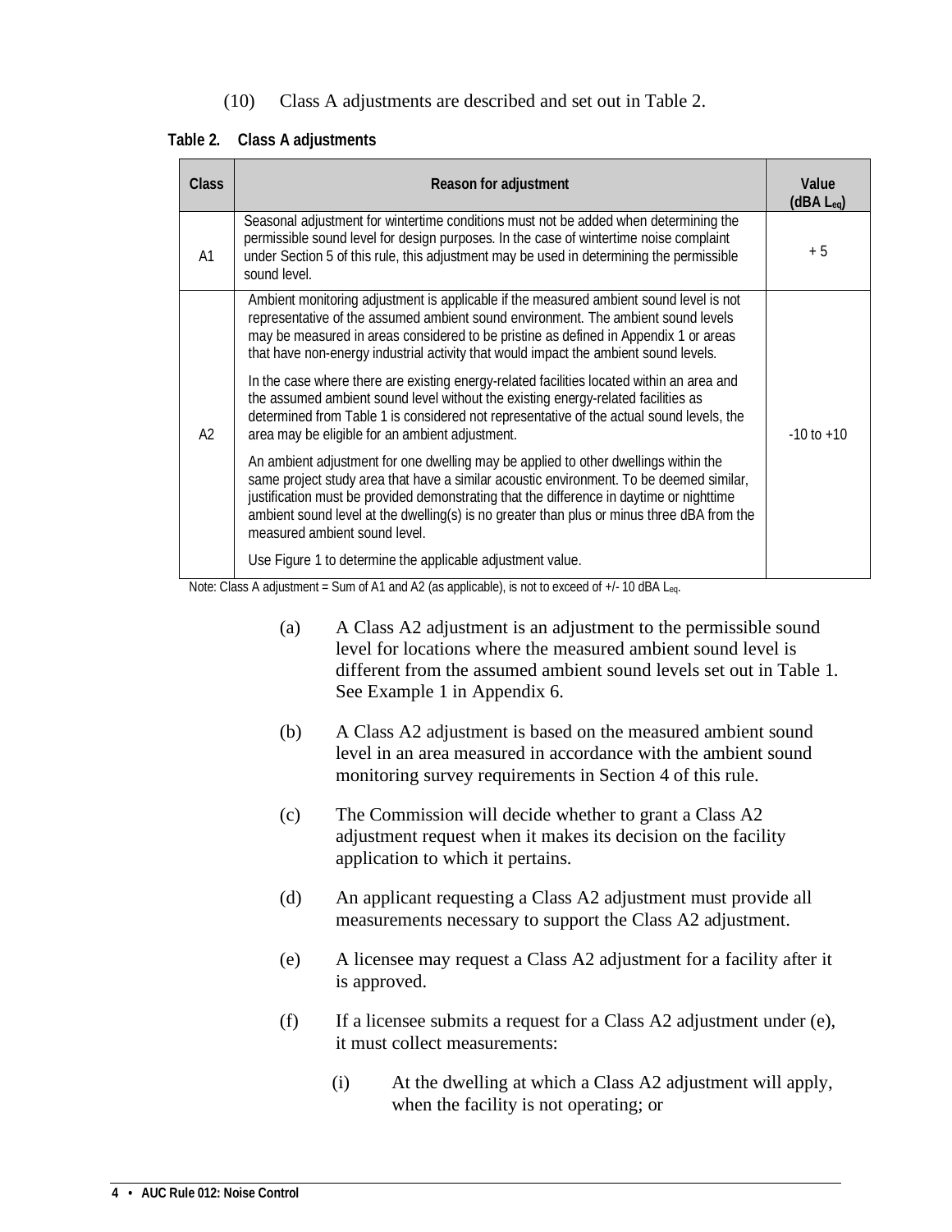(10) Class A adjustments are described and set out in Table 2.

**Table 2. Class A adjustments**

| Class | Reason for adjustment | Value (dBA $L_{eq}$) |
|---|---|---|
| A1 | Seasonal adjustment for wintertime conditions must not be added when determining the permissible sound level for design purposes. In the case of wintertime noise complaint under Section 5 of this rule, this adjustment may be used in determining the permissible sound level. | + 5 |
| A2 | Ambient monitoring adjustment is applicable if the measured ambient sound level is not representative of the assumed ambient sound environment. The ambient sound levels may be measured in areas considered to be pristine as defined in Appendix 1 or areas that have non-energy industrial activity that would impact the ambient sound levels.<br><br>In the case where there are existing energy-related facilities located within an area and the assumed ambient sound level without the existing energy-related facilities as determined from Table 1 is considered not representative of the actual sound levels, the area may be eligible for an ambient adjustment.<br><br>An ambient adjustment for one dwelling may be applied to other dwellings within the same project study area that have a similar acoustic environment. To be deemed similar, justification must be provided demonstrating that the difference in daytime or nighttime ambient sound level at the dwelling(s) is no greater than plus or minus three dBA from the measured ambient sound level.<br><br>Use Figure 1 to determine the applicable adjustment value. | -10 to +10 |

Note: Class A adjustment = Sum of A1 and A2 (as applicable), is not to exceed of +/- 10 dBA $L_{eq}$.

(a) A Class A2 adjustment is an adjustment to the permissible sound level for locations where the measured ambient sound level is different from the assumed ambient sound levels set out in Table 1. See Example 1 in Appendix 6.

(b) A Class A2 adjustment is based on the measured ambient sound level in an area measured in accordance with the ambient sound monitoring survey requirements in Section 4 of this rule.

(c) The Commission will decide whether to grant a Class A2 adjustment request when it makes its decision on the facility application to which it pertains.

(d) An applicant requesting a Class A2 adjustment must provide all measurements necessary to support the Class A2 adjustment.

(e) A licensee may request a Class A2 adjustment for a facility after it is approved.

(f) If a licensee submits a request for a Class A2 adjustment under (e), it must collect measurements:

(i) At the dwelling at which a Class A2 adjustment will apply, when the facility is not operating; or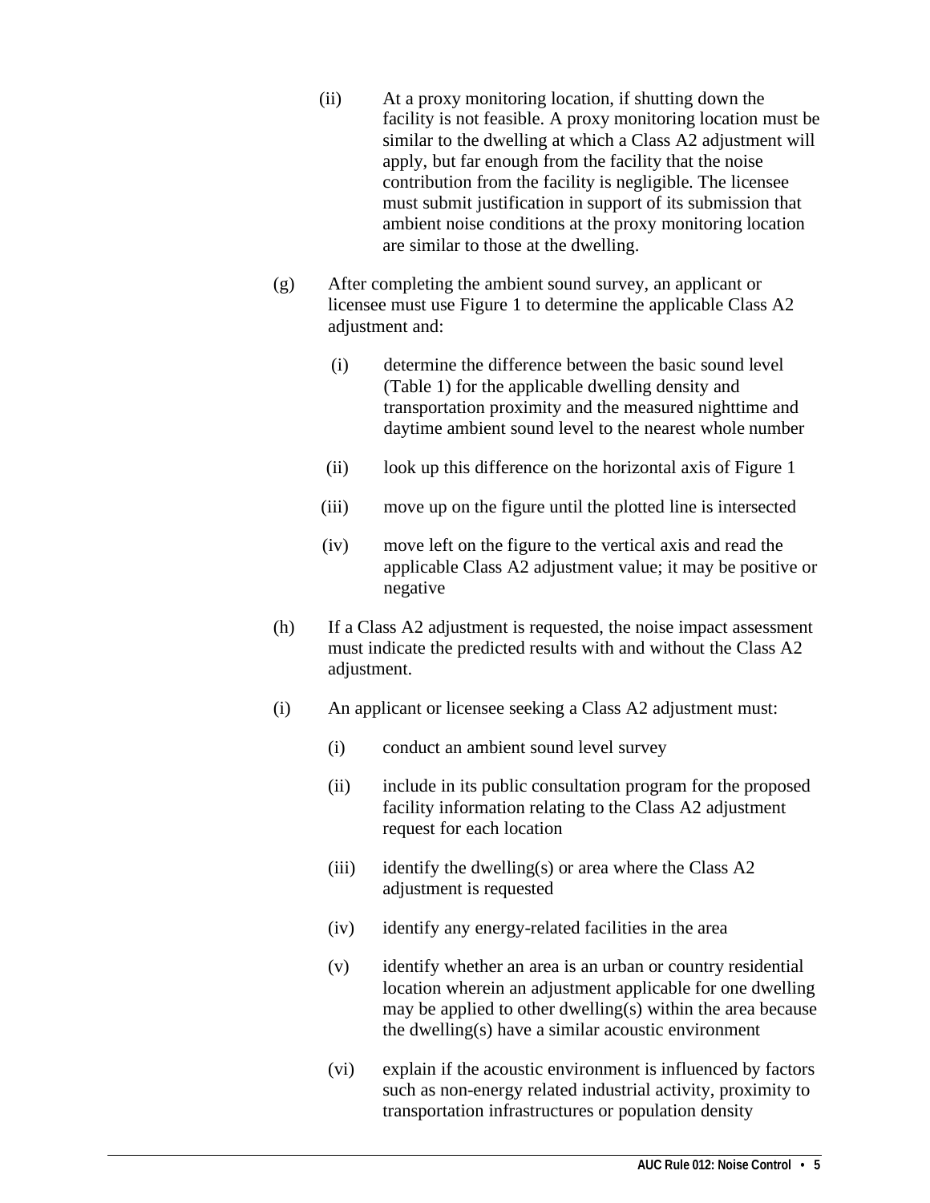(ii) At a proxy monitoring location, if shutting down the facility is not feasible. A proxy monitoring location must be similar to the dwelling at which a Class A2 adjustment will apply, but far enough from the facility that the noise contribution from the facility is negligible. The licensee must submit justification in support of its submission that ambient noise conditions at the proxy monitoring location are similar to those at the dwelling.

(g) After completing the ambient sound survey, an applicant or licensee must use Figure 1 to determine the applicable Class A2 adjustment and:

(i) determine the difference between the basic sound level (Table 1) for the applicable dwelling density and transportation proximity and the measured nighttime and daytime ambient sound level to the nearest whole number

(ii) look up this difference on the horizontal axis of Figure 1

(iii) move up on the figure until the plotted line is intersected

(iv) move left on the figure to the vertical axis and read the applicable Class A2 adjustment value; it may be positive or negative

(h) If a Class A2 adjustment is requested, the noise impact assessment must indicate the predicted results with and without the Class A2 adjustment.

(i) An applicant or licensee seeking a Class A2 adjustment must:

(i) conduct an ambient sound level survey

(ii) include in its public consultation program for the proposed facility information relating to the Class A2 adjustment request for each location

(iii) identify the dwelling(s) or area where the Class A2 adjustment is requested

(iv) identify any energy-related facilities in the area

(v) identify whether an area is an urban or country residential location wherein an adjustment applicable for one dwelling may be applied to other dwelling(s) within the area because the dwelling(s) have a similar acoustic environment

(vi) explain if the acoustic environment is influenced by factors such as non-energy related industrial activity, proximity to transportation infrastructures or population density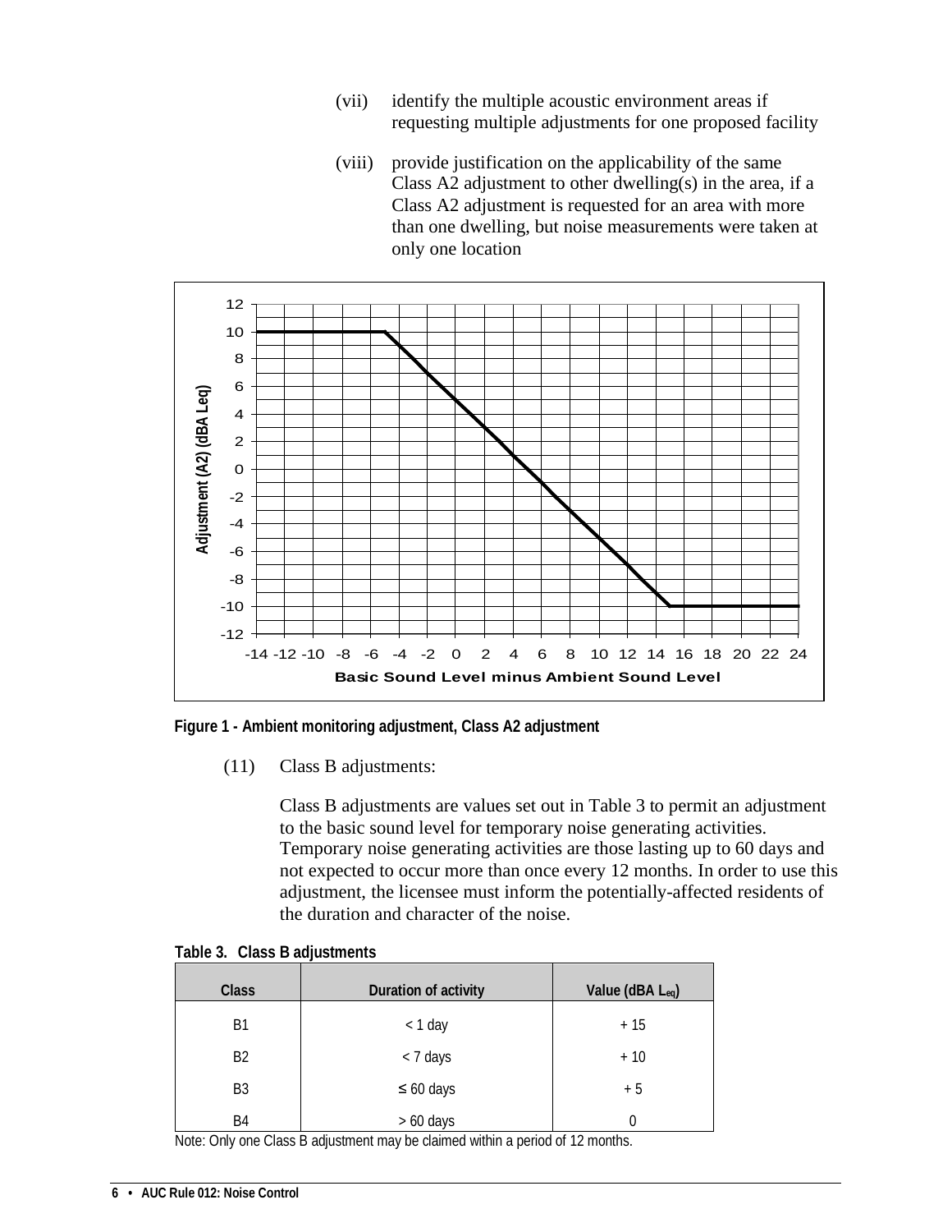(vii) identify the multiple acoustic environment areas if requesting multiple adjustments for one proposed facility

(viii) provide justification on the applicability of the same Class A2 adjustment to other dwelling(s) in the area, if a Class A2 adjustment is requested for an area with more than one dwelling, but noise measurements were taken at only one location

**Figure 1 - Ambient monitoring adjustment, Class A2 adjustment**

(11) Class B adjustments:

Class B adjustments are values set out in Table 3 to permit an adjustment to the basic sound level for temporary noise generating activities. Temporary noise generating activities are those lasting up to 60 days and not expected to occur more than once every 12 months. In order to use this adjustment, the licensee must inform the potentially-affected residents of the duration and character of the noise.

**Table 3. Class B adjustments**

| Class | Duration of activity | Value (dBA $L_{eq}$) |
|---|---|---|
| B1 | < 1 day | + 15 |
| B2 | < 7 days | + 10 |
| B3 | ≤ 60 days | + 5 |
| B4 | > 60 days | 0 |

Note: Only one Class B adjustment may be claimed within a period of 12 months.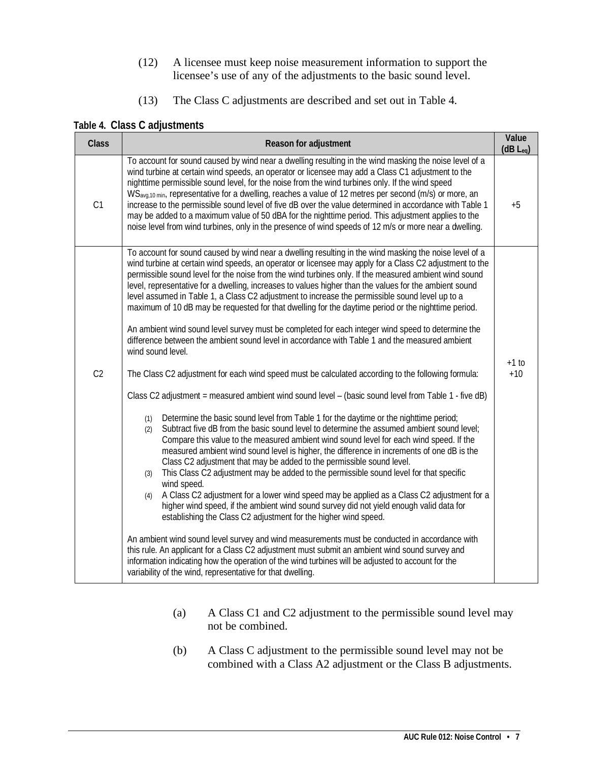(12) A licensee must keep noise measurement information to support the licensee's use of any of the adjustments to the basic sound level.

(13) The Class C adjustments are described and set out in Table 4.

**Table 4. Class C adjustments**

| Class | Reason for adjustment | Value (dB $L_{eq}$) |
|---|---|---|
| C1 | To account for sound caused by wind near a dwelling resulting in the wind masking the noise level of a wind turbine at certain wind speeds, an operator or licensee may add a Class C1 adjustment to the nighttime permissible sound level, for the noise from the wind turbines only. If the wind speed $WS_{avg,10\ min}$, representative for a dwelling, reaches a value of 12 metres per second (m/s) or more, an increase to the permissible sound level of five dB over the value determined in accordance with Table 1 may be added to a maximum value of 50 dBA for the nighttime period. This adjustment applies to the noise level from wind turbines, only in the presence of wind speeds of 12 m/s or more near a dwelling. | +5 |
| C2 | To account for sound caused by wind near a dwelling resulting in the wind masking the noise level of a wind turbine at certain wind speeds, an operator or licensee may apply for a Class C2 adjustment to the permissible sound level for the noise from the wind turbines only. If the measured ambient wind sound level, representative for a dwelling, increases to values higher than the values for the ambient sound level assumed in Table 1, a Class C2 adjustment to increase the permissible sound level up to a maximum of 10 dB may be requested for that dwelling for the daytime period or the nighttime period.<br><br>An ambient wind sound level survey must be completed for each integer wind speed to determine the difference between the ambient sound level in accordance with Table 1 and the measured ambient wind sound level.<br><br>The Class C2 adjustment for each wind speed must be calculated according to the following formula:<br><br>Class C2 adjustment = measured ambient wind sound level – (basic sound level from Table 1 - five dB)<br><br>(1) Determine the basic sound level from Table 1 for the daytime or the nighttime period;<br>(2) Subtract five dB from the basic sound level to determine the assumed ambient sound level; Compare this value to the measured ambient wind sound level for each wind speed. If the measured ambient wind sound level is higher, the difference in increments of one dB is the Class C2 adjustment that may be added to the permissible sound level.<br>(3) This Class C2 adjustment may be added to the permissible sound level for that specific wind speed.<br>(4) A Class C2 adjustment for a lower wind speed may be applied as a Class C2 adjustment for a higher wind speed, if the ambient wind sound survey did not yield enough valid data for establishing the Class C2 adjustment for the higher wind speed.<br><br>An ambient wind sound level survey and wind measurements must be conducted in accordance with this rule. An applicant for a Class C2 adjustment must submit an ambient wind sound survey and information indicating how the operation of the wind turbines will be adjusted to account for the variability of the wind, representative for that dwelling. | +1 to +10 |

(a) A Class C1 and C2 adjustment to the permissible sound level may not be combined.

(b) A Class C adjustment to the permissible sound level may not be combined with a Class A2 adjustment or the Class B adjustments.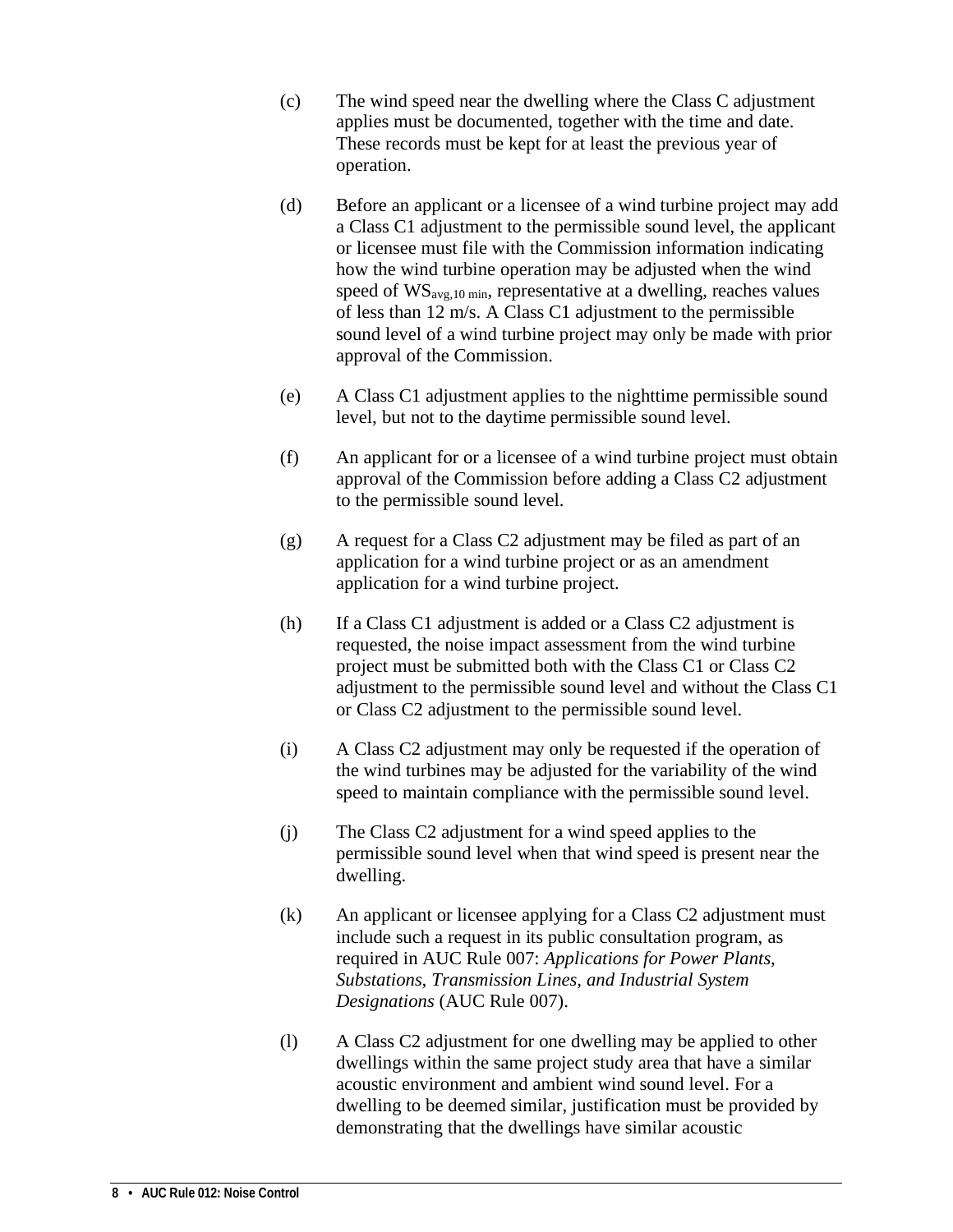(c) The wind speed near the dwelling where the Class C adjustment applies must be documented, together with the time and date. These records must be kept for at least the previous year of operation.

(d) Before an applicant or a licensee of a wind turbine project may add a Class C1 adjustment to the permissible sound level, the applicant or licensee must file with the Commission information indicating how the wind turbine operation may be adjusted when the wind speed of $WS_{avg,10\ min}$, representative at a dwelling, reaches values of less than 12 m/s. A Class C1 adjustment to the permissible sound level of a wind turbine project may only be made with prior approval of the Commission.

(e) A Class C1 adjustment applies to the nighttime permissible sound level, but not to the daytime permissible sound level.

(f) An applicant for or a licensee of a wind turbine project must obtain approval of the Commission before adding a Class C2 adjustment to the permissible sound level.

(g) A request for a Class C2 adjustment may be filed as part of an application for a wind turbine project or as an amendment application for a wind turbine project.

(h) If a Class C1 adjustment is added or a Class C2 adjustment is requested, the noise impact assessment from the wind turbine project must be submitted both with the Class C1 or Class C2 adjustment to the permissible sound level and without the Class C1 or Class C2 adjustment to the permissible sound level.

(i) A Class C2 adjustment may only be requested if the operation of the wind turbines may be adjusted for the variability of the wind speed to maintain compliance with the permissible sound level.

(j) The Class C2 adjustment for a wind speed applies to the permissible sound level when that wind speed is present near the dwelling.

(k) An applicant or licensee applying for a Class C2 adjustment must include such a request in its public consultation program, as required in AUC Rule 007: *Applications for Power Plants, Substations, Transmission Lines, and Industrial System Designations* (AUC Rule 007).

(l) A Class C2 adjustment for one dwelling may be applied to other dwellings within the same project study area that have a similar acoustic environment and ambient wind sound level. For a dwelling to be deemed similar, justification must be provided by demonstrating that the dwellings have similar acoustic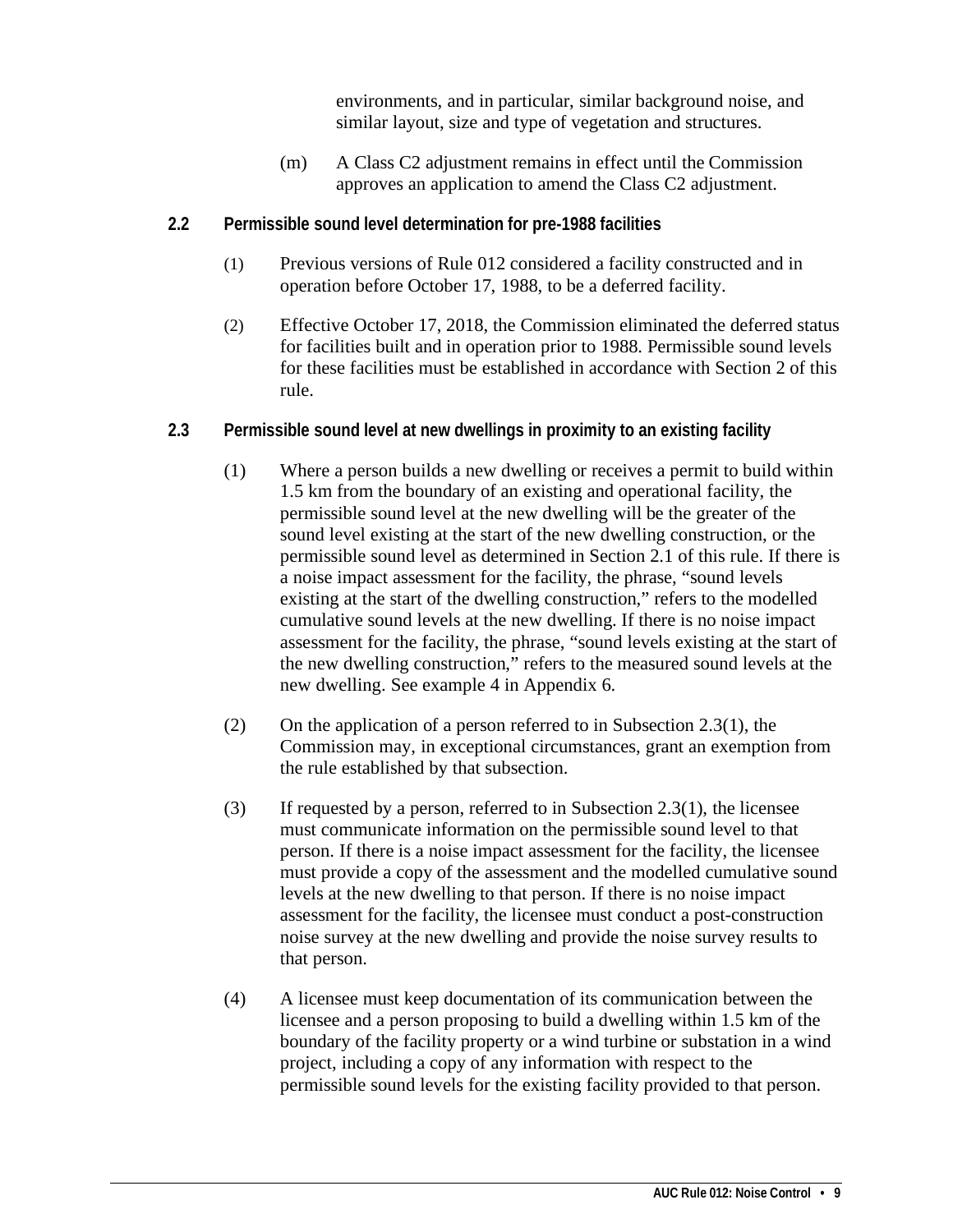environments, and in particular, similar background noise, and similar layout, size and type of vegetation and structures.

(m) A Class C2 adjustment remains in effect until the Commission approves an application to amend the Class C2 adjustment.

## 2.2 Permissible sound level determination for pre-1988 facilities

(1) Previous versions of Rule 012 considered a facility constructed and in operation before October 17, 1988, to be a deferred facility.

(2) Effective October 17, 2018, the Commission eliminated the deferred status for facilities built and in operation prior to 1988. Permissible sound levels for these facilities must be established in accordance with Section 2 of this rule.

## 2.3 Permissible sound level at new dwellings in proximity to an existing facility

(1) Where a person builds a new dwelling or receives a permit to build within 1.5 km from the boundary of an existing and operational facility, the permissible sound level at the new dwelling will be the greater of the sound level existing at the start of the new dwelling construction, or the permissible sound level as determined in Section 2.1 of this rule. If there is a noise impact assessment for the facility, the phrase, "sound levels existing at the start of the dwelling construction," refers to the modelled cumulative sound levels at the new dwelling. If there is no noise impact assessment for the facility, the phrase, "sound levels existing at the start of the new dwelling construction," refers to the measured sound levels at the new dwelling. See example 4 in Appendix 6.

(2) On the application of a person referred to in Subsection 2.3(1), the Commission may, in exceptional circumstances, grant an exemption from the rule established by that subsection.

(3) If requested by a person, referred to in Subsection 2.3(1), the licensee must communicate information on the permissible sound level to that person. If there is a noise impact assessment for the facility, the licensee must provide a copy of the assessment and the modelled cumulative sound levels at the new dwelling to that person. If there is no noise impact assessment for the facility, the licensee must conduct a post-construction noise survey at the new dwelling and provide the noise survey results to that person.

(4) A licensee must keep documentation of its communication between the licensee and a person proposing to build a dwelling within 1.5 km of the boundary of the facility property or a wind turbine or substation in a wind project, including a copy of any information with respect to the permissible sound levels for the existing facility provided to that person.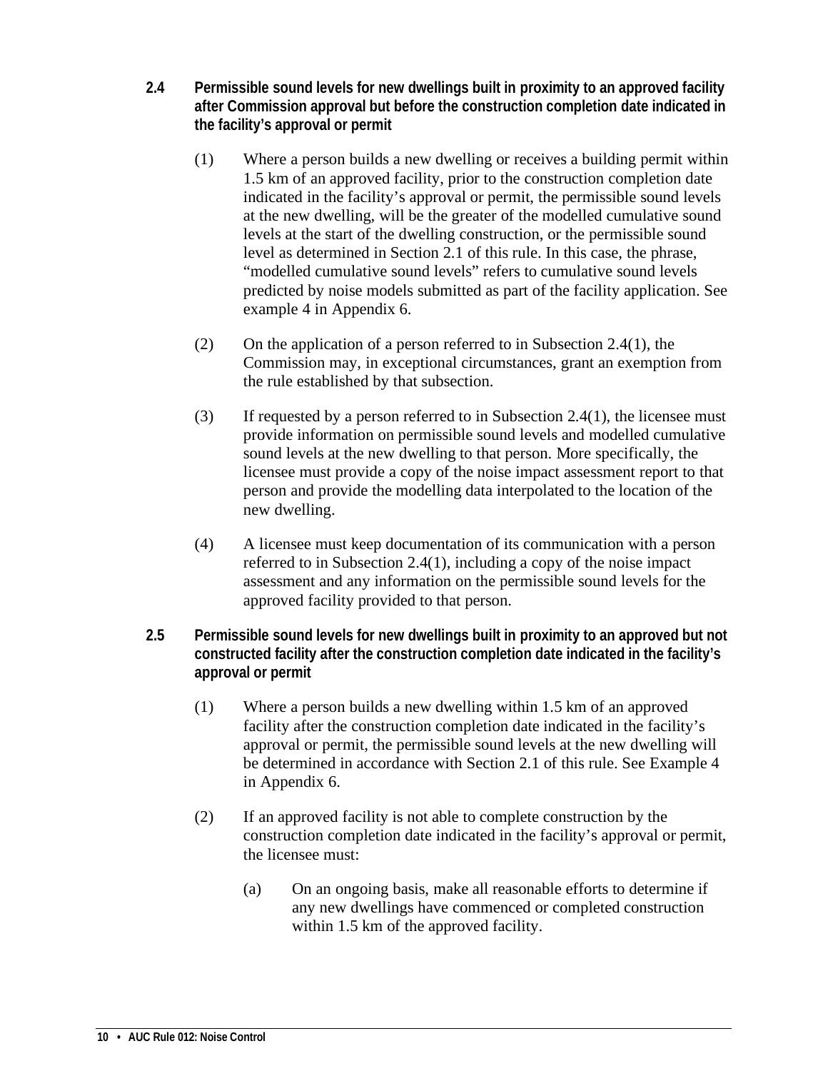### 2.4 Permissible sound levels for new dwellings built in proximity to an approved facility after Commission approval but before the construction completion date indicated in the facility's approval or permit

(1) Where a person builds a new dwelling or receives a building permit within 1.5 km of an approved facility, prior to the construction completion date indicated in the facility's approval or permit, the permissible sound levels at the new dwelling, will be the greater of the modelled cumulative sound levels at the start of the dwelling construction, or the permissible sound level as determined in Section 2.1 of this rule. In this case, the phrase, "modelled cumulative sound levels" refers to cumulative sound levels predicted by noise models submitted as part of the facility application. See example 4 in Appendix 6.

(2) On the application of a person referred to in Subsection 2.4(1), the Commission may, in exceptional circumstances, grant an exemption from the rule established by that subsection.

(3) If requested by a person referred to in Subsection 2.4(1), the licensee must provide information on permissible sound levels and modelled cumulative sound levels at the new dwelling to that person. More specifically, the licensee must provide a copy of the noise impact assessment report to that person and provide the modelling data interpolated to the location of the new dwelling.

(4) A licensee must keep documentation of its communication with a person referred to in Subsection 2.4(1), including a copy of the noise impact assessment and any information on the permissible sound levels for the approved facility provided to that person.

### 2.5 Permissible sound levels for new dwellings built in proximity to an approved but not constructed facility after the construction completion date indicated in the facility's approval or permit

(1) Where a person builds a new dwelling within 1.5 km of an approved facility after the construction completion date indicated in the facility's approval or permit, the permissible sound levels at the new dwelling will be determined in accordance with Section 2.1 of this rule. See Example 4 in Appendix 6.

(2) If an approved facility is not able to complete construction by the construction completion date indicated in the facility's approval or permit, the licensee must:

(a) On an ongoing basis, make all reasonable efforts to determine if any new dwellings have commenced or completed construction within 1.5 km of the approved facility.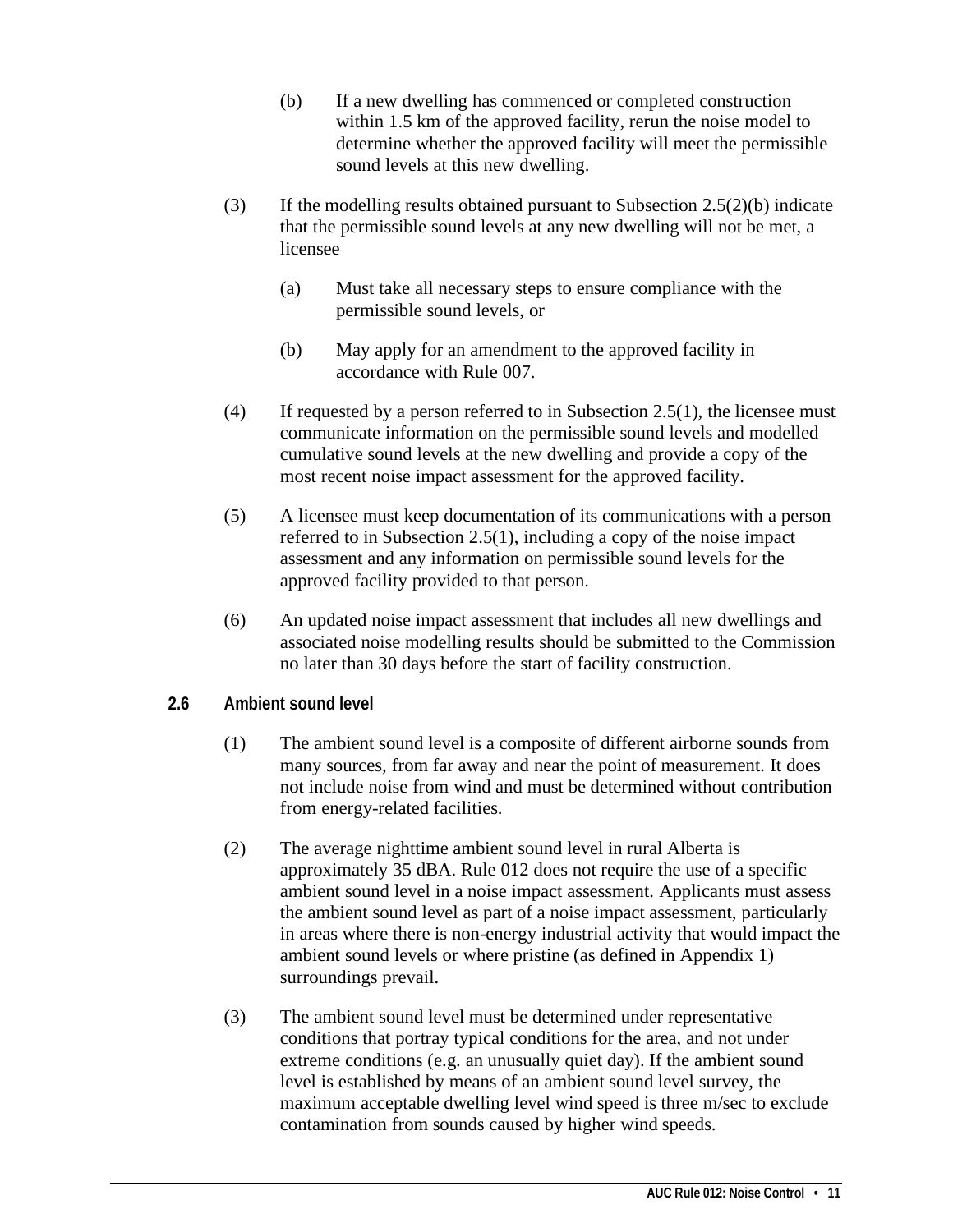(b) If a new dwelling has commenced or completed construction within 1.5 km of the approved facility, rerun the noise model to determine whether the approved facility will meet the permissible sound levels at this new dwelling.

(3) If the modelling results obtained pursuant to Subsection 2.5(2)(b) indicate that the permissible sound levels at any new dwelling will not be met, a licensee

(a) Must take all necessary steps to ensure compliance with the permissible sound levels, or

(b) May apply for an amendment to the approved facility in accordance with Rule 007.

(4) If requested by a person referred to in Subsection 2.5(1), the licensee must communicate information on the permissible sound levels and modelled cumulative sound levels at the new dwelling and provide a copy of the most recent noise impact assessment for the approved facility.

(5) A licensee must keep documentation of its communications with a person referred to in Subsection 2.5(1), including a copy of the noise impact assessment and any information on permissible sound levels for the approved facility provided to that person.

(6) An updated noise impact assessment that includes all new dwellings and associated noise modelling results should be submitted to the Commission no later than 30 days before the start of facility construction.

## 2.6 Ambient sound level

(1) The ambient sound level is a composite of different airborne sounds from many sources, from far away and near the point of measurement. It does not include noise from wind and must be determined without contribution from energy-related facilities.

(2) The average nighttime ambient sound level in rural Alberta is approximately 35 dBA. Rule 012 does not require the use of a specific ambient sound level in a noise impact assessment. Applicants must assess the ambient sound level as part of a noise impact assessment, particularly in areas where there is non-energy industrial activity that would impact the ambient sound levels or where pristine (as defined in Appendix 1) surroundings prevail.

(3) The ambient sound level must be determined under representative conditions that portray typical conditions for the area, and not under extreme conditions (e.g. an unusually quiet day). If the ambient sound level is established by means of an ambient sound level survey, the maximum acceptable dwelling level wind speed is three m/sec to exclude contamination from sounds caused by higher wind speeds.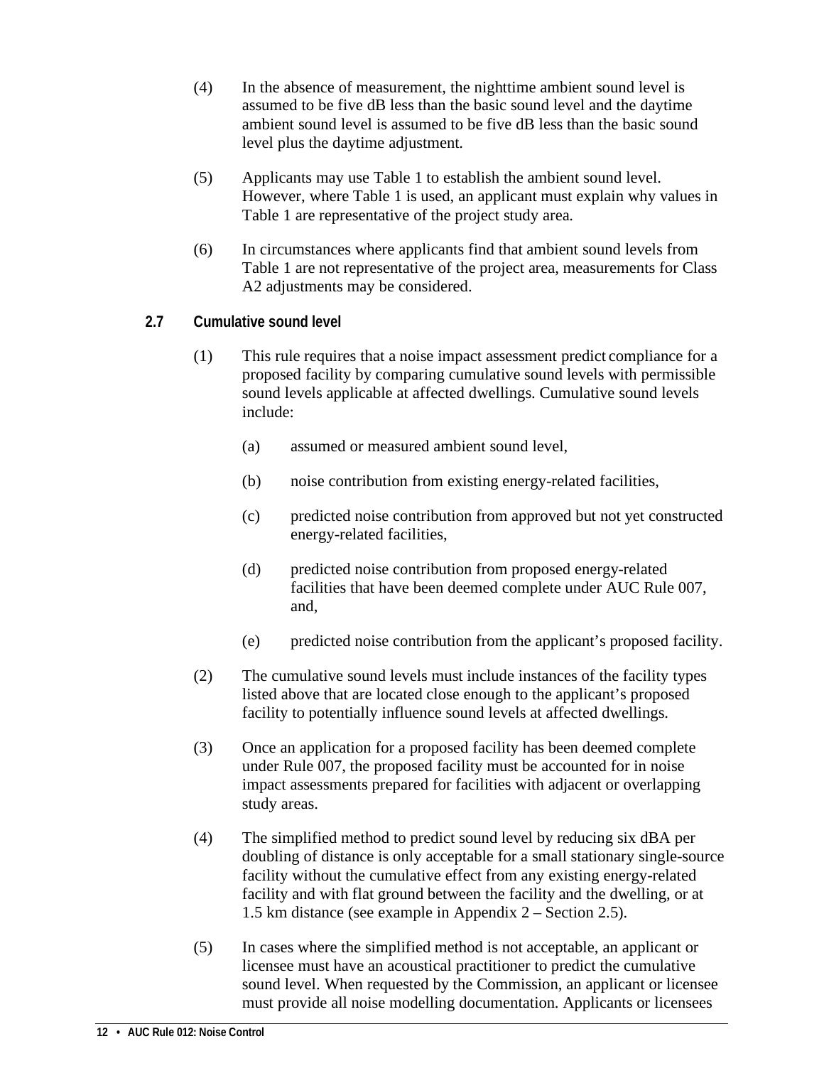(4) In the absence of measurement, the nighttime ambient sound level is assumed to be five dB less than the basic sound level and the daytime ambient sound level is assumed to be five dB less than the basic sound level plus the daytime adjustment.

(5) Applicants may use Table 1 to establish the ambient sound level. However, where Table 1 is used, an applicant must explain why values in Table 1 are representative of the project study area.

(6) In circumstances where applicants find that ambient sound levels from Table 1 are not representative of the project area, measurements for Class A2 adjustments may be considered.

### 2.7 Cumulative sound level

(1) This rule requires that a noise impact assessment predict compliance for a proposed facility by comparing cumulative sound levels with permissible sound levels applicable at affected dwellings. Cumulative sound levels include:

(a) assumed or measured ambient sound level,

(b) noise contribution from existing energy-related facilities,

(c) predicted noise contribution from approved but not yet constructed energy-related facilities,

(d) predicted noise contribution from proposed energy-related facilities that have been deemed complete under AUC Rule 007, and,

(e) predicted noise contribution from the applicant's proposed facility.

(2) The cumulative sound levels must include instances of the facility types listed above that are located close enough to the applicant's proposed facility to potentially influence sound levels at affected dwellings.

(3) Once an application for a proposed facility has been deemed complete under Rule 007, the proposed facility must be accounted for in noise impact assessments prepared for facilities with adjacent or overlapping study areas.

(4) The simplified method to predict sound level by reducing six dBA per doubling of distance is only acceptable for a small stationary single-source facility without the cumulative effect from any existing energy-related facility and with flat ground between the facility and the dwelling, or at 1.5 km distance (see example in Appendix 2 – Section 2.5).

(5) In cases where the simplified method is not acceptable, an applicant or licensee must have an acoustical practitioner to predict the cumulative sound level. When requested by the Commission, an applicant or licensee must provide all noise modelling documentation. Applicants or licensees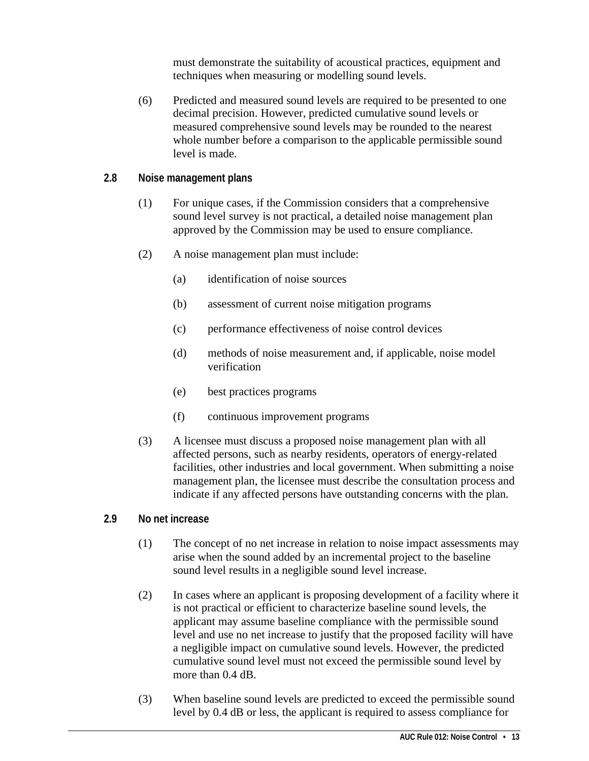must demonstrate the suitability of acoustical practices, equipment and techniques when measuring or modelling sound levels.

(6) Predicted and measured sound levels are required to be presented to one decimal precision. However, predicted cumulative sound levels or measured comprehensive sound levels may be rounded to the nearest whole number before a comparison to the applicable permissible sound level is made.

### 2.8 Noise management plans

(1) For unique cases, if the Commission considers that a comprehensive sound level survey is not practical, a detailed noise management plan approved by the Commission may be used to ensure compliance.

(2) A noise management plan must include:

(a) identification of noise sources

(b) assessment of current noise mitigation programs

(c) performance effectiveness of noise control devices

(d) methods of noise measurement and, if applicable, noise model verification

(e) best practices programs

(f) continuous improvement programs

(3) A licensee must discuss a proposed noise management plan with all affected persons, such as nearby residents, operators of energy-related facilities, other industries and local government. When submitting a noise management plan, the licensee must describe the consultation process and indicate if any affected persons have outstanding concerns with the plan.

### 2.9 No net increase

(1) The concept of no net increase in relation to noise impact assessments may arise when the sound added by an incremental project to the baseline sound level results in a negligible sound level increase.

(2) In cases where an applicant is proposing development of a facility where it is not practical or efficient to characterize baseline sound levels, the applicant may assume baseline compliance with the permissible sound level and use no net increase to justify that the proposed facility will have a negligible impact on cumulative sound levels. However, the predicted cumulative sound level must not exceed the permissible sound level by more than 0.4 dB.

(3) When baseline sound levels are predicted to exceed the permissible sound level by 0.4 dB or less, the applicant is required to assess compliance for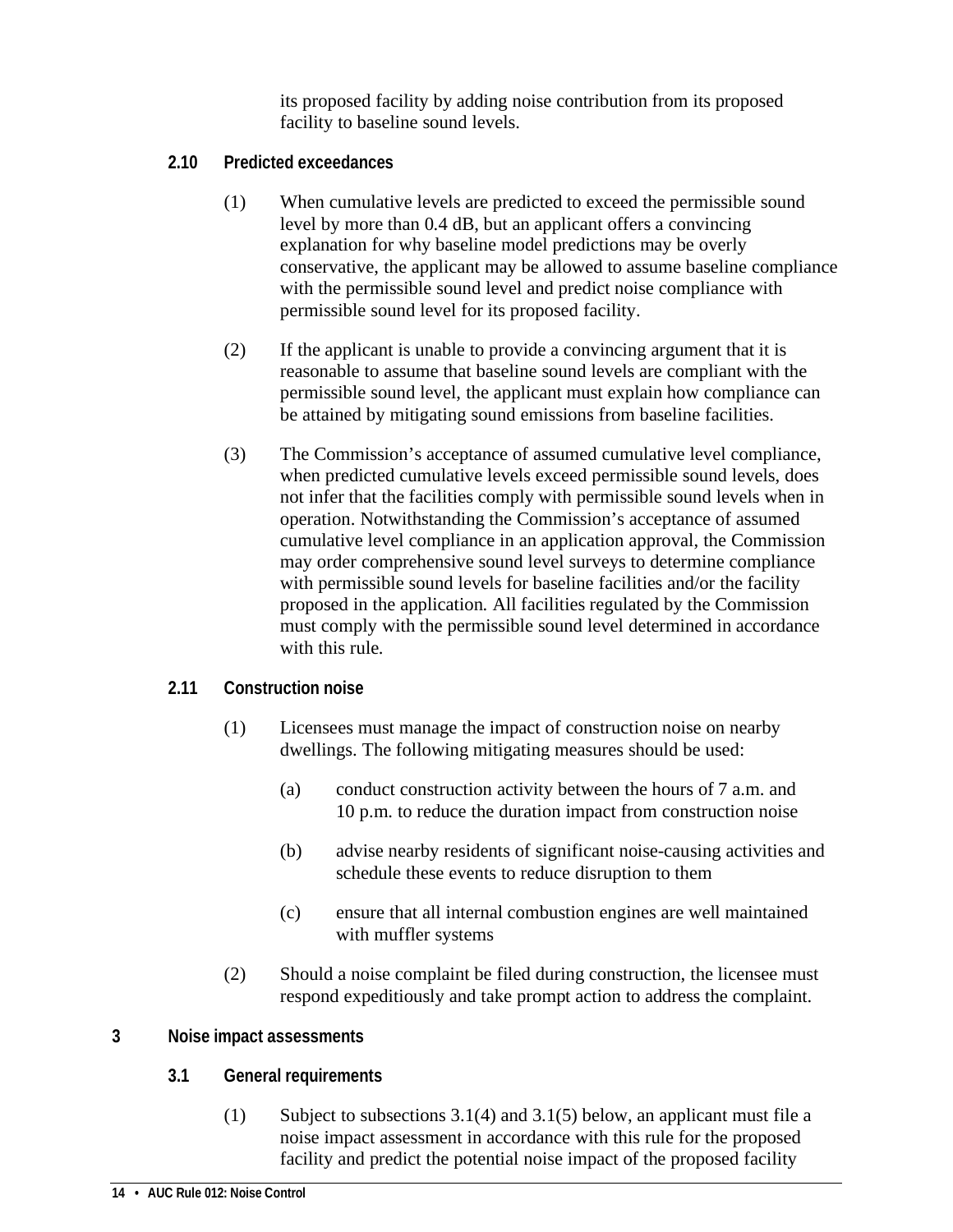its proposed facility by adding noise contribution from its proposed facility to baseline sound levels.

### 2.10 Predicted exceedances

(1) When cumulative levels are predicted to exceed the permissible sound level by more than 0.4 dB, but an applicant offers a convincing explanation for why baseline model predictions may be overly conservative, the applicant may be allowed to assume baseline compliance with the permissible sound level and predict noise compliance with permissible sound level for its proposed facility.

(2) If the applicant is unable to provide a convincing argument that it is reasonable to assume that baseline sound levels are compliant with the permissible sound level, the applicant must explain how compliance can be attained by mitigating sound emissions from baseline facilities.

(3) The Commission's acceptance of assumed cumulative level compliance, when predicted cumulative levels exceed permissible sound levels, does not infer that the facilities comply with permissible sound levels when in operation. Notwithstanding the Commission's acceptance of assumed cumulative level compliance in an application approval, the Commission may order comprehensive sound level surveys to determine compliance with permissible sound levels for baseline facilities and/or the facility proposed in the application. All facilities regulated by the Commission must comply with the permissible sound level determined in accordance with this rule.

### 2.11 Construction noise

(1) Licensees must manage the impact of construction noise on nearby dwellings. The following mitigating measures should be used:

(a) conduct construction activity between the hours of 7 a.m. and 10 p.m. to reduce the duration impact from construction noise

(b) advise nearby residents of significant noise-causing activities and schedule these events to reduce disruption to them

(c) ensure that all internal combustion engines are well maintained with muffler systems

(2) Should a noise complaint be filed during construction, the licensee must respond expeditiously and take prompt action to address the complaint.

## 3 Noise impact assessments

### 3.1 General requirements

(1) Subject to subsections 3.1(4) and 3.1(5) below, an applicant must file a noise impact assessment in accordance with this rule for the proposed facility and predict the potential noise impact of the proposed facility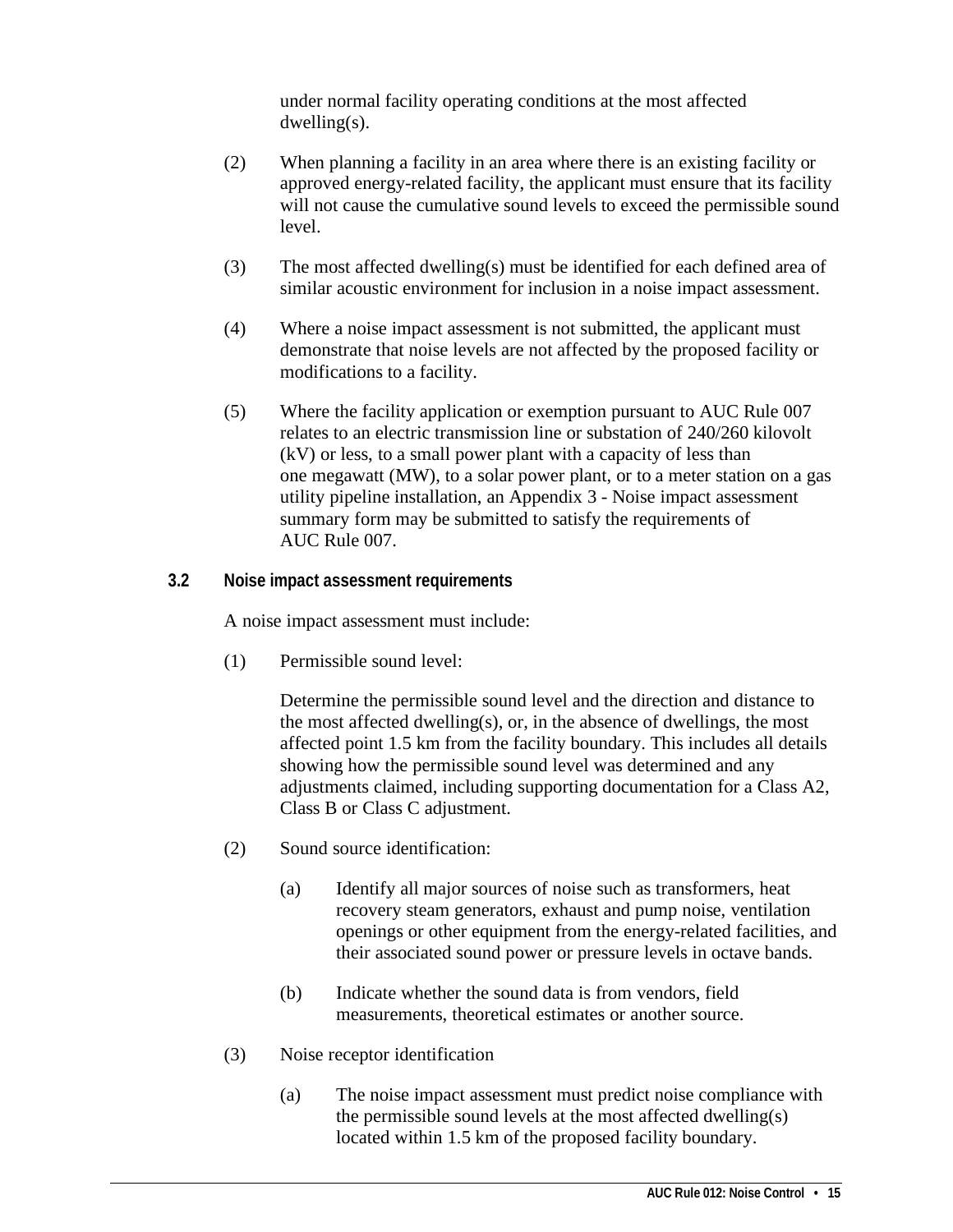under normal facility operating conditions at the most affected dwelling(s).

(2) When planning a facility in an area where there is an existing facility or approved energy-related facility, the applicant must ensure that its facility will not cause the cumulative sound levels to exceed the permissible sound level.

(3) The most affected dwelling(s) must be identified for each defined area of similar acoustic environment for inclusion in a noise impact assessment.

(4) Where a noise impact assessment is not submitted, the applicant must demonstrate that noise levels are not affected by the proposed facility or modifications to a facility.

(5) Where the facility application or exemption pursuant to AUC Rule 007 relates to an electric transmission line or substation of 240/260 kilovolt (kV) or less, to a small power plant with a capacity of less than one megawatt (MW), to a solar power plant, or to a meter station on a gas utility pipeline installation, an Appendix 3 - Noise impact assessment summary form may be submitted to satisfy the requirements of AUC Rule 007.

### 3.2 Noise impact assessment requirements

A noise impact assessment must include:

(1) Permissible sound level:

Determine the permissible sound level and the direction and distance to the most affected dwelling(s), or, in the absence of dwellings, the most affected point 1.5 km from the facility boundary. This includes all details showing how the permissible sound level was determined and any adjustments claimed, including supporting documentation for a Class A2, Class B or Class C adjustment.

(2) Sound source identification:

(a) Identify all major sources of noise such as transformers, heat recovery steam generators, exhaust and pump noise, ventilation openings or other equipment from the energy-related facilities, and their associated sound power or pressure levels in octave bands.

(b) Indicate whether the sound data is from vendors, field measurements, theoretical estimates or another source.

(3) Noise receptor identification

(a) The noise impact assessment must predict noise compliance with the permissible sound levels at the most affected dwelling(s) located within 1.5 km of the proposed facility boundary.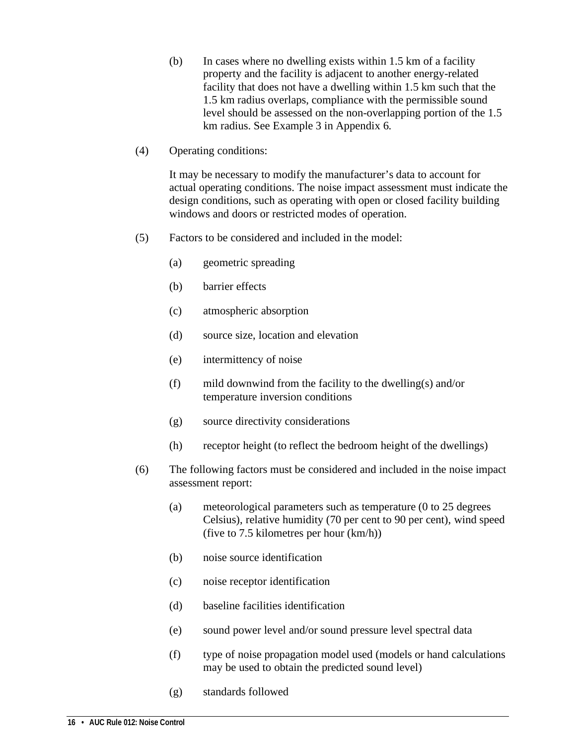(b) In cases where no dwelling exists within 1.5 km of a facility property and the facility is adjacent to another energy-related facility that does not have a dwelling within 1.5 km such that the 1.5 km radius overlaps, compliance with the permissible sound level should be assessed on the non-overlapping portion of the 1.5 km radius. See Example 3 in Appendix 6.

(4) Operating conditions:

It may be necessary to modify the manufacturer's data to account for actual operating conditions. The noise impact assessment must indicate the design conditions, such as operating with open or closed facility building windows and doors or restricted modes of operation.

(5) Factors to be considered and included in the model:

(a) geometric spreading

(b) barrier effects

(c) atmospheric absorption

(d) source size, location and elevation

(e) intermittency of noise

(f) mild downwind from the facility to the dwelling(s) and/or temperature inversion conditions

(g) source directivity considerations

(h) receptor height (to reflect the bedroom height of the dwellings)

(6) The following factors must be considered and included in the noise impact assessment report:

(a) meteorological parameters such as temperature (0 to 25 degrees Celsius), relative humidity (70 per cent to 90 per cent), wind speed (five to 7.5 kilometres per hour (km/h))

(b) noise source identification

(c) noise receptor identification

(d) baseline facilities identification

(e) sound power level and/or sound pressure level spectral data

(f) type of noise propagation model used (models or hand calculations may be used to obtain the predicted sound level)

(g) standards followed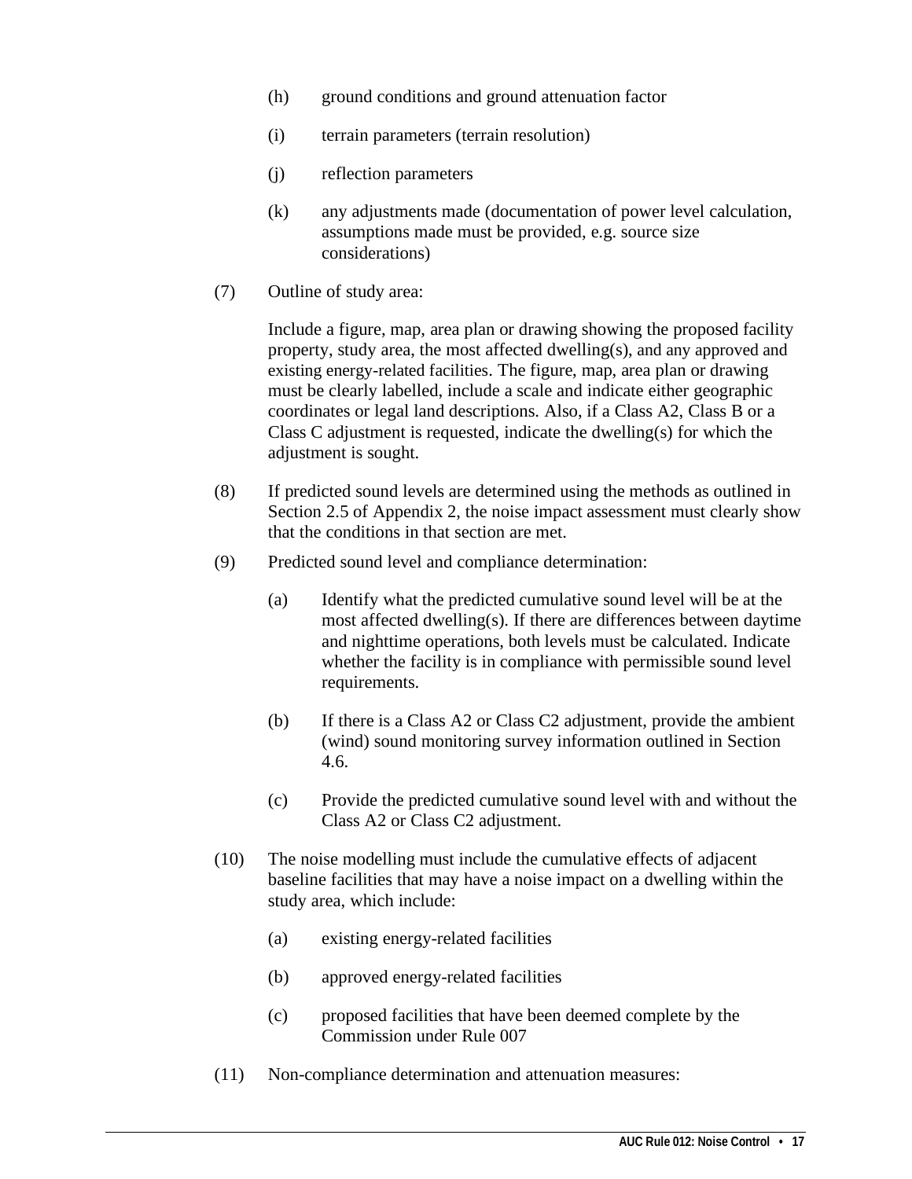(h) ground conditions and ground attenuation factor

(i) terrain parameters (terrain resolution)

(j) reflection parameters

(k) any adjustments made (documentation of power level calculation, assumptions made must be provided, e.g. source size considerations)

(7) Outline of study area:

Include a figure, map, area plan or drawing showing the proposed facility property, study area, the most affected dwelling(s), and any approved and existing energy-related facilities. The figure, map, area plan or drawing must be clearly labelled, include a scale and indicate either geographic coordinates or legal land descriptions. Also, if a Class A2, Class B or a Class C adjustment is requested, indicate the dwelling(s) for which the adjustment is sought.

(8) If predicted sound levels are determined using the methods as outlined in Section 2.5 of Appendix 2, the noise impact assessment must clearly show that the conditions in that section are met.

(9) Predicted sound level and compliance determination:

(a) Identify what the predicted cumulative sound level will be at the most affected dwelling(s). If there are differences between daytime and nighttime operations, both levels must be calculated. Indicate whether the facility is in compliance with permissible sound level requirements.

(b) If there is a Class A2 or Class C2 adjustment, provide the ambient (wind) sound monitoring survey information outlined in Section 4.6.

(c) Provide the predicted cumulative sound level with and without the Class A2 or Class C2 adjustment.

(10) The noise modelling must include the cumulative effects of adjacent baseline facilities that may have a noise impact on a dwelling within the study area, which include:

(a) existing energy-related facilities

(b) approved energy-related facilities

(c) proposed facilities that have been deemed complete by the Commission under Rule 007

(11) Non-compliance determination and attenuation measures: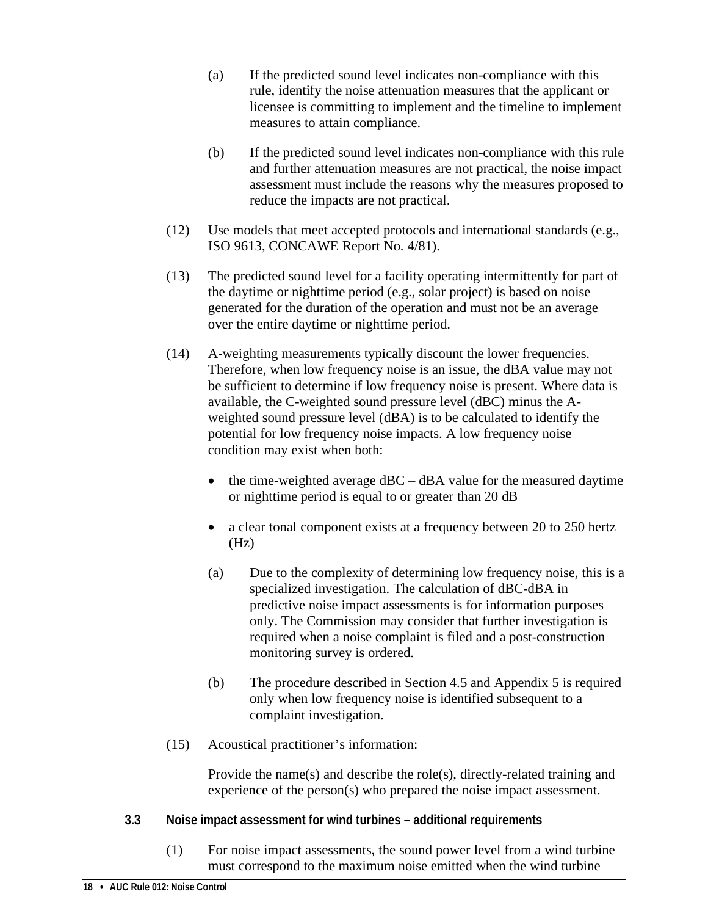(a) If the predicted sound level indicates non-compliance with this rule, identify the noise attenuation measures that the applicant or licensee is committing to implement and the timeline to implement measures to attain compliance.

(b) If the predicted sound level indicates non-compliance with this rule and further attenuation measures are not practical, the noise impact assessment must include the reasons why the measures proposed to reduce the impacts are not practical.

(12) Use models that meet accepted protocols and international standards (e.g., ISO 9613, CONCAWE Report No. 4/81).

(13) The predicted sound level for a facility operating intermittently for part of the daytime or nighttime period (e.g., solar project) is based on noise generated for the duration of the operation and must not be an average over the entire daytime or nighttime period.

(14) A-weighting measurements typically discount the lower frequencies. Therefore, when low frequency noise is an issue, the dBA value may not be sufficient to determine if low frequency noise is present. Where data is available, the C-weighted sound pressure level (dBC) minus the A-weighted sound pressure level (dBA) is to be calculated to identify the potential for low frequency noise impacts. A low frequency noise condition may exist when both:

- the time-weighted average dBC – dBA value for the measured daytime or nighttime period is equal to or greater than 20 dB
- a clear tonal component exists at a frequency between 20 to 250 hertz (Hz)

(a) Due to the complexity of determining low frequency noise, this is a specialized investigation. The calculation of dBC-dBA in predictive noise impact assessments is for information purposes only. The Commission may consider that further investigation is required when a noise complaint is filed and a post-construction monitoring survey is ordered.

(b) The procedure described in Section 4.5 and Appendix 5 is required only when low frequency noise is identified subsequent to a complaint investigation.

(15) Acoustical practitioner's information:

Provide the name(s) and describe the role(s), directly-related training and experience of the person(s) who prepared the noise impact assessment.

### 3.3 Noise impact assessment for wind turbines – additional requirements

(1) For noise impact assessments, the sound power level from a wind turbine must correspond to the maximum noise emitted when the wind turbine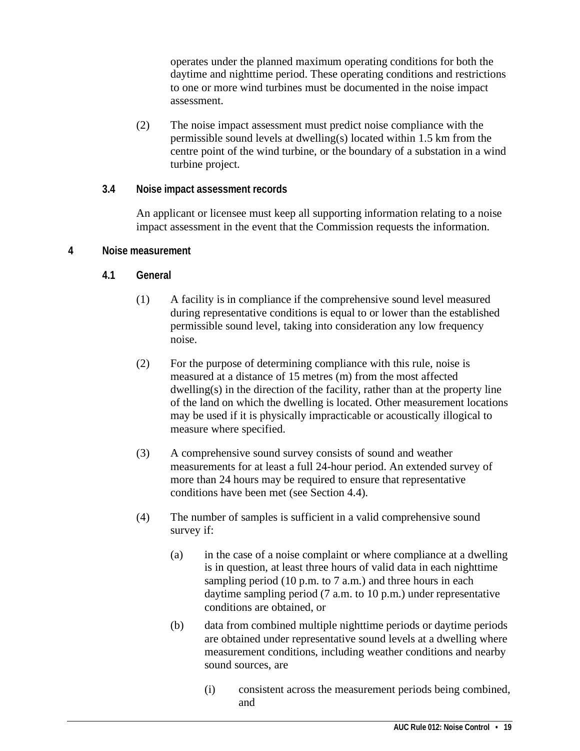operates under the planned maximum operating conditions for both the daytime and nighttime period. These operating conditions and restrictions to one or more wind turbines must be documented in the noise impact assessment.

(2) The noise impact assessment must predict noise compliance with the permissible sound levels at dwelling(s) located within 1.5 km from the centre point of the wind turbine, or the boundary of a substation in a wind turbine project.

### 3.4 Noise impact assessment records

An applicant or licensee must keep all supporting information relating to a noise impact assessment in the event that the Commission requests the information.

## 4 Noise measurement

### 4.1 General

(1) A facility is in compliance if the comprehensive sound level measured during representative conditions is equal to or lower than the established permissible sound level, taking into consideration any low frequency noise.

(2) For the purpose of determining compliance with this rule, noise is measured at a distance of 15 metres (m) from the most affected dwelling(s) in the direction of the facility, rather than at the property line of the land on which the dwelling is located. Other measurement locations may be used if it is physically impracticable or acoustically illogical to measure where specified.

(3) A comprehensive sound survey consists of sound and weather measurements for at least a full 24-hour period. An extended survey of more than 24 hours may be required to ensure that representative conditions have been met (see Section 4.4).

(4) The number of samples is sufficient in a valid comprehensive sound survey if:

- (a) in the case of a noise complaint or where compliance at a dwelling is in question, at least three hours of valid data in each nighttime sampling period (10 p.m. to 7 a.m.) and three hours in each daytime sampling period (7 a.m. to 10 p.m.) under representative conditions are obtained, or
- (b) data from combined multiple nighttime periods or daytime periods are obtained under representative sound levels at a dwelling where measurement conditions, including weather conditions and nearby sound sources, are
  - (i) consistent across the measurement periods being combined, and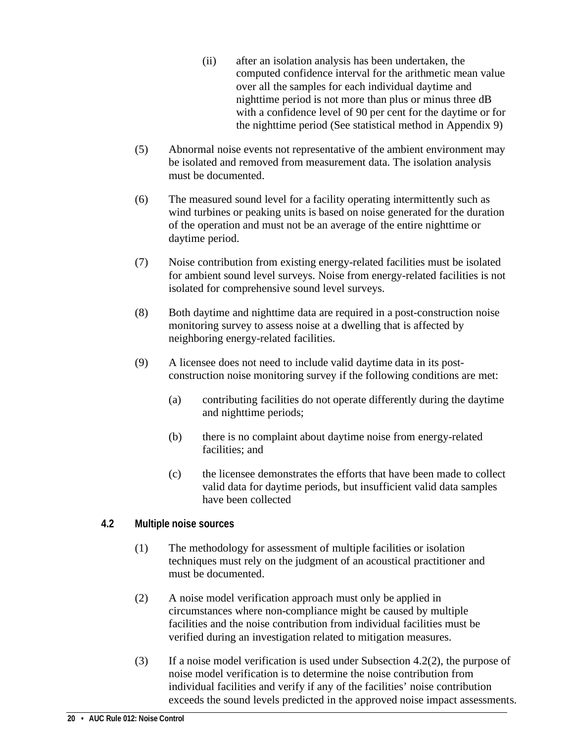(ii) after an isolation analysis has been undertaken, the computed confidence interval for the arithmetic mean value over all the samples for each individual daytime and nighttime period is not more than plus or minus three dB with a confidence level of 90 per cent for the daytime or for the nighttime period (See statistical method in Appendix 9)

(5) Abnormal noise events not representative of the ambient environment may be isolated and removed from measurement data. The isolation analysis must be documented.

(6) The measured sound level for a facility operating intermittently such as wind turbines or peaking units is based on noise generated for the duration of the operation and must not be an average of the entire nighttime or daytime period.

(7) Noise contribution from existing energy-related facilities must be isolated for ambient sound level surveys. Noise from energy-related facilities is not isolated for comprehensive sound level surveys.

(8) Both daytime and nighttime data are required in a post-construction noise monitoring survey to assess noise at a dwelling that is affected by neighboring energy-related facilities.

(9) A licensee does not need to include valid daytime data in its post-construction noise monitoring survey if the following conditions are met:

(a) contributing facilities do not operate differently during the daytime and nighttime periods;

(b) there is no complaint about daytime noise from energy-related facilities; and

(c) the licensee demonstrates the efforts that have been made to collect valid data for daytime periods, but insufficient valid data samples have been collected

### 4.2 Multiple noise sources

(1) The methodology for assessment of multiple facilities or isolation techniques must rely on the judgment of an acoustical practitioner and must be documented.

(2) A noise model verification approach must only be applied in circumstances where non-compliance might be caused by multiple facilities and the noise contribution from individual facilities must be verified during an investigation related to mitigation measures.

(3) If a noise model verification is used under Subsection 4.2(2), the purpose of noise model verification is to determine the noise contribution from individual facilities and verify if any of the facilities' noise contribution exceeds the sound levels predicted in the approved noise impact assessments.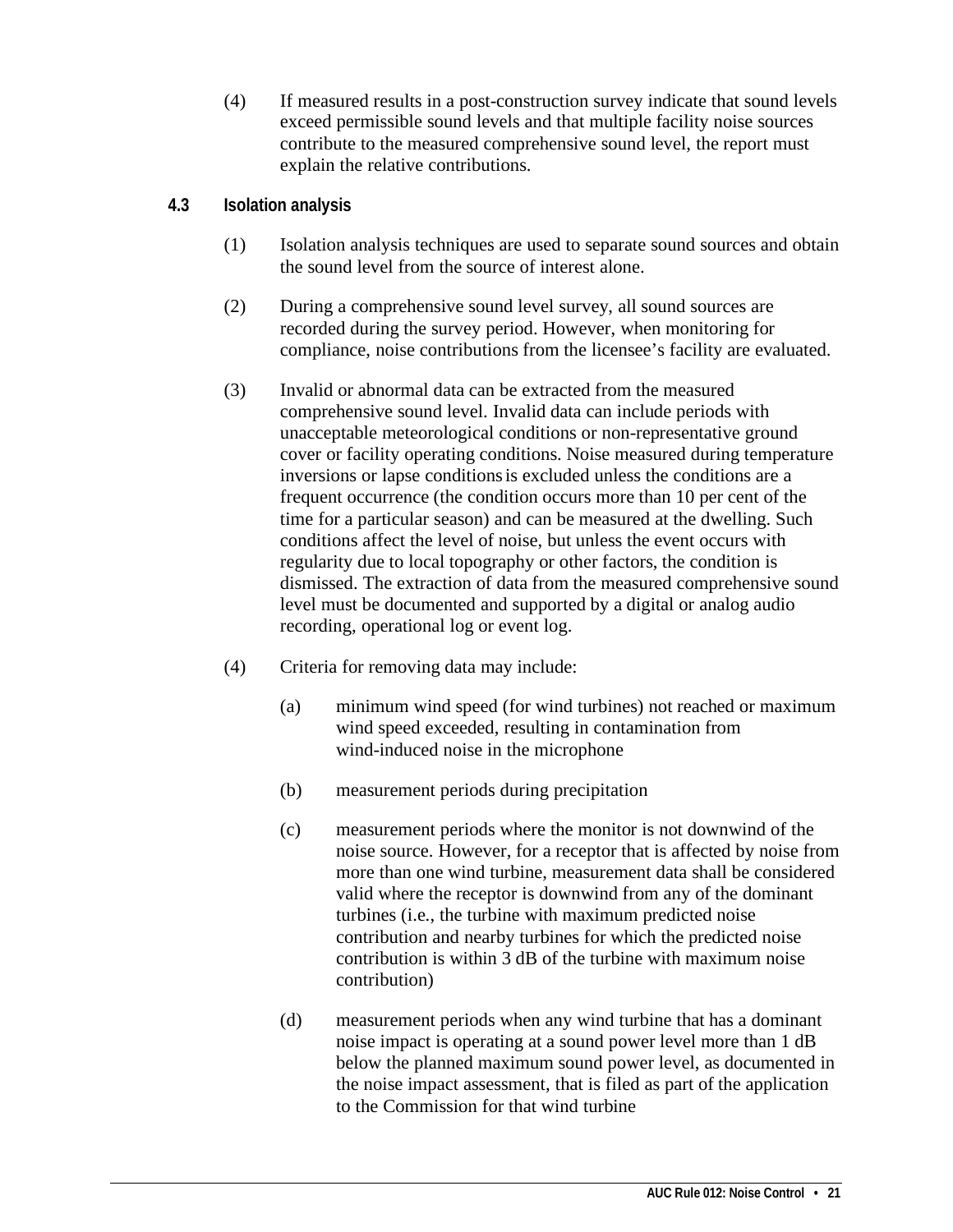(4) If measured results in a post-construction survey indicate that sound levels exceed permissible sound levels and that multiple facility noise sources contribute to the measured comprehensive sound level, the report must explain the relative contributions.

### 4.3 Isolation analysis

(1) Isolation analysis techniques are used to separate sound sources and obtain the sound level from the source of interest alone.

(2) During a comprehensive sound level survey, all sound sources are recorded during the survey period. However, when monitoring for compliance, noise contributions from the licensee's facility are evaluated.

(3) Invalid or abnormal data can be extracted from the measured comprehensive sound level. Invalid data can include periods with unacceptable meteorological conditions or non-representative ground cover or facility operating conditions. Noise measured during temperature inversions or lapse conditions is excluded unless the conditions are a frequent occurrence (the condition occurs more than 10 per cent of the time for a particular season) and can be measured at the dwelling. Such conditions affect the level of noise, but unless the event occurs with regularity due to local topography or other factors, the condition is dismissed. The extraction of data from the measured comprehensive sound level must be documented and supported by a digital or analog audio recording, operational log or event log.

(4) Criteria for removing data may include:

(a) minimum wind speed (for wind turbines) not reached or maximum wind speed exceeded, resulting in contamination from wind-induced noise in the microphone

(b) measurement periods during precipitation

(c) measurement periods where the monitor is not downwind of the noise source. However, for a receptor that is affected by noise from more than one wind turbine, measurement data shall be considered valid where the receptor is downwind from any of the dominant turbines (i.e., the turbine with maximum predicted noise contribution and nearby turbines for which the predicted noise contribution is within 3 dB of the turbine with maximum noise contribution)

(d) measurement periods when any wind turbine that has a dominant noise impact is operating at a sound power level more than 1 dB below the planned maximum sound power level, as documented in the noise impact assessment, that is filed as part of the application to the Commission for that wind turbine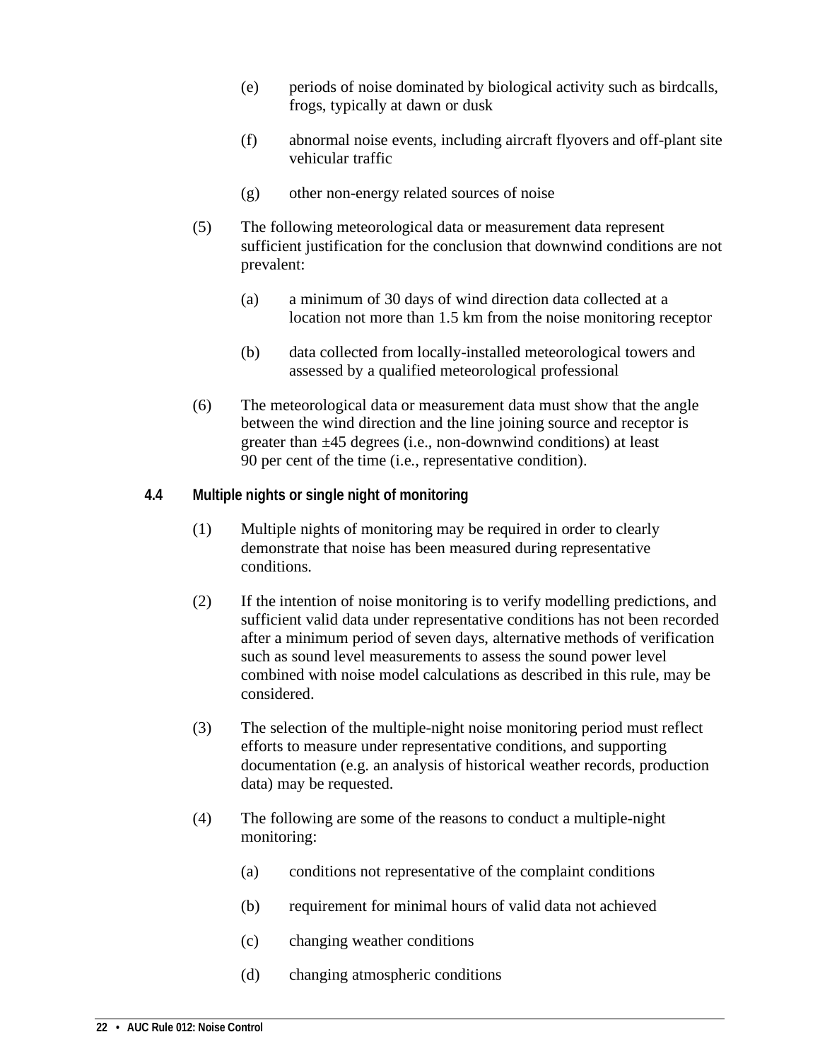(e) periods of noise dominated by biological activity such as birdcalls, frogs, typically at dawn or dusk

(f) abnormal noise events, including aircraft flyovers and off-plant site vehicular traffic

(g) other non-energy related sources of noise

(5) The following meteorological data or measurement data represent sufficient justification for the conclusion that downwind conditions are not prevalent:

(a) a minimum of 30 days of wind direction data collected at a location not more than 1.5 km from the noise monitoring receptor

(b) data collected from locally-installed meteorological towers and assessed by a qualified meteorological professional

(6) The meteorological data or measurement data must show that the angle between the wind direction and the line joining source and receptor is greater than ±45 degrees (i.e., non-downwind conditions) at least 90 per cent of the time (i.e., representative condition).

### 4.4 Multiple nights or single night of monitoring

(1) Multiple nights of monitoring may be required in order to clearly demonstrate that noise has been measured during representative conditions.

(2) If the intention of noise monitoring is to verify modelling predictions, and sufficient valid data under representative conditions has not been recorded after a minimum period of seven days, alternative methods of verification such as sound level measurements to assess the sound power level combined with noise model calculations as described in this rule, may be considered.

(3) The selection of the multiple-night noise monitoring period must reflect efforts to measure under representative conditions, and supporting documentation (e.g. an analysis of historical weather records, production data) may be requested.

(4) The following are some of the reasons to conduct a multiple-night monitoring:

(a) conditions not representative of the complaint conditions

(b) requirement for minimal hours of valid data not achieved

(c) changing weather conditions

(d) changing atmospheric conditions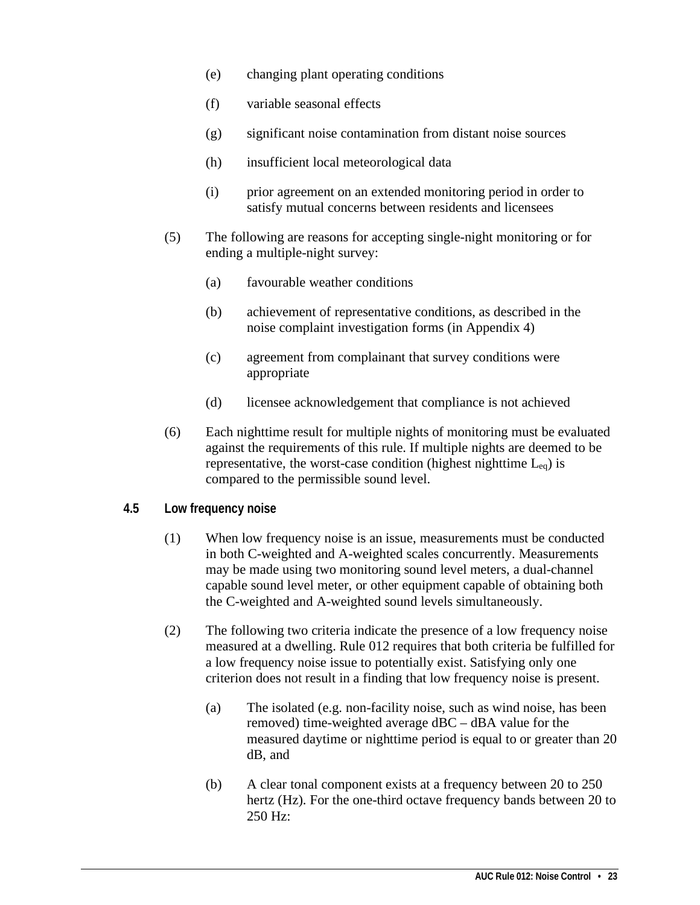(e) changing plant operating conditions

(f) variable seasonal effects

(g) significant noise contamination from distant noise sources

(h) insufficient local meteorological data

(i) prior agreement on an extended monitoring period in order to satisfy mutual concerns between residents and licensees

(5) The following are reasons for accepting single-night monitoring or for ending a multiple-night survey:

(a) favourable weather conditions

(b) achievement of representative conditions, as described in the noise complaint investigation forms (in Appendix 4)

(c) agreement from complainant that survey conditions were appropriate

(d) licensee acknowledgement that compliance is not achieved

(6) Each nighttime result for multiple nights of monitoring must be evaluated against the requirements of this rule. If multiple nights are deemed to be representative, the worst-case condition (highest nighttime $L_{eq}$) is compared to the permissible sound level.

### 4.5 Low frequency noise

(1) When low frequency noise is an issue, measurements must be conducted in both C-weighted and A-weighted scales concurrently. Measurements may be made using two monitoring sound level meters, a dual-channel capable sound level meter, or other equipment capable of obtaining both the C-weighted and A-weighted sound levels simultaneously.

(2) The following two criteria indicate the presence of a low frequency noise measured at a dwelling. Rule 012 requires that both criteria be fulfilled for a low frequency noise issue to potentially exist. Satisfying only one criterion does not result in a finding that low frequency noise is present.

(a) The isolated (e.g. non-facility noise, such as wind noise, has been removed) time-weighted average dBC – dBA value for the measured daytime or nighttime period is equal to or greater than 20 dB, and

(b) A clear tonal component exists at a frequency between 20 to 250 hertz (Hz). For the one-third octave frequency bands between 20 to 250 Hz: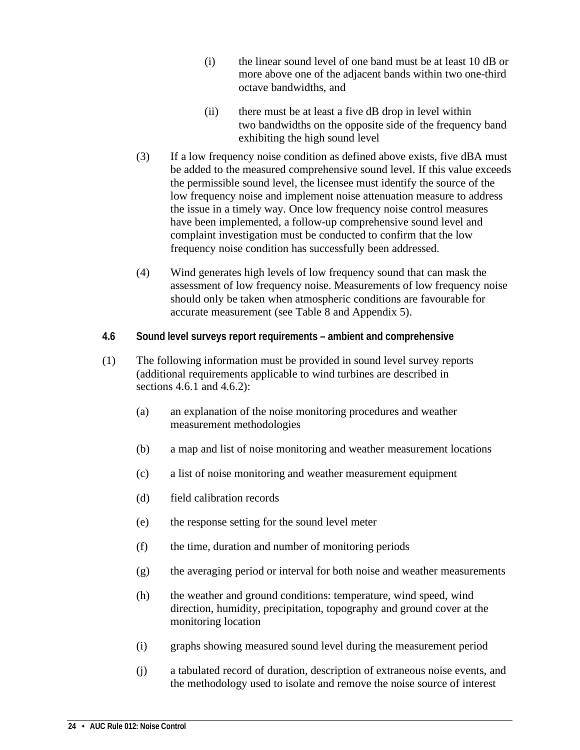(i) the linear sound level of one band must be at least 10 dB or more above one of the adjacent bands within two one-third octave bandwidths, and

(ii) there must be at least a five dB drop in level within two bandwidths on the opposite side of the frequency band exhibiting the high sound level

(3) If a low frequency noise condition as defined above exists, five dBA must be added to the measured comprehensive sound level. If this value exceeds the permissible sound level, the licensee must identify the source of the low frequency noise and implement noise attenuation measure to address the issue in a timely way. Once low frequency noise control measures have been implemented, a follow-up comprehensive sound level and complaint investigation must be conducted to confirm that the low frequency noise condition has successfully been addressed.

(4) Wind generates high levels of low frequency sound that can mask the assessment of low frequency noise. Measurements of low frequency noise should only be taken when atmospheric conditions are favourable for accurate measurement (see Table 8 and Appendix 5).

### 4.6 Sound level surveys report requirements – ambient and comprehensive

(1) The following information must be provided in sound level survey reports (additional requirements applicable to wind turbines are described in sections 4.6.1 and 4.6.2):

(a) an explanation of the noise monitoring procedures and weather measurement methodologies

(b) a map and list of noise monitoring and weather measurement locations

(c) a list of noise monitoring and weather measurement equipment

(d) field calibration records

(e) the response setting for the sound level meter

(f) the time, duration and number of monitoring periods

(g) the averaging period or interval for both noise and weather measurements

(h) the weather and ground conditions: temperature, wind speed, wind direction, humidity, precipitation, topography and ground cover at the monitoring location

(i) graphs showing measured sound level during the measurement period

(j) a tabulated record of duration, description of extraneous noise events, and the methodology used to isolate and remove the noise source of interest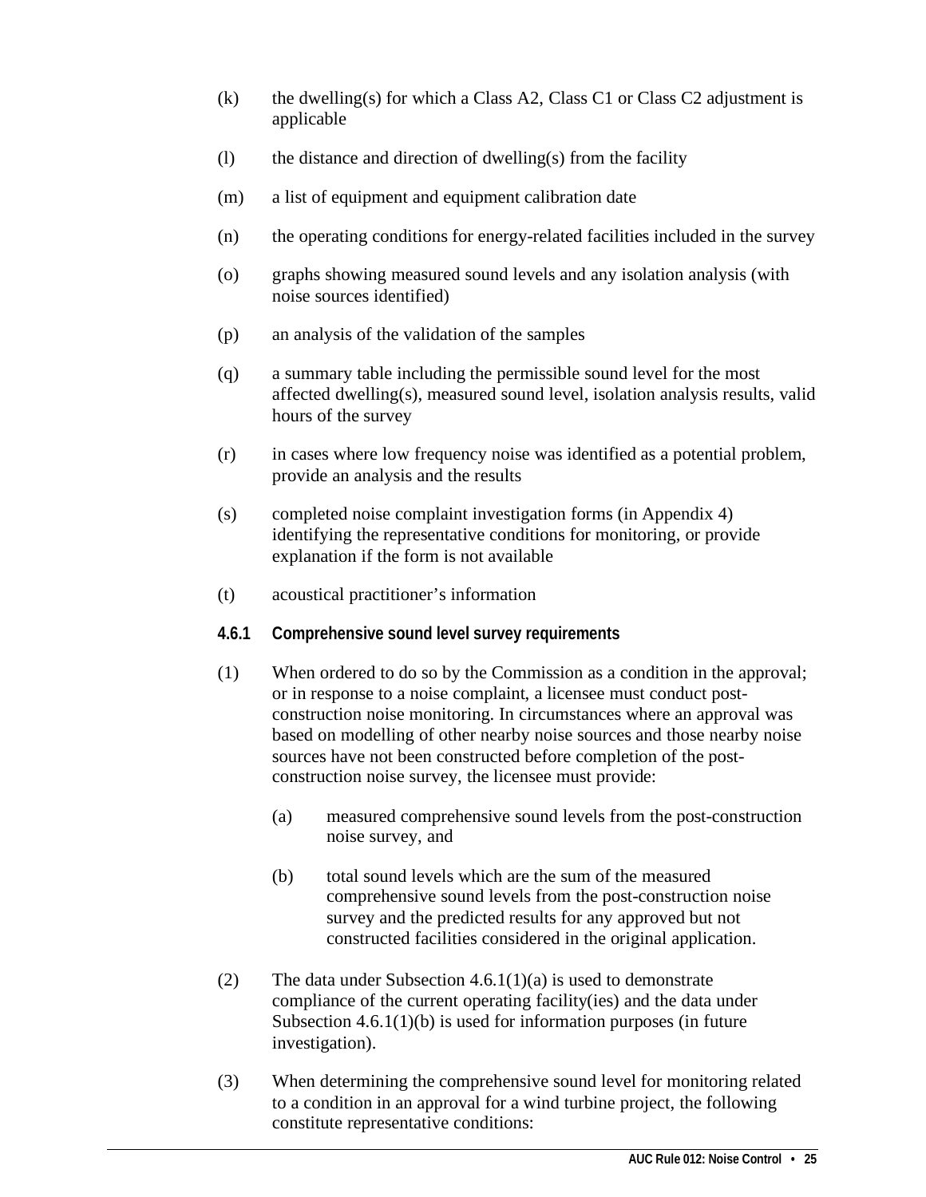(k) the dwelling(s) for which a Class A2, Class C1 or Class C2 adjustment is applicable

(l) the distance and direction of dwelling(s) from the facility

(m) a list of equipment and equipment calibration date

(n) the operating conditions for energy-related facilities included in the survey

(o) graphs showing measured sound levels and any isolation analysis (with noise sources identified)

(p) an analysis of the validation of the samples

(q) a summary table including the permissible sound level for the most affected dwelling(s), measured sound level, isolation analysis results, valid hours of the survey

(r) in cases where low frequency noise was identified as a potential problem, provide an analysis and the results

(s) completed noise complaint investigation forms (in Appendix 4) identifying the representative conditions for monitoring, or provide explanation if the form is not available

(t) acoustical practitioner's information

#### 4.6.1 Comprehensive sound level survey requirements

(1) When ordered to do so by the Commission as a condition in the approval; or in response to a noise complaint, a licensee must conduct post-construction noise monitoring. In circumstances where an approval was based on modelling of other nearby noise sources and those nearby noise sources have not been constructed before completion of the post-construction noise survey, the licensee must provide:

  (a) measured comprehensive sound levels from the post-construction noise survey, and

  (b) total sound levels which are the sum of the measured comprehensive sound levels from the post-construction noise survey and the predicted results for any approved but not constructed facilities considered in the original application.

(2) The data under Subsection 4.6.1(1)(a) is used to demonstrate compliance of the current operating facility(ies) and the data under Subsection 4.6.1(1)(b) is used for information purposes (in future investigation).

(3) When determining the comprehensive sound level for monitoring related to a condition in an approval for a wind turbine project, the following constitute representative conditions: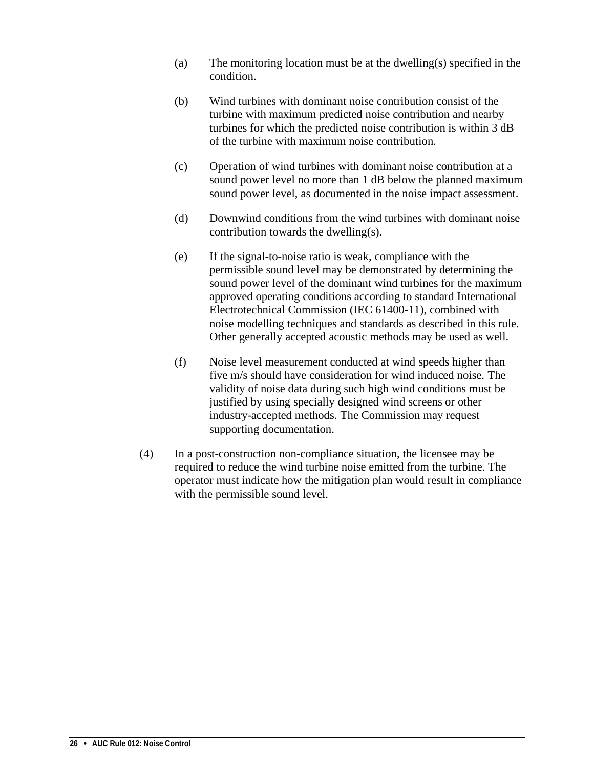(a) The monitoring location must be at the dwelling(s) specified in the condition.

(b) Wind turbines with dominant noise contribution consist of the turbine with maximum predicted noise contribution and nearby turbines for which the predicted noise contribution is within 3 dB of the turbine with maximum noise contribution.

(c) Operation of wind turbines with dominant noise contribution at a sound power level no more than 1 dB below the planned maximum sound power level, as documented in the noise impact assessment.

(d) Downwind conditions from the wind turbines with dominant noise contribution towards the dwelling(s).

(e) If the signal-to-noise ratio is weak, compliance with the permissible sound level may be demonstrated by determining the sound power level of the dominant wind turbines for the maximum approved operating conditions according to standard International Electrotechnical Commission (IEC 61400-11), combined with noise modelling techniques and standards as described in this rule. Other generally accepted acoustic methods may be used as well.

(f) Noise level measurement conducted at wind speeds higher than five m/s should have consideration for wind induced noise. The validity of noise data during such high wind conditions must be justified by using specially designed wind screens or other industry-accepted methods. The Commission may request supporting documentation.

(4) In a post-construction non-compliance situation, the licensee may be required to reduce the wind turbine noise emitted from the turbine. The operator must indicate how the mitigation plan would result in compliance with the permissible sound level.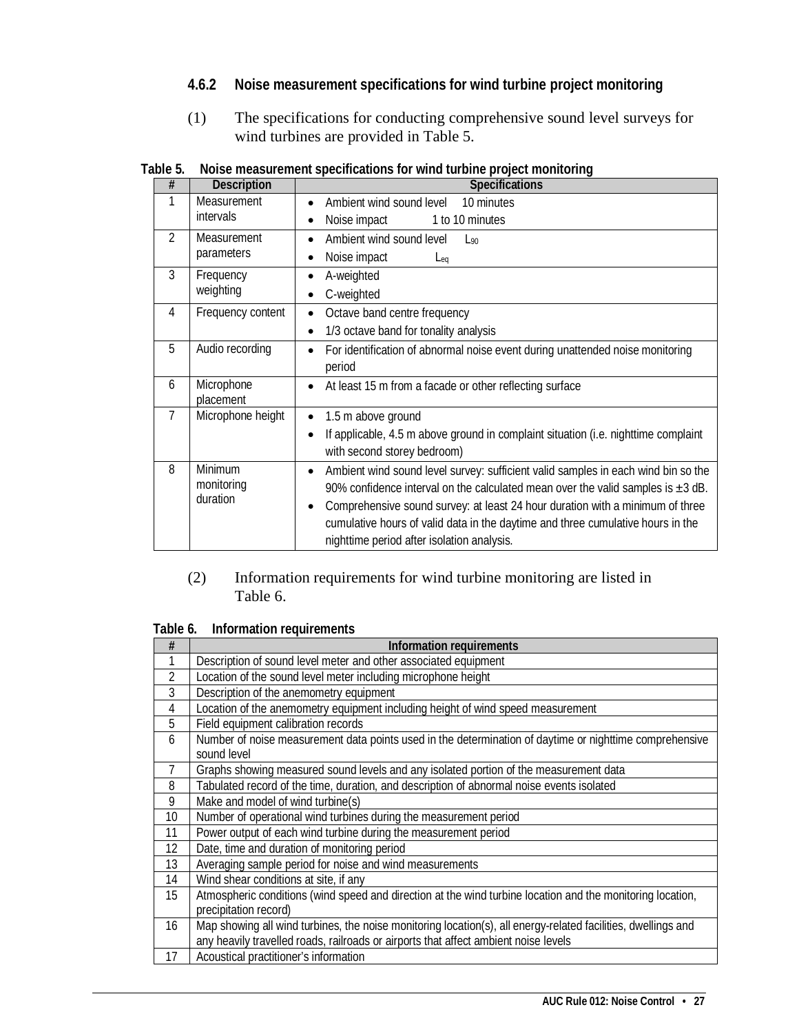#### 4.6.2 Noise measurement specifications for wind turbine project monitoring

(1) The specifications for conducting comprehensive sound level surveys for wind turbines are provided in Table 5.

**Table 5. Noise measurement specifications for wind turbine project monitoring**

| # | Description | Specifications |
|---|---|---|
| 1 | Measurement intervals | • Ambient wind sound level 10 minutes<br>• Noise impact 1 to 10 minutes |
| 2 | Measurement parameters | • Ambient wind sound level $L_{90}$<br>• Noise impact $L_{eq}$ |
| 3 | Frequency weighting | • A-weighted<br>• C-weighted |
| 4 | Frequency content | • Octave band centre frequency<br>• 1/3 octave band for tonality analysis |
| 5 | Audio recording | • For identification of abnormal noise event during unattended noise monitoring period |
| 6 | Microphone placement | • At least 15 m from a facade or other reflecting surface |
| 7 | Microphone height | • 1.5 m above ground<br>• If applicable, 4.5 m above ground in complaint situation (i.e. nighttime complaint with second storey bedroom) |
| 8 | Minimum monitoring duration | • Ambient wind sound level survey: sufficient valid samples in each wind bin so the 90% confidence interval on the calculated mean over the valid samples is ±3 dB.<br>• Comprehensive sound survey: at least 24 hour duration with a minimum of three cumulative hours of valid data in the daytime and three cumulative hours in the nighttime period after isolation analysis. |

(2) Information requirements for wind turbine monitoring are listed in Table 6.

**Table 6. Information requirements**

| # | Information requirements |
|---|---|
| 1 | Description of sound level meter and other associated equipment |
| 2 | Location of the sound level meter including microphone height |
| 3 | Description of the anemometry equipment |
| 4 | Location of the anemometry equipment including height of wind speed measurement |
| 5 | Field equipment calibration records |
| 6 | Number of noise measurement data points used in the determination of daytime or nighttime comprehensive sound level |
| 7 | Graphs showing measured sound levels and any isolated portion of the measurement data |
| 8 | Tabulated record of the time, duration, and description of abnormal noise events isolated |
| 9 | Make and model of wind turbine(s) |
| 10 | Number of operational wind turbines during the measurement period |
| 11 | Power output of each wind turbine during the measurement period |
| 12 | Date, time and duration of monitoring period |
| 13 | Averaging sample period for noise and wind measurements |
| 14 | Wind shear conditions at site, if any |
| 15 | Atmospheric conditions (wind speed and direction at the wind turbine location and the monitoring location, precipitation record) |
| 16 | Map showing all wind turbines, the noise monitoring location(s), all energy-related facilities, dwellings and any heavily travelled roads, railroads or airports that affect ambient noise levels |
| 17 | Acoustical practitioner's information |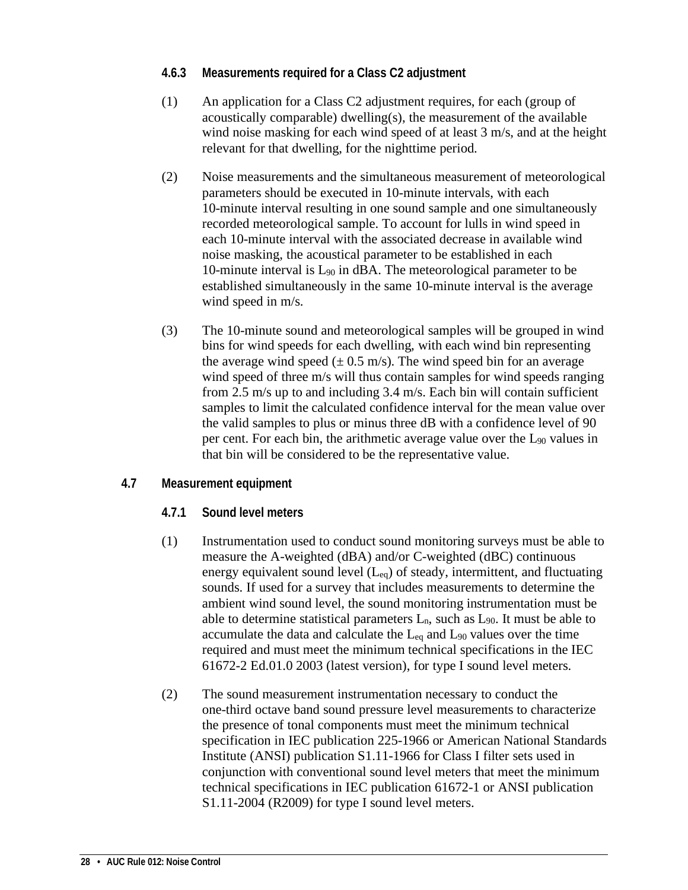#### 4.6.3 Measurements required for a Class C2 adjustment

(1) An application for a Class C2 adjustment requires, for each (group of acoustically comparable) dwelling(s), the measurement of the available wind noise masking for each wind speed of at least 3 m/s, and at the height relevant for that dwelling, for the nighttime period.

(2) Noise measurements and the simultaneous measurement of meteorological parameters should be executed in 10-minute intervals, with each 10-minute interval resulting in one sound sample and one simultaneously recorded meteorological sample. To account for lulls in wind speed in each 10-minute interval with the associated decrease in available wind noise masking, the acoustical parameter to be established in each 10-minute interval is $L_{90}$ in dBA. The meteorological parameter to be established simultaneously in the same 10-minute interval is the average wind speed in m/s.

(3) The 10-minute sound and meteorological samples will be grouped in wind bins for wind speeds for each dwelling, with each wind bin representing the average wind speed (± 0.5 m/s). The wind speed bin for an average wind speed of three m/s will thus contain samples for wind speeds ranging from 2.5 m/s up to and including 3.4 m/s. Each bin will contain sufficient samples to limit the calculated confidence interval for the mean value over the valid samples to plus or minus three dB with a confidence level of 90 per cent. For each bin, the arithmetic average value over the $L_{90}$ values in that bin will be considered to be the representative value.

### 4.7 Measurement equipment

#### 4.7.1 Sound level meters

(1) Instrumentation used to conduct sound monitoring surveys must be able to measure the A-weighted (dBA) and/or C-weighted (dBC) continuous energy equivalent sound level ($L_{eq}$) of steady, intermittent, and fluctuating sounds. If used for a survey that includes measurements to determine the ambient wind sound level, the sound monitoring instrumentation must be able to determine statistical parameters $L_n$, such as $L_{90}$. It must be able to accumulate the data and calculate the $L_{eq}$ and $L_{90}$ values over the time required and must meet the minimum technical specifications in the IEC 61672-2 Ed.01.0 2003 (latest version), for type I sound level meters.

(2) The sound measurement instrumentation necessary to conduct the one-third octave band sound pressure level measurements to characterize the presence of tonal components must meet the minimum technical specification in IEC publication 225-1966 or American National Standards Institute (ANSI) publication S1.11-1966 for Class I filter sets used in conjunction with conventional sound level meters that meet the minimum technical specifications in IEC publication 61672-1 or ANSI publication S1.11-2004 (R2009) for type I sound level meters.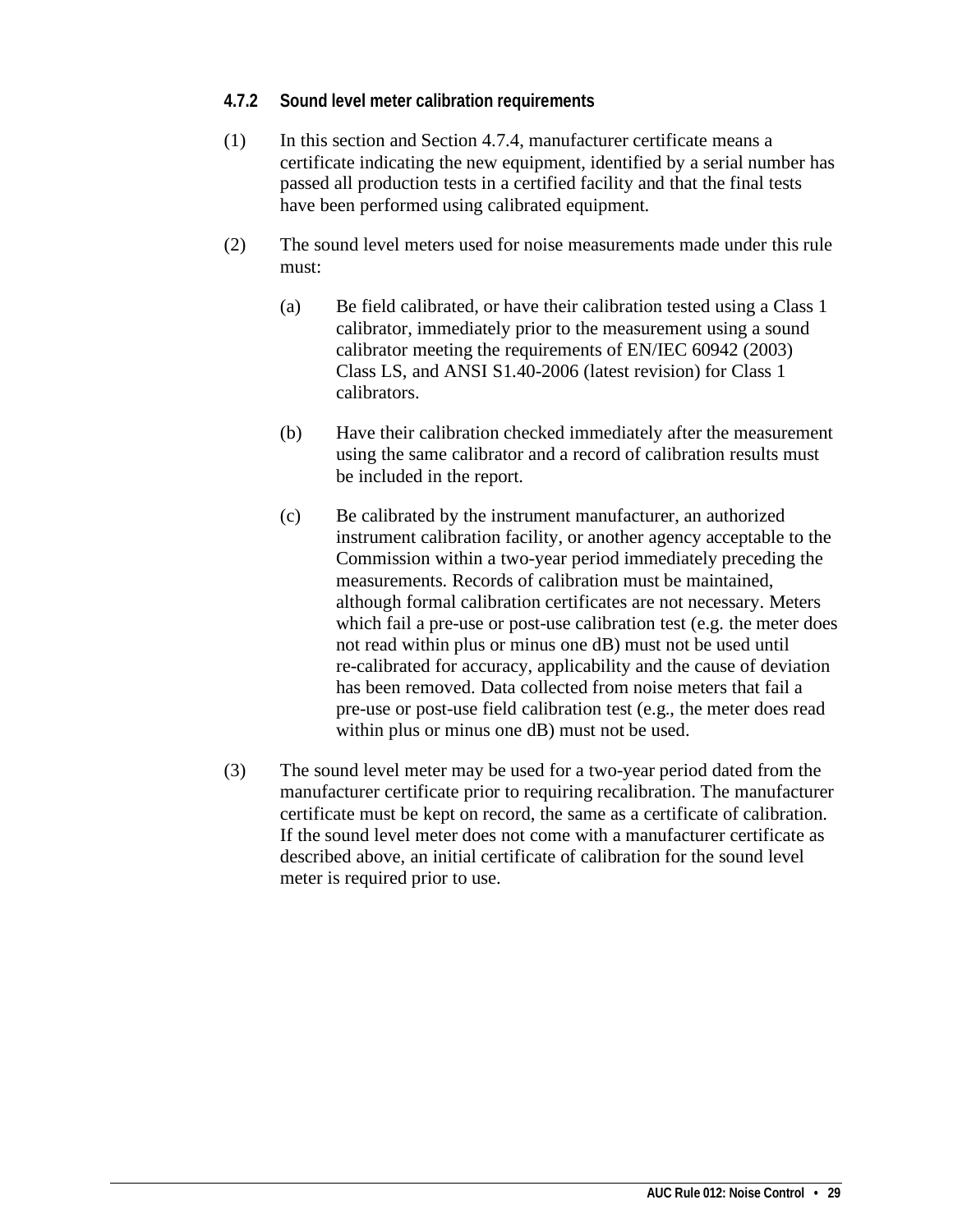#### 4.7.2 Sound level meter calibration requirements

(1) In this section and Section 4.7.4, manufacturer certificate means a certificate indicating the new equipment, identified by a serial number has passed all production tests in a certified facility and that the final tests have been performed using calibrated equipment.

(2) The sound level meters used for noise measurements made under this rule must:

- (a) Be field calibrated, or have their calibration tested using a Class 1 calibrator, immediately prior to the measurement using a sound calibrator meeting the requirements of EN/IEC 60942 (2003) Class LS, and ANSI S1.40-2006 (latest revision) for Class 1 calibrators.

- (b) Have their calibration checked immediately after the measurement using the same calibrator and a record of calibration results must be included in the report.

- (c) Be calibrated by the instrument manufacturer, an authorized instrument calibration facility, or another agency acceptable to the Commission within a two-year period immediately preceding the measurements. Records of calibration must be maintained, although formal calibration certificates are not necessary. Meters which fail a pre-use or post-use calibration test (e.g. the meter does not read within plus or minus one dB) must not be used until re-calibrated for accuracy, applicability and the cause of deviation has been removed. Data collected from noise meters that fail a pre-use or post-use field calibration test (e.g., the meter does read within plus or minus one dB) must not be used.

(3) The sound level meter may be used for a two-year period dated from the manufacturer certificate prior to requiring recalibration. The manufacturer certificate must be kept on record, the same as a certificate of calibration. If the sound level meter does not come with a manufacturer certificate as described above, an initial certificate of calibration for the sound level meter is required prior to use.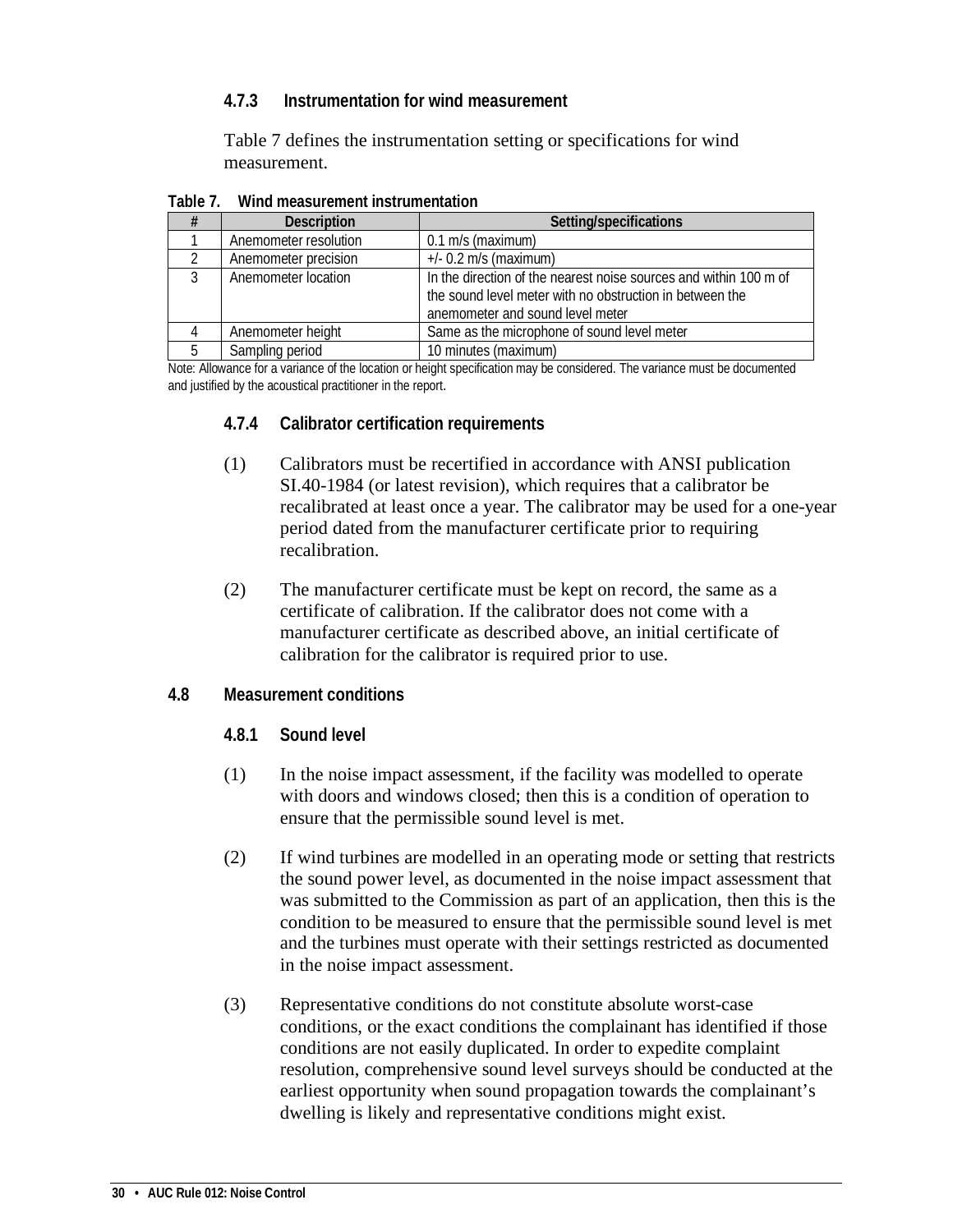#### 4.7.3 Instrumentation for wind measurement

Table 7 defines the instrumentation setting or specifications for wind measurement.

**Table 7. Wind measurement instrumentation**

| # | Description | Setting/specifications |
|---|---|---|
| 1 | Anemometer resolution | 0.1 m/s (maximum) |
| 2 | Anemometer precision | +/- 0.2 m/s (maximum) |
| 3 | Anemometer location | In the direction of the nearest noise sources and within 100 m of the sound level meter with no obstruction in between the anemometer and sound level meter |
| 4 | Anemometer height | Same as the microphone of sound level meter |
| 5 | Sampling period | 10 minutes (maximum) |

Note: Allowance for a variance of the location or height specification may be considered. The variance must be documented and justified by the acoustical practitioner in the report.

#### 4.7.4 Calibrator certification requirements

(1) Calibrators must be recertified in accordance with ANSI publication SI.40-1984 (or latest revision), which requires that a calibrator be recalibrated at least once a year. The calibrator may be used for a one-year period dated from the manufacturer certificate prior to requiring recalibration.

(2) The manufacturer certificate must be kept on record, the same as a certificate of calibration. If the calibrator does not come with a manufacturer certificate as described above, an initial certificate of calibration for the calibrator is required prior to use.

### 4.8 Measurement conditions

#### 4.8.1 Sound level

(1) In the noise impact assessment, if the facility was modelled to operate with doors and windows closed; then this is a condition of operation to ensure that the permissible sound level is met.

(2) If wind turbines are modelled in an operating mode or setting that restricts the sound power level, as documented in the noise impact assessment that was submitted to the Commission as part of an application, then this is the condition to be measured to ensure that the permissible sound level is met and the turbines must operate with their settings restricted as documented in the noise impact assessment.

(3) Representative conditions do not constitute absolute worst-case conditions, or the exact conditions the complainant has identified if those conditions are not easily duplicated. In order to expedite complaint resolution, comprehensive sound level surveys should be conducted at the earliest opportunity when sound propagation towards the complainant’s dwelling is likely and representative conditions might exist.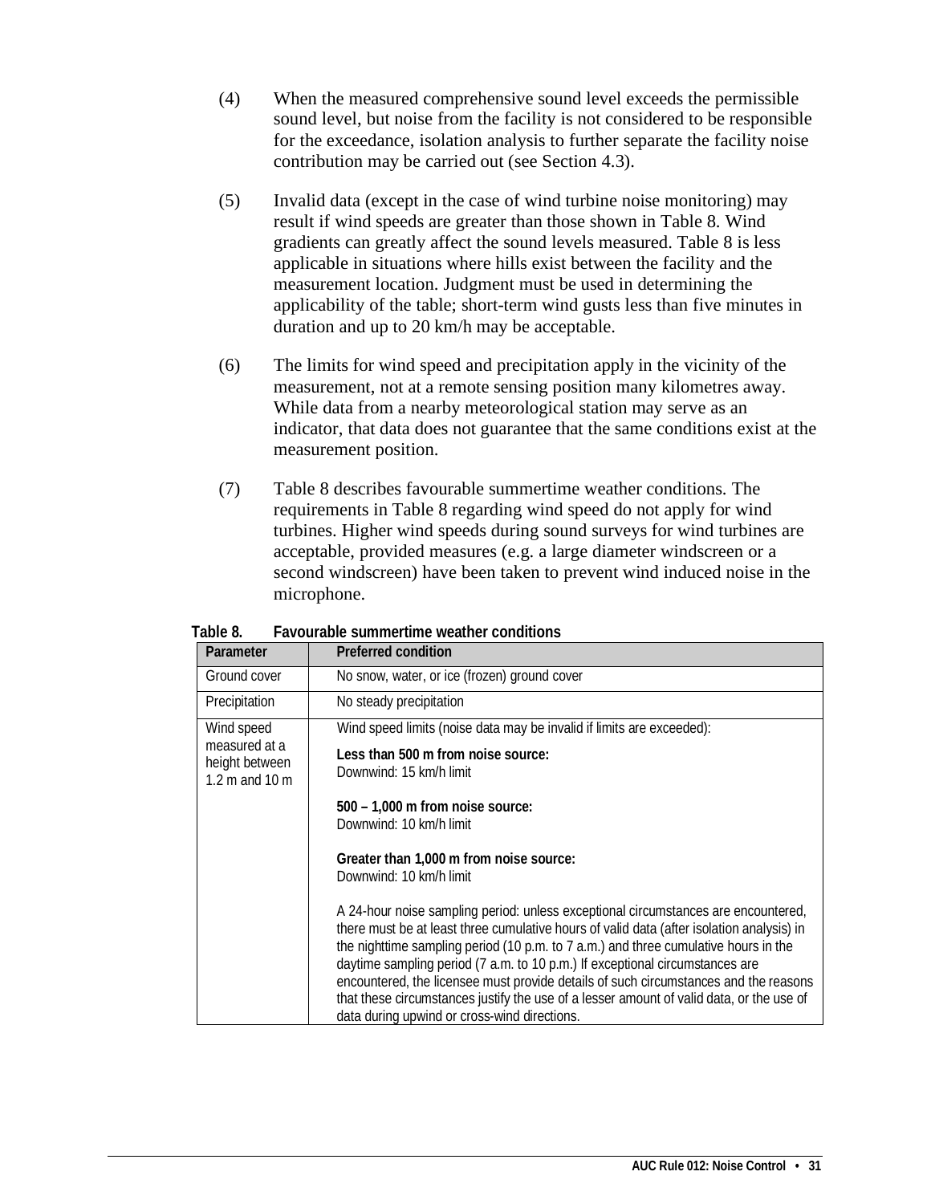(4) When the measured comprehensive sound level exceeds the permissible sound level, but noise from the facility is not considered to be responsible for the exceedance, isolation analysis to further separate the facility noise contribution may be carried out (see Section 4.3).

(5) Invalid data (except in the case of wind turbine noise monitoring) may result if wind speeds are greater than those shown in Table 8. Wind gradients can greatly affect the sound levels measured. Table 8 is less applicable in situations where hills exist between the facility and the measurement location. Judgment must be used in determining the applicability of the table; short-term wind gusts less than five minutes in duration and up to 20 km/h may be acceptable.

(6) The limits for wind speed and precipitation apply in the vicinity of the measurement, not at a remote sensing position many kilometres away. While data from a nearby meteorological station may serve as an indicator, that data does not guarantee that the same conditions exist at the measurement position.

(7) Table 8 describes favourable summertime weather conditions. The requirements in Table 8 regarding wind speed do not apply for wind turbines. Higher wind speeds during sound surveys for wind turbines are acceptable, provided measures (e.g. a large diameter windscreen or a second windscreen) have been taken to prevent wind induced noise in the microphone.

**Table 8. Favourable summertime weather conditions**

| Parameter | Preferred condition |
|---|---|
| Ground cover | No snow, water, or ice (frozen) ground cover |
| Precipitation | No steady precipitation |
| Wind speed measured at a height between 1.2 m and 10 m | Wind speed limits (noise data may be invalid if limits are exceeded):<br><br>**Less than 500 m from noise source:**<br>Downwind: 15 km/h limit<br><br>**500 – 1,000 m from noise source:**<br>Downwind: 10 km/h limit<br><br>**Greater than 1,000 m from noise source:**<br>Downwind: 10 km/h limit<br><br>A 24-hour noise sampling period: unless exceptional circumstances are encountered, there must be at least three cumulative hours of valid data (after isolation analysis) in the nighttime sampling period (10 p.m. to 7 a.m.) and three cumulative hours in the daytime sampling period (7 a.m. to 10 p.m.) If exceptional circumstances are encountered, the licensee must provide details of such circumstances and the reasons that these circumstances justify the use of a lesser amount of valid data, or the use of data during upwind or cross-wind directions. |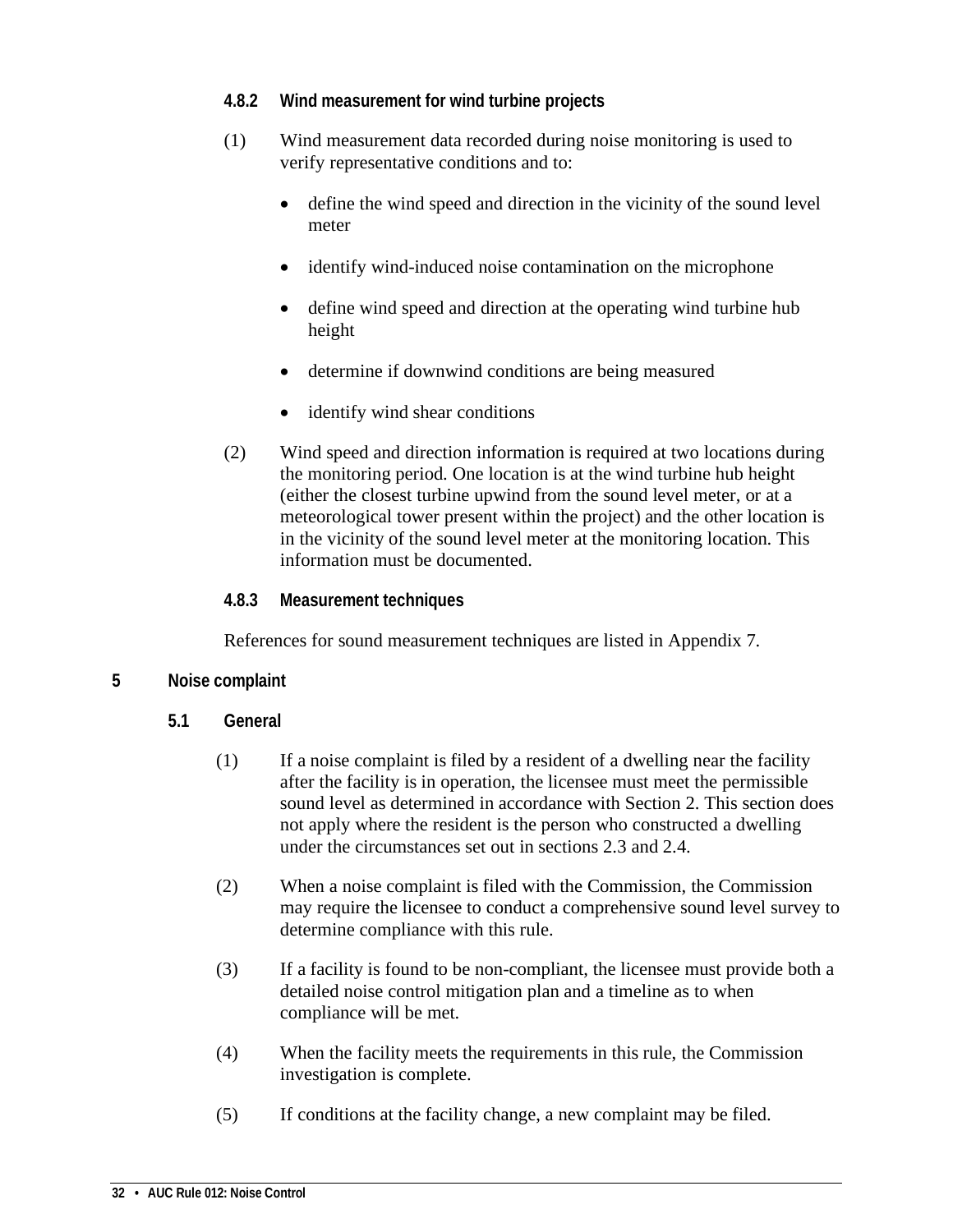#### 4.8.2 Wind measurement for wind turbine projects

(1) Wind measurement data recorded during noise monitoring is used to verify representative conditions and to:

- define the wind speed and direction in the vicinity of the sound level meter
- identify wind-induced noise contamination on the microphone
- define wind speed and direction at the operating wind turbine hub height
- determine if downwind conditions are being measured
- identify wind shear conditions

(2) Wind speed and direction information is required at two locations during the monitoring period. One location is at the wind turbine hub height (either the closest turbine upwind from the sound level meter, or at a meteorological tower present within the project) and the other location is in the vicinity of the sound level meter at the monitoring location. This information must be documented.

#### 4.8.3 Measurement techniques

References for sound measurement techniques are listed in Appendix 7.

## 5 Noise complaint

### 5.1 General

(1) If a noise complaint is filed by a resident of a dwelling near the facility after the facility is in operation, the licensee must meet the permissible sound level as determined in accordance with Section 2. This section does not apply where the resident is the person who constructed a dwelling under the circumstances set out in sections 2.3 and 2.4.

(2) When a noise complaint is filed with the Commission, the Commission may require the licensee to conduct a comprehensive sound level survey to determine compliance with this rule.

(3) If a facility is found to be non-compliant, the licensee must provide both a detailed noise control mitigation plan and a timeline as to when compliance will be met.

(4) When the facility meets the requirements in this rule, the Commission investigation is complete.

(5) If conditions at the facility change, a new complaint may be filed.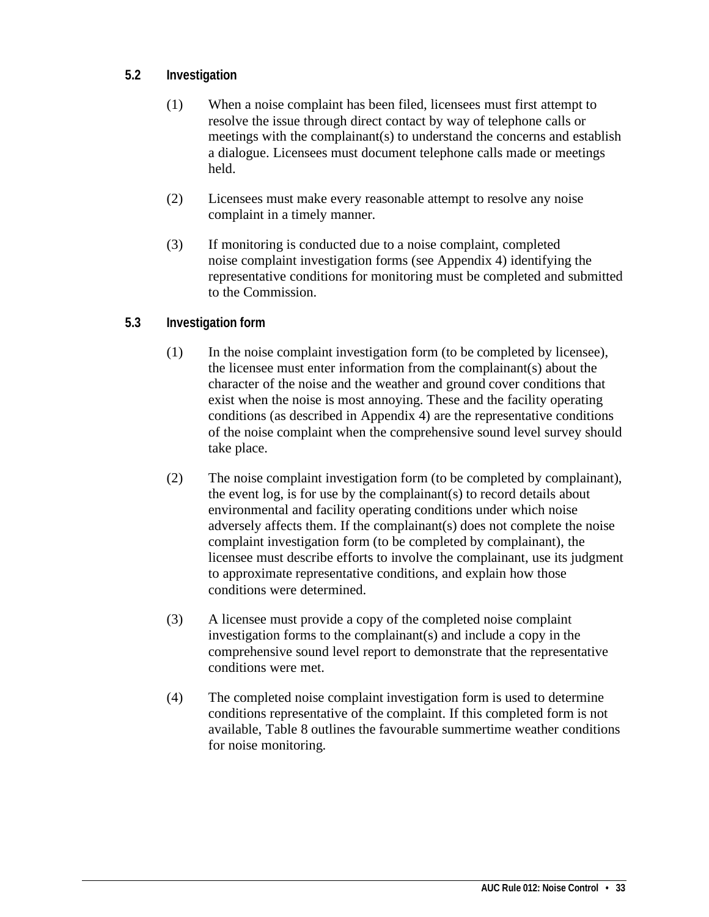### 5.2 Investigation

(1) When a noise complaint has been filed, licensees must first attempt to resolve the issue through direct contact by way of telephone calls or meetings with the complainant(s) to understand the concerns and establish a dialogue. Licensees must document telephone calls made or meetings held.

(2) Licensees must make every reasonable attempt to resolve any noise complaint in a timely manner.

(3) If monitoring is conducted due to a noise complaint, completed noise complaint investigation forms (see Appendix 4) identifying the representative conditions for monitoring must be completed and submitted to the Commission.

### 5.3 Investigation form

(1) In the noise complaint investigation form (to be completed by licensee), the licensee must enter information from the complainant(s) about the character of the noise and the weather and ground cover conditions that exist when the noise is most annoying. These and the facility operating conditions (as described in Appendix 4) are the representative conditions of the noise complaint when the comprehensive sound level survey should take place.

(2) The noise complaint investigation form (to be completed by complainant), the event log, is for use by the complainant(s) to record details about environmental and facility operating conditions under which noise adversely affects them. If the complainant(s) does not complete the noise complaint investigation form (to be completed by complainant), the licensee must describe efforts to involve the complainant, use its judgment to approximate representative conditions, and explain how those conditions were determined.

(3) A licensee must provide a copy of the completed noise complaint investigation forms to the complainant(s) and include a copy in the comprehensive sound level report to demonstrate that the representative conditions were met.

(4) The completed noise complaint investigation form is used to determine conditions representative of the complaint. If this completed form is not available, Table 8 outlines the favourable summertime weather conditions for noise monitoring.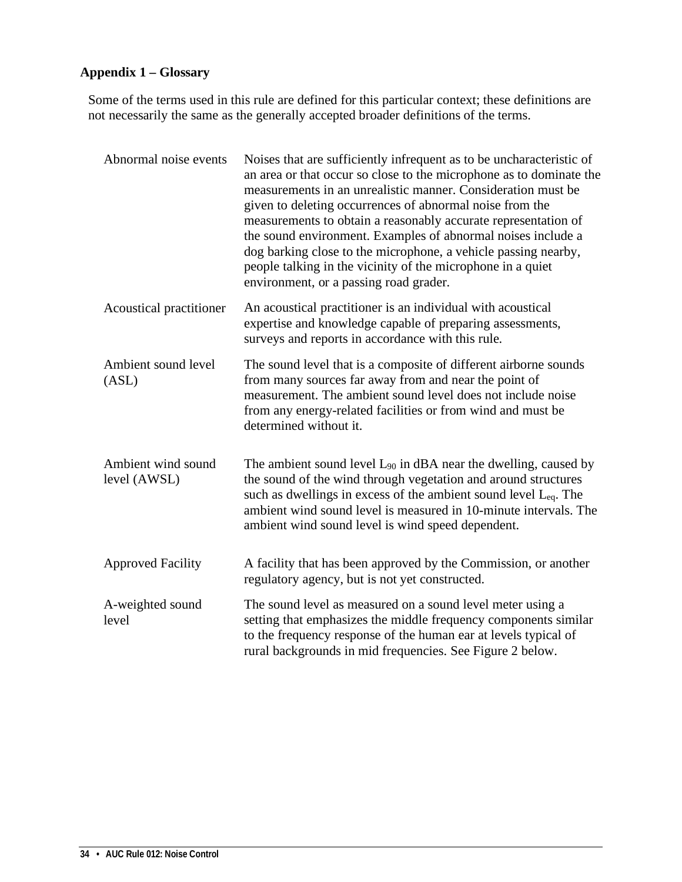## Appendix 1 – Glossary

Some of the terms used in this rule are defined for this particular context; these definitions are not necessarily the same as the generally accepted broader definitions of the terms.

| | |
|---|---|
| Abnormal noise events | Noises that are sufficiently infrequent as to be uncharacteristic of an area or that occur so close to the microphone as to dominate the measurements in an unrealistic manner. Consideration must be given to deleting occurrences of abnormal noise from the measurements to obtain a reasonably accurate representation of the sound environment. Examples of abnormal noises include a dog barking close to the microphone, a vehicle passing nearby, people talking in the vicinity of the microphone in a quiet environment, or a passing road grader. |
| Acoustical practitioner | An acoustical practitioner is an individual with acoustical expertise and knowledge capable of preparing assessments, surveys and reports in accordance with this rule. |
| Ambient sound level (ASL) | The sound level that is a composite of different airborne sounds from many sources far away from and near the point of measurement. The ambient sound level does not include noise from any energy-related facilities or from wind and must be determined without it. |
| Ambient wind sound level (AWSL) | The ambient sound level $L_{90}$ in dBA near the dwelling, caused by the sound of the wind through vegetation and around structures such as dwellings in excess of the ambient sound level $L_{eq}$. The ambient wind sound level is measured in 10-minute intervals. The ambient wind sound level is wind speed dependent. |
| Approved Facility | A facility that has been approved by the Commission, or another regulatory agency, but is not yet constructed. |
| A-weighted sound level | The sound level as measured on a sound level meter using a setting that emphasizes the middle frequency components similar to the frequency response of the human ear at levels typical of rural backgrounds in mid frequencies. See Figure 2 below. |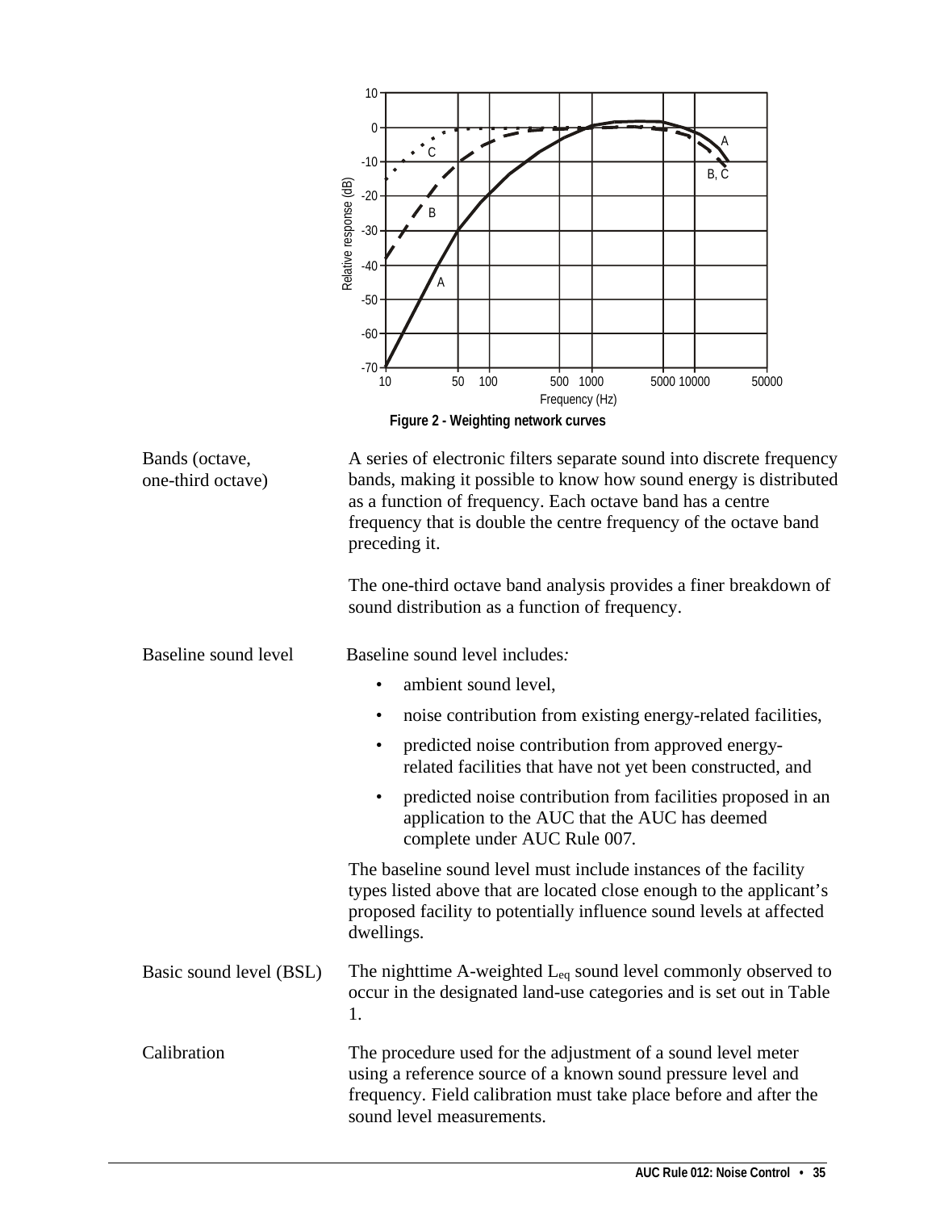Figure 2 - Weighting network curves

| | |
|---|---|
| Bands (octave, one-third octave) | A series of electronic filters separate sound into discrete frequency bands, making it possible to know how sound energy is distributed as a function of frequency. Each octave band has a centre frequency that is double the centre frequency of the octave band preceding it.<br><br>The one-third octave band analysis provides a finer breakdown of sound distribution as a function of frequency. |
| Baseline sound level | Baseline sound level includes:<br>• ambient sound level,<br>• noise contribution from existing energy-related facilities,<br>• predicted noise contribution from approved energy-related facilities that have not yet been constructed, and<br>• predicted noise contribution from facilities proposed in an application to the AUC that the AUC has deemed complete under AUC Rule 007.<br><br>The baseline sound level must include instances of the facility types listed above that are located close enough to the applicant's proposed facility to potentially influence sound levels at affected dwellings. |
| Basic sound level (BSL) | The nighttime A-weighted $L_{eq}$ sound level commonly observed to occur in the designated land-use categories and is set out in Table 1. |
| Calibration | The procedure used for the adjustment of a sound level meter using a reference source of a known sound pressure level and frequency. Field calibration must take place before and after the sound level measurements. |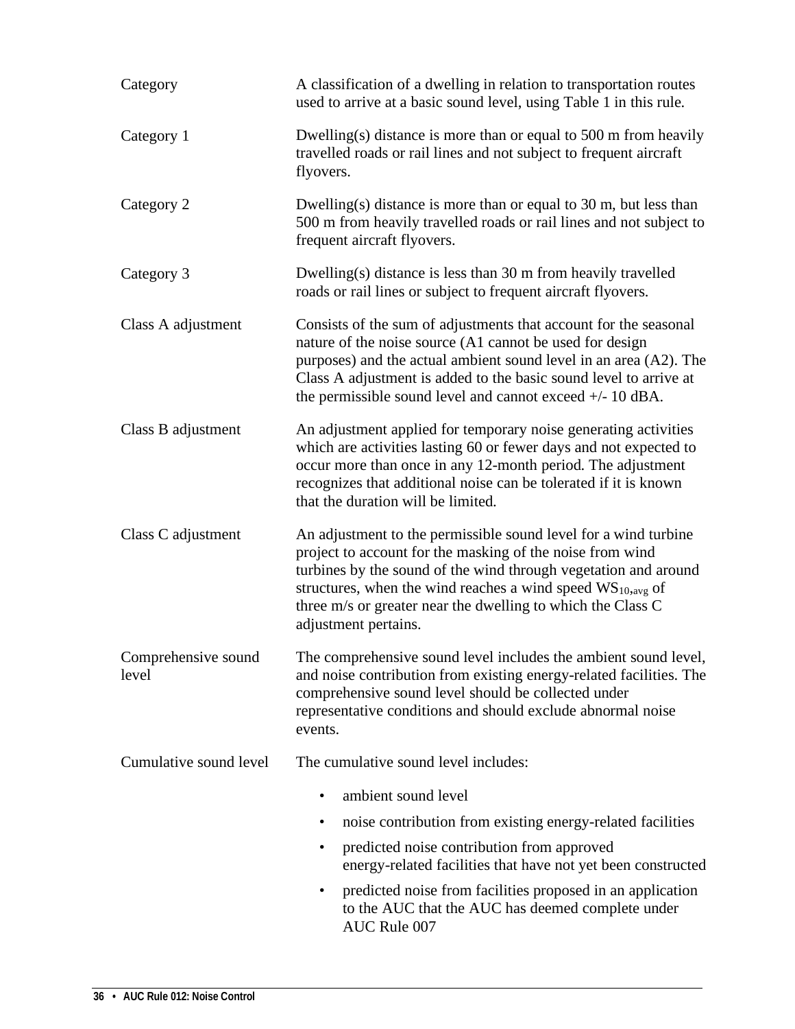| | |
|---|---|
| Category | A classification of a dwelling in relation to transportation routes used to arrive at a basic sound level, using Table 1 in this rule. |
| Category 1 | Dwelling(s) distance is more than or equal to 500 m from heavily travelled roads or rail lines and not subject to frequent aircraft flyovers. |
| Category 2 | Dwelling(s) distance is more than or equal to 30 m, but less than 500 m from heavily travelled roads or rail lines and not subject to frequent aircraft flyovers. |
| Category 3 | Dwelling(s) distance is less than 30 m from heavily travelled roads or rail lines or subject to frequent aircraft flyovers. |
| Class A adjustment | Consists of the sum of adjustments that account for the seasonal nature of the noise source (A1 cannot be used for design purposes) and the actual ambient sound level in an area (A2). The Class A adjustment is added to the basic sound level to arrive at the permissible sound level and cannot exceed +/- 10 dBA. |
| Class B adjustment | An adjustment applied for temporary noise generating activities which are activities lasting 60 or fewer days and not expected to occur more than once in any 12-month period. The adjustment recognizes that additional noise can be tolerated if it is known that the duration will be limited. |
| Class C adjustment | An adjustment to the permissible sound level for a wind turbine project to account for the masking of the noise from wind turbines by the sound of the wind through vegetation and around structures, when the wind reaches a wind speed $WS_{10,avg}$ of three m/s or greater near the dwelling to which the Class C adjustment pertains. |
| Comprehensive sound level | The comprehensive sound level includes the ambient sound level, and noise contribution from existing energy-related facilities. The comprehensive sound level should be collected under representative conditions and should exclude abnormal noise events. |
| Cumulative sound level | The cumulative sound level includes:<br>• ambient sound level<br>• noise contribution from existing energy-related facilities<br>• predicted noise contribution from approved energy-related facilities that have not yet been constructed<br>• predicted noise from facilities proposed in an application to the AUC that the AUC has deemed complete under AUC Rule 007 |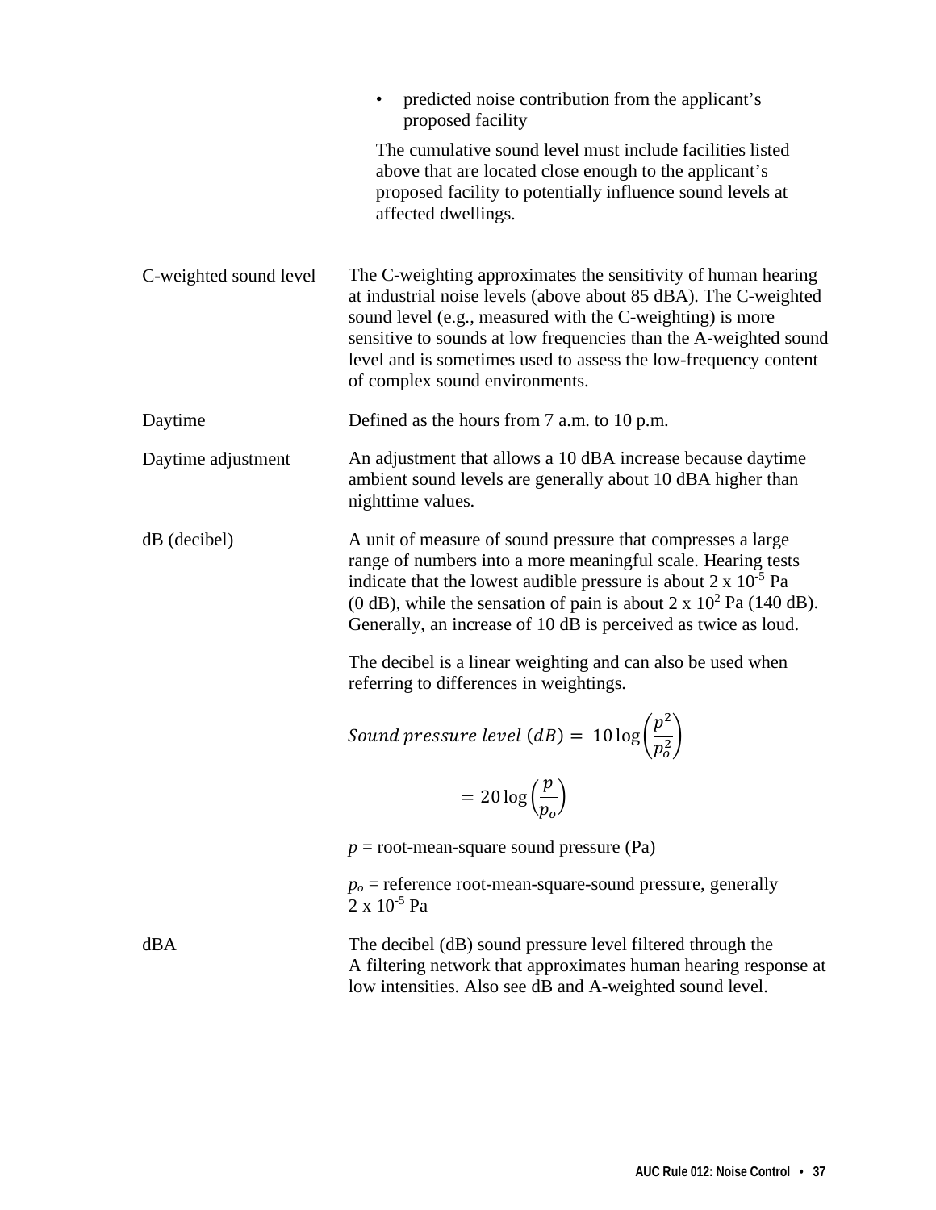- predicted noise contribution from the applicant's proposed facility

The cumulative sound level must include facilities listed above that are located close enough to the applicant's proposed facility to potentially influence sound levels at affected dwellings.

| | |
|---|---|
| C-weighted sound level | The C-weighting approximates the sensitivity of human hearing at industrial noise levels (above about 85 dBA). The C-weighted sound level (e.g., measured with the C-weighting) is more sensitive to sounds at low frequencies than the A-weighted sound level and is sometimes used to assess the low-frequency content of complex sound environments. |
| Daytime | Defined as the hours from 7 a.m. to 10 p.m. |
| Daytime adjustment | An adjustment that allows a 10 dBA increase because daytime ambient sound levels are generally about 10 dBA higher than nighttime values. |

**dB (decibel)**

A unit of measure of sound pressure that compresses a large range of numbers into a more meaningful scale. Hearing tests indicate that the lowest audible pressure is about $2 \times 10^{-5}$ Pa (0 dB), while the sensation of pain is about $2 \times 10^{2}$ Pa (140 dB). Generally, an increase of 10 dB is perceived as twice as loud.

The decibel is a linear weighting and can also be used when referring to differences in weightings.

$$Sound\ pressure\ level\ (dB) = 10 \log\left(\frac{p^2}{p_o^2}\right)$$

$$= 20 \log\left(\frac{p}{p_o}\right)$$

$p$ = root-mean-square sound pressure (Pa)

$p_o$ = reference root-mean-square-sound pressure, generally $2 \times 10^{-5}$ Pa

**dBA**

The decibel (dB) sound pressure level filtered through the A filtering network that approximates human hearing response at low intensities. Also see dB and A-weighted sound level.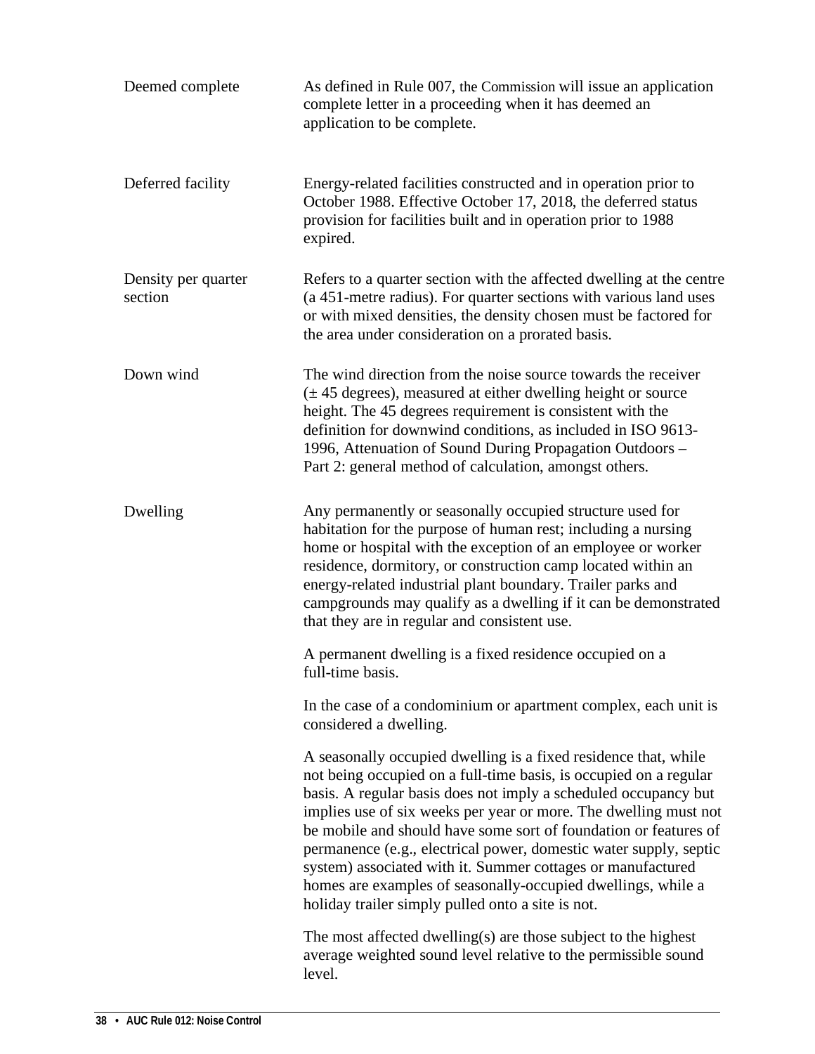| | |
|---|---|
| Deemed complete | As defined in Rule 007, the Commission will issue an application complete letter in a proceeding when it has deemed an application to be complete. |
| Deferred facility | Energy-related facilities constructed and in operation prior to October 1988. Effective October 17, 2018, the deferred status provision for facilities built and in operation prior to 1988 expired. |
| Density per quarter section | Refers to a quarter section with the affected dwelling at the centre (a 451-metre radius). For quarter sections with various land uses or with mixed densities, the density chosen must be factored for the area under consideration on a prorated basis. |
| Down wind | The wind direction from the noise source towards the receiver (± 45 degrees), measured at either dwelling height or source height. The 45 degrees requirement is consistent with the definition for downwind conditions, as included in ISO 9613-1996, Attenuation of Sound During Propagation Outdoors – Part 2: general method of calculation, amongst others. |
| Dwelling | Any permanently or seasonally occupied structure used for habitation for the purpose of human rest; including a nursing home or hospital with the exception of an employee or worker residence, dormitory, or construction camp located within an energy-related industrial plant boundary. Trailer parks and campgrounds may qualify as a dwelling if it can be demonstrated that they are in regular and consistent use.<br><br>A permanent dwelling is a fixed residence occupied on a full-time basis.<br><br>In the case of a condominium or apartment complex, each unit is considered a dwelling.<br><br>A seasonally occupied dwelling is a fixed residence that, while not being occupied on a full-time basis, is occupied on a regular basis. A regular basis does not imply a scheduled occupancy but implies use of six weeks per year or more. The dwelling must not be mobile and should have some sort of foundation or features of permanence (e.g., electrical power, domestic water supply, septic system) associated with it. Summer cottages or manufactured homes are examples of seasonally-occupied dwellings, while a holiday trailer simply pulled onto a site is not.<br><br>The most affected dwelling(s) are those subject to the highest average weighted sound level relative to the permissible sound level. |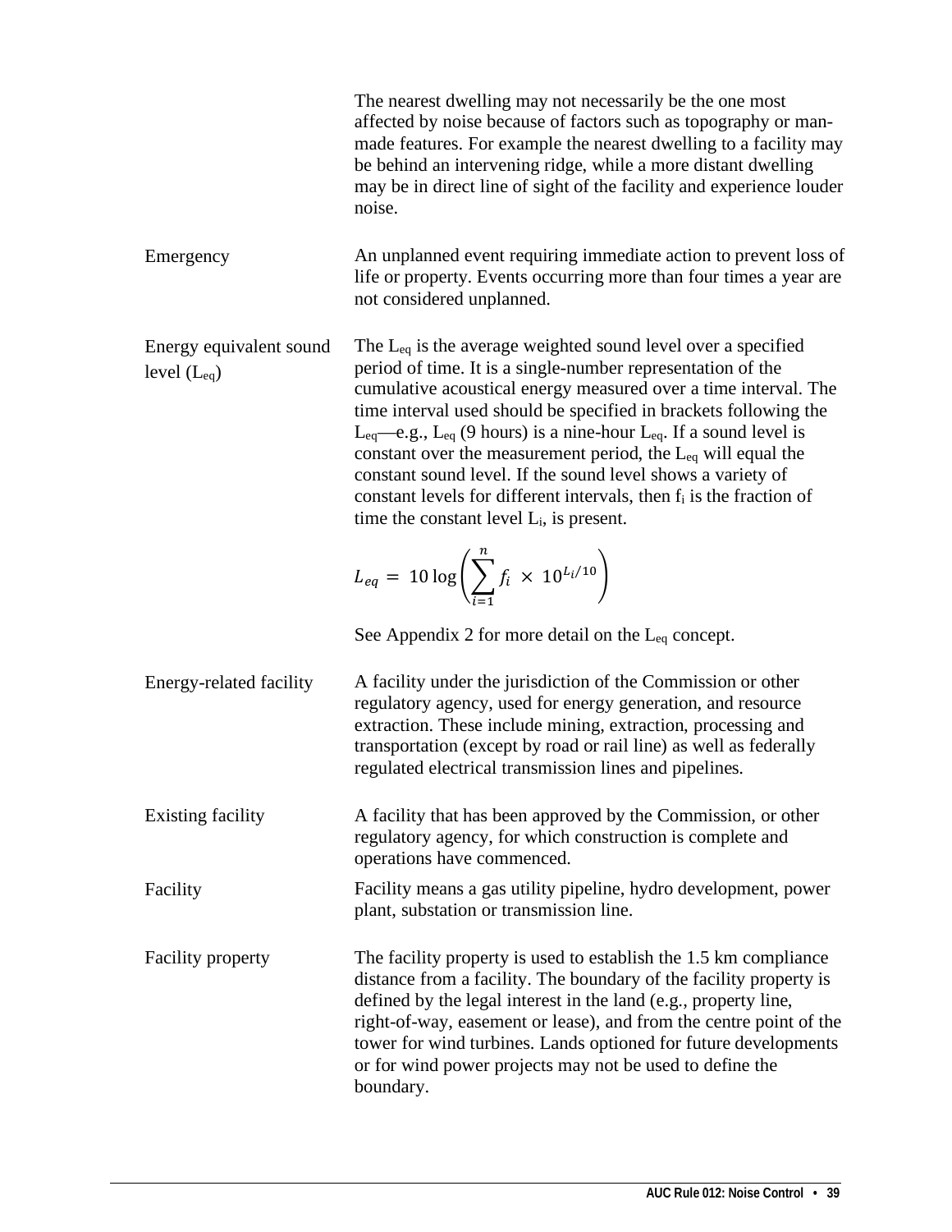The nearest dwelling may not necessarily be the one most affected by noise because of factors such as topography or man-made features. For example the nearest dwelling to a facility may be behind an intervening ridge, while a more distant dwelling may be in direct line of sight of the facility and experience louder noise.

| | |
|---|---|
| Emergency | An unplanned event requiring immediate action to prevent loss of life or property. Events occurring more than four times a year are not considered unplanned. |
| Energy equivalent sound level ($L_{eq}$) | The $L_{eq}$ is the average weighted sound level over a specified period of time. It is a single-number representation of the cumulative acoustical energy measured over a time interval. The time interval used should be specified in brackets following the $L_{eq}$—e.g., $L_{eq}$ (9 hours) is a nine-hour $L_{eq}$. If a sound level is constant over the measurement period, the $L_{eq}$ will equal the constant sound level. If the sound level shows a variety of constant levels for different intervals, then $f_i$ is the fraction of time the constant level $L_i$, is present. $$L_{eq} = 10 \log \left( \sum_{i=1}^{n} f_i \times 10^{L_i/10} \right)$$ See Appendix 2 for more detail on the $L_{eq}$ concept. |
| Energy-related facility | A facility under the jurisdiction of the Commission or other regulatory agency, used for energy generation, and resource extraction. These include mining, extraction, processing and transportation (except by road or rail line) as well as federally regulated electrical transmission lines and pipelines. |
| Existing facility | A facility that has been approved by the Commission, or other regulatory agency, for which construction is complete and operations have commenced. |
| Facility | Facility means a gas utility pipeline, hydro development, power plant, substation or transmission line. |
| Facility property | The facility property is used to establish the 1.5 km compliance distance from a facility. The boundary of the facility property is defined by the legal interest in the land (e.g., property line, right-of-way, easement or lease), and from the centre point of the tower for wind turbines. Lands optioned for future developments or for wind power projects may not be used to define the boundary. |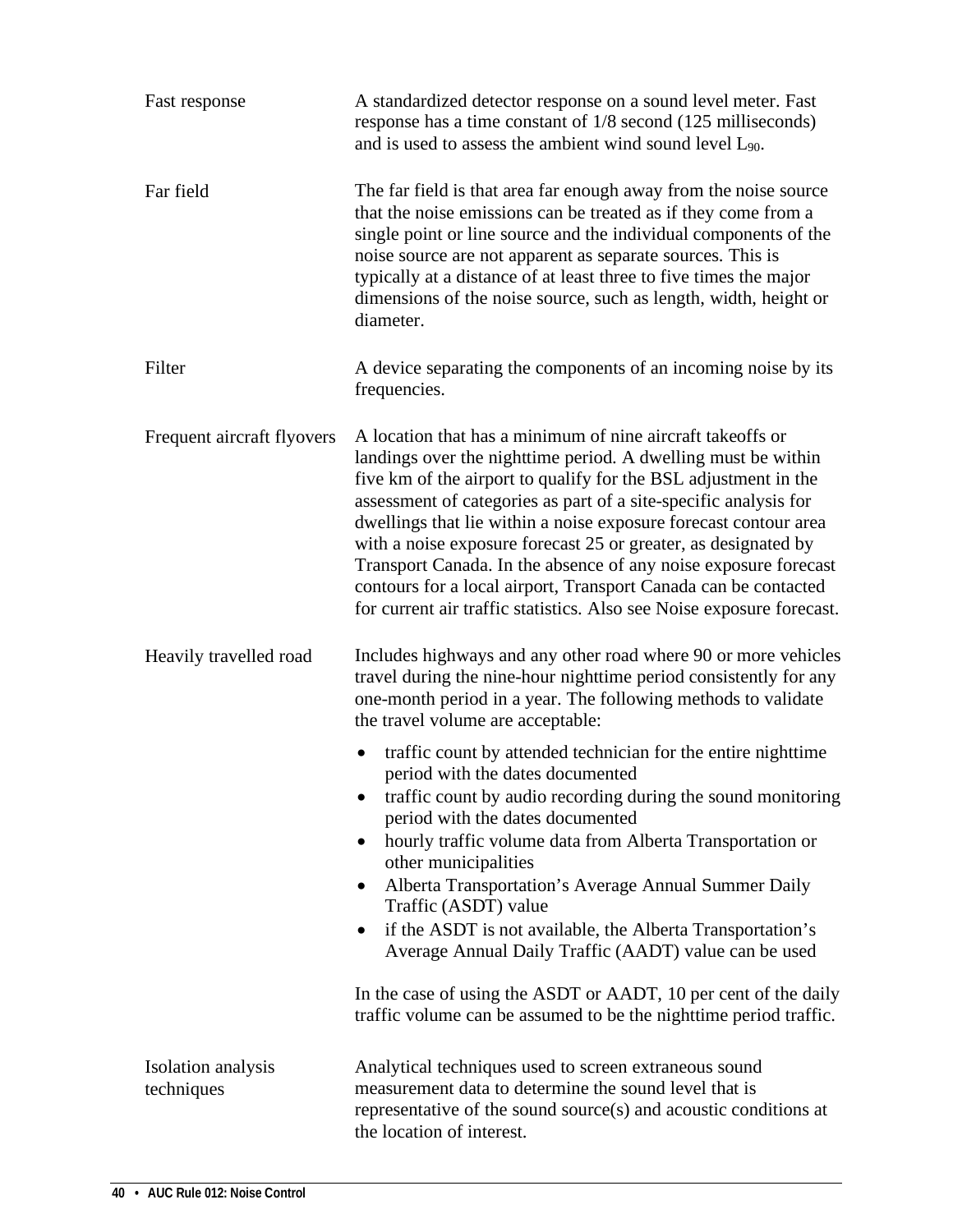| | |
|---|---|
| Fast response | A standardized detector response on a sound level meter. Fast response has a time constant of 1/8 second (125 milliseconds) and is used to assess the ambient wind sound level $L_{90}$. |
| Far field | The far field is that area far enough away from the noise source that the noise emissions can be treated as if they come from a single point or line source and the individual components of the noise source are not apparent as separate sources. This is typically at a distance of at least three to five times the major dimensions of the noise source, such as length, width, height or diameter. |
| Filter | A device separating the components of an incoming noise by its frequencies. |
| Frequent aircraft flyovers | A location that has a minimum of nine aircraft takeoffs or landings over the nighttime period. A dwelling must be within five km of the airport to qualify for the BSL adjustment in the assessment of categories as part of a site-specific analysis for dwellings that lie within a noise exposure forecast contour area with a noise exposure forecast 25 or greater, as designated by Transport Canada. In the absence of any noise exposure forecast contours for a local airport, Transport Canada can be contacted for current air traffic statistics. Also see Noise exposure forecast. |
| Heavily travelled road | Includes highways and any other road where 90 or more vehicles travel during the nine-hour nighttime period consistently for any one-month period in a year. The following methods to validate the travel volume are acceptable:<br>• traffic count by attended technician for the entire nighttime period with the dates documented<br>• traffic count by audio recording during the sound monitoring period with the dates documented<br>• hourly traffic volume data from Alberta Transportation or other municipalities<br>• Alberta Transportation's Average Annual Summer Daily Traffic (ASDT) value<br>• if the ASDT is not available, the Alberta Transportation's Average Annual Daily Traffic (AADT) value can be used<br><br>In the case of using the ASDT or AADT, 10 per cent of the daily traffic volume can be assumed to be the nighttime period traffic. |
| Isolation analysis techniques | Analytical techniques used to screen extraneous sound measurement data to determine the sound level that is representative of the sound source(s) and acoustic conditions at the location of interest. |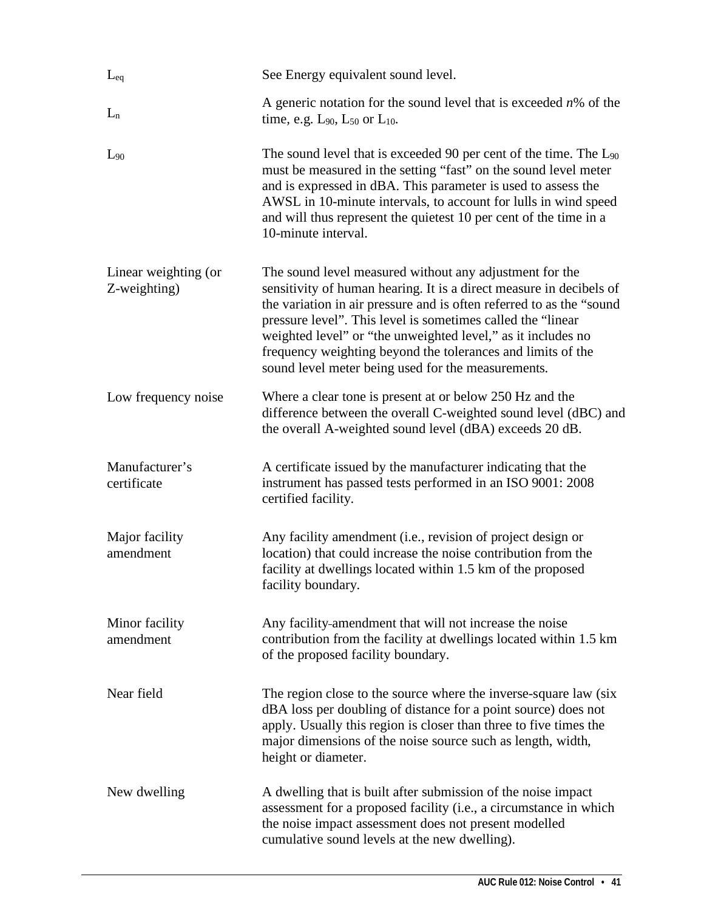| | |
|---|---|
| $L_{eq}$ | See Energy equivalent sound level. |
| $L_n$ | A generic notation for the sound level that is exceeded *n*% of the time, e.g. $L_{90}$, $L_{50}$ or $L_{10}$. |
| $L_{90}$ | The sound level that is exceeded 90 per cent of the time. The $L_{90}$ must be measured in the setting "fast" on the sound level meter and is expressed in dBA. This parameter is used to assess the AWSL in 10-minute intervals, to account for lulls in wind speed and will thus represent the quietest 10 per cent of the time in a 10-minute interval. |
| Linear weighting (or Z-weighting) | The sound level measured without any adjustment for the sensitivity of human hearing. It is a direct measure in decibels of the variation in air pressure and is often referred to as the "sound pressure level". This level is sometimes called the "linear weighted level" or "the unweighted level," as it includes no frequency weighting beyond the tolerances and limits of the sound level meter being used for the measurements. |
| Low frequency noise | Where a clear tone is present at or below 250 Hz and the difference between the overall C-weighted sound level (dBC) and the overall A-weighted sound level (dBA) exceeds 20 dB. |
| Manufacturer's certificate | A certificate issued by the manufacturer indicating that the instrument has passed tests performed in an ISO 9001: 2008 certified facility. |
| Major facility amendment | Any facility amendment (i.e., revision of project design or location) that could increase the noise contribution from the facility at dwellings located within 1.5 km of the proposed facility boundary. |
| Minor facility amendment | Any facility amendment that will not increase the noise contribution from the facility at dwellings located within 1.5 km of the proposed facility boundary. |
| Near field | The region close to the source where the inverse-square law (six dBA loss per doubling of distance for a point source) does not apply. Usually this region is closer than three to five times the major dimensions of the noise source such as length, width, height or diameter. |
| New dwelling | A dwelling that is built after submission of the noise impact assessment for a proposed facility (i.e., a circumstance in which the noise impact assessment does not present modelled cumulative sound levels at the new dwelling). |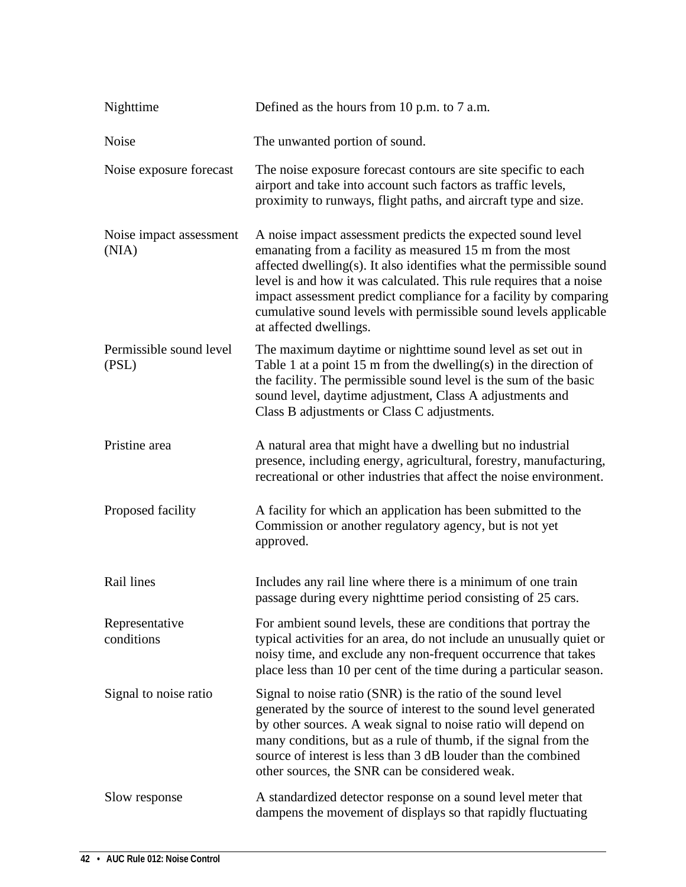| | |
|---|---|
| Nighttime | Defined as the hours from 10 p.m. to 7 a.m. |
| Noise | The unwanted portion of sound. |
| Noise exposure forecast | The noise exposure forecast contours are site specific to each airport and take into account such factors as traffic levels, proximity to runways, flight paths, and aircraft type and size. |
| Noise impact assessment (NIA) | A noise impact assessment predicts the expected sound level emanating from a facility as measured 15 m from the most affected dwelling(s). It also identifies what the permissible sound level is and how it was calculated. This rule requires that a noise impact assessment predict compliance for a facility by comparing cumulative sound levels with permissible sound levels applicable at affected dwellings. |
| Permissible sound level (PSL) | The maximum daytime or nighttime sound level as set out in Table 1 at a point 15 m from the dwelling(s) in the direction of the facility. The permissible sound level is the sum of the basic sound level, daytime adjustment, Class A adjustments and Class B adjustments or Class C adjustments. |
| Pristine area | A natural area that might have a dwelling but no industrial presence, including energy, agricultural, forestry, manufacturing, recreational or other industries that affect the noise environment. |
| Proposed facility | A facility for which an application has been submitted to the Commission or another regulatory agency, but is not yet approved. |
| Rail lines | Includes any rail line where there is a minimum of one train passage during every nighttime period consisting of 25 cars. |
| Representative conditions | For ambient sound levels, these are conditions that portray the typical activities for an area, do not include an unusually quiet or noisy time, and exclude any non-frequent occurrence that takes place less than 10 per cent of the time during a particular season. |
| Signal to noise ratio | Signal to noise ratio (SNR) is the ratio of the sound level generated by the source of interest to the sound level generated by other sources. A weak signal to noise ratio will depend on many conditions, but as a rule of thumb, if the signal from the source of interest is less than 3 dB louder than the combined other sources, the SNR can be considered weak. |
| Slow response | A standardized detector response on a sound level meter that dampens the movement of displays so that rapidly fluctuating |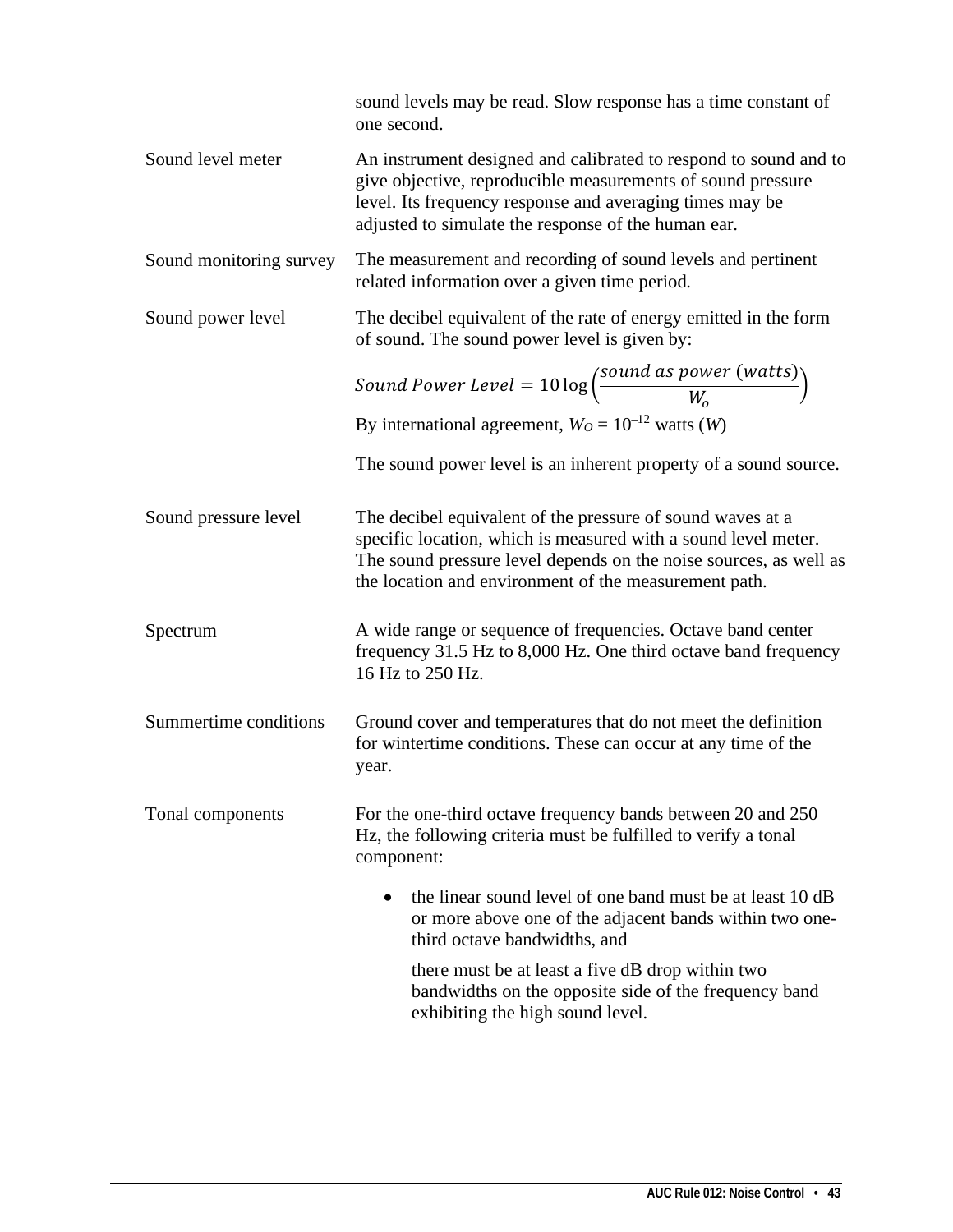sound levels may be read. Slow response has a time constant of one second.

| | |
|---|---|
| Sound level meter | An instrument designed and calibrated to respond to sound and to give objective, reproducible measurements of sound pressure level. Its frequency response and averaging times may be adjusted to simulate the response of the human ear. |
| Sound monitoring survey | The measurement and recording of sound levels and pertinent related information over a given time period. |
| Sound power level | The decibel equivalent of the rate of energy emitted in the form of sound. The sound power level is given by: $Sound\ Power\ Level = 10\log\left(\frac{sound\ as\ power\ (watts)}{W_o}\right)$ By international agreement, $W_O = 10^{-12}$ watts ($W$) The sound power level is an inherent property of a sound source. |
| Sound pressure level | The decibel equivalent of the pressure of sound waves at a specific location, which is measured with a sound level meter. The sound pressure level depends on the noise sources, as well as the location and environment of the measurement path. |
| Spectrum | A wide range or sequence of frequencies. Octave band center frequency 31.5 Hz to 8,000 Hz. One third octave band frequency 16 Hz to 250 Hz. |
| Summertime conditions | Ground cover and temperatures that do not meet the definition for wintertime conditions. These can occur at any time of the year. |
| Tonal components | For the one-third octave frequency bands between 20 and 250 Hz, the following criteria must be fulfilled to verify a tonal component: • the linear sound level of one band must be at least 10 dB or more above one of the adjacent bands within two one-third octave bandwidths, and there must be at least a five dB drop within two bandwidths on the opposite side of the frequency band exhibiting the high sound level. |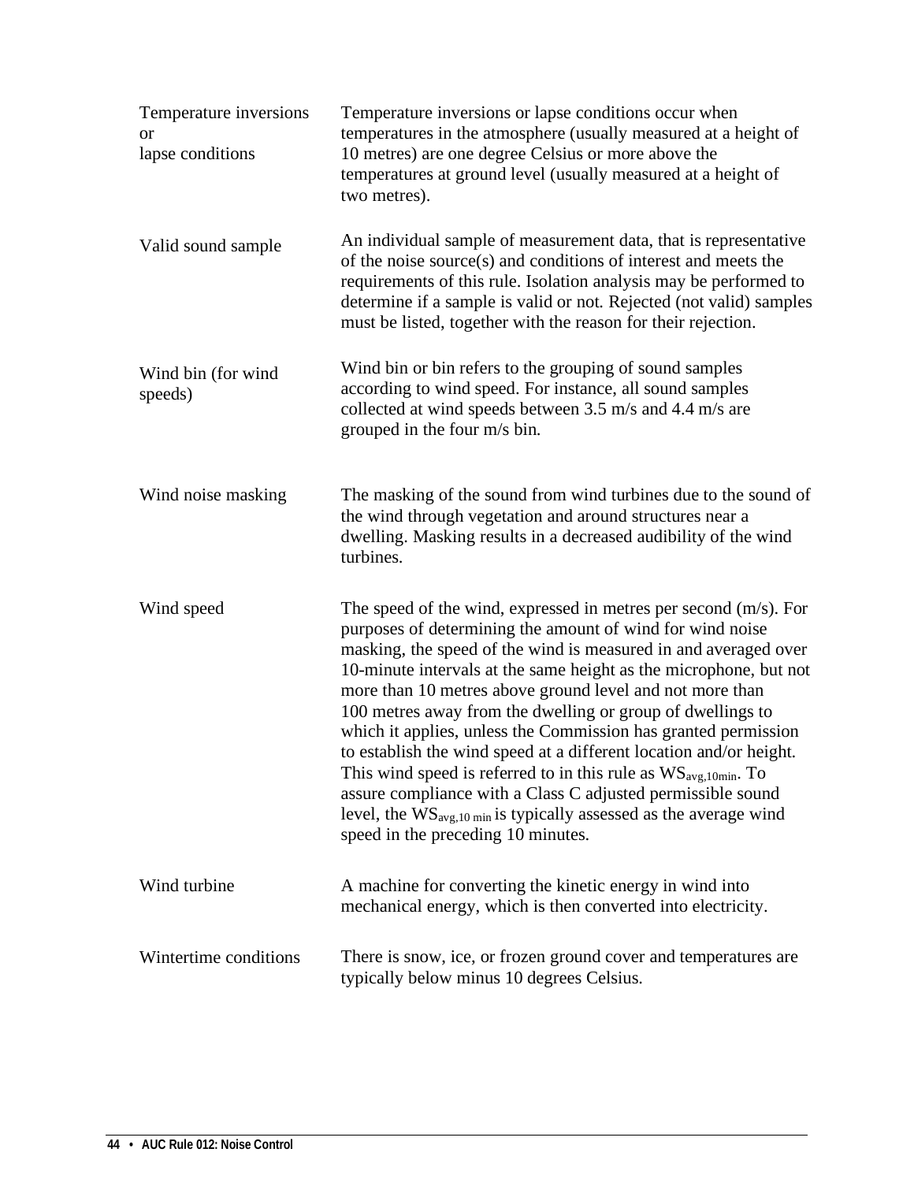| | |
|---|---|
| Temperature inversions or lapse conditions | Temperature inversions or lapse conditions occur when temperatures in the atmosphere (usually measured at a height of 10 metres) are one degree Celsius or more above the temperatures at ground level (usually measured at a height of two metres). |
| Valid sound sample | An individual sample of measurement data, that is representative of the noise source(s) and conditions of interest and meets the requirements of this rule. Isolation analysis may be performed to determine if a sample is valid or not. Rejected (not valid) samples must be listed, together with the reason for their rejection. |
| Wind bin (for wind speeds) | Wind bin or bin refers to the grouping of sound samples according to wind speed. For instance, all sound samples collected at wind speeds between 3.5 m/s and 4.4 m/s are grouped in the four m/s bin. |
| Wind noise masking | The masking of the sound from wind turbines due to the sound of the wind through vegetation and around structures near a dwelling. Masking results in a decreased audibility of the wind turbines. |
| Wind speed | The speed of the wind, expressed in metres per second (m/s). For purposes of determining the amount of wind for wind noise masking, the speed of the wind is measured in and averaged over 10-minute intervals at the same height as the microphone, but not more than 10 metres above ground level and not more than 100 metres away from the dwelling or group of dwellings to which it applies, unless the Commission has granted permission to establish the wind speed at a different location and/or height. This wind speed is referred to in this rule as $WS_{avg,10min}$. To assure compliance with a Class C adjusted permissible sound level, the $WS_{avg,10\ min}$ is typically assessed as the average wind speed in the preceding 10 minutes. |
| Wind turbine | A machine for converting the kinetic energy in wind into mechanical energy, which is then converted into electricity. |
| Wintertime conditions | There is snow, ice, or frozen ground cover and temperatures are typically below minus 10 degrees Celsius. |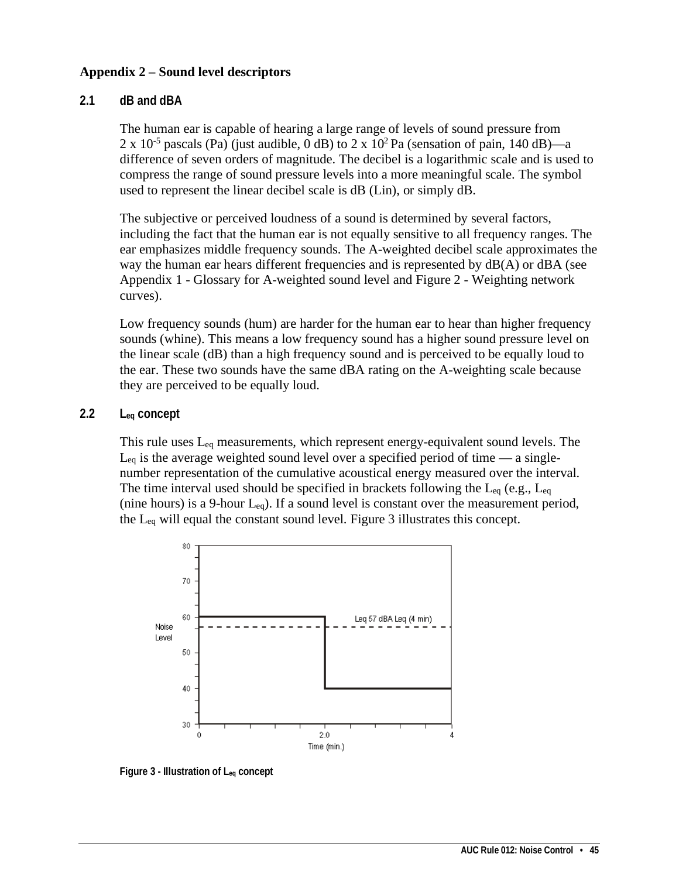# Appendix 2 – Sound level descriptors

## 2.1 dB and dBA

The human ear is capable of hearing a large range of levels of sound pressure from $2 \times 10^{-5}$ pascals (Pa) (just audible, 0 dB) to $2 \times 10^{2}$ Pa (sensation of pain, 140 dB)—a difference of seven orders of magnitude. The decibel is a logarithmic scale and is used to compress the range of sound pressure levels into a more meaningful scale. The symbol used to represent the linear decibel scale is dB (Lin), or simply dB.

The subjective or perceived loudness of a sound is determined by several factors, including the fact that the human ear is not equally sensitive to all frequency ranges. The ear emphasizes middle frequency sounds. The A-weighted decibel scale approximates the way the human ear hears different frequencies and is represented by dB(A) or dBA (see Appendix 1 - Glossary for A-weighted sound level and Figure 2 - Weighting network curves).

Low frequency sounds (hum) are harder for the human ear to hear than higher frequency sounds (whine). This means a low frequency sound has a higher sound pressure level on the linear scale (dB) than a high frequency sound and is perceived to be equally loud to the ear. These two sounds have the same dBA rating on the A-weighting scale because they are perceived to be equally loud.

## 2.2 $L_{eq}$ concept

This rule uses $L_{eq}$ measurements, which represent energy-equivalent sound levels. The $L_{eq}$ is the average weighted sound level over a specified period of time — a single-number representation of the cumulative acoustical energy measured over the interval. The time interval used should be specified in brackets following the $L_{eq}$ (e.g., $L_{eq}$ (nine hours) is a 9-hour $L_{eq}$). If a sound level is constant over the measurement period, the $L_{eq}$ will equal the constant sound level. Figure 3 illustrates this concept.

Figure 3 - Illustration of $L_{eq}$ concept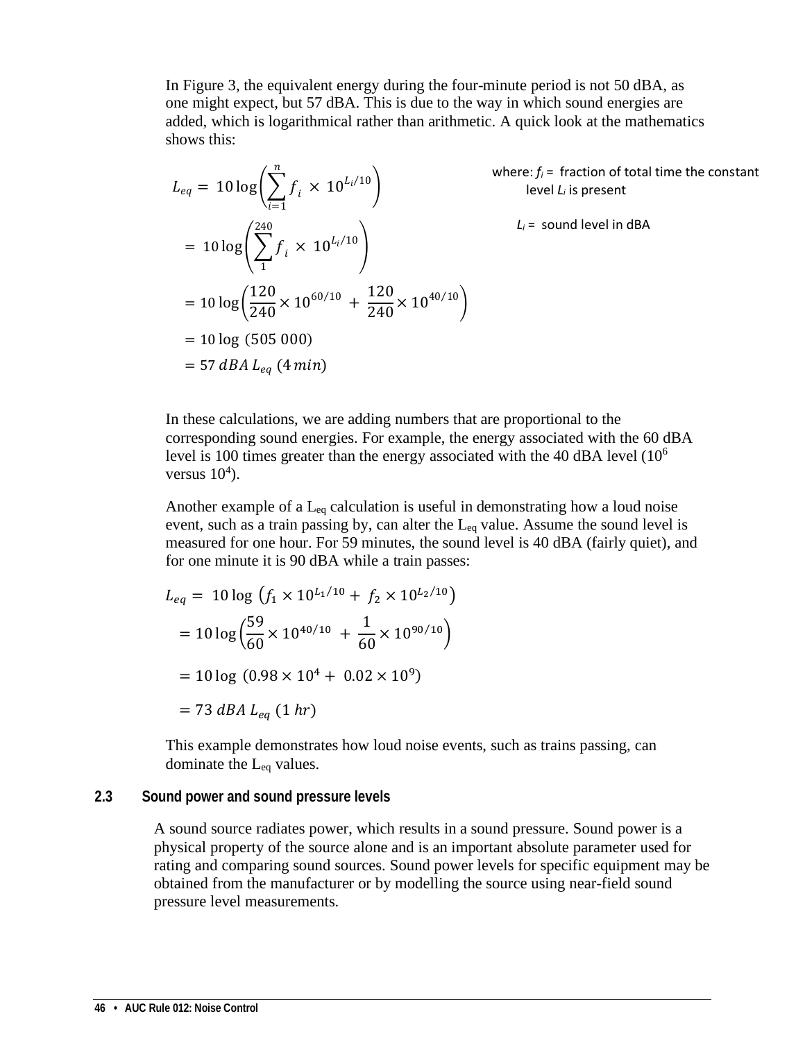In Figure 3, the equivalent energy during the four-minute period is not 50 dBA, as one might expect, but 57 dBA. This is due to the way in which sound energies are added, which is logarithmical rather than arithmetic. A quick look at the mathematics shows this:

$$
\begin{aligned}
L_{eq} &= 10 \log\left(\sum_{i=1}^{n} f_i \times 10^{L_i/10}\right) \\
&= 10 \log\left(\sum_{1}^{240} f_i \times 10^{L_i/10}\right) \\
&= 10 \log\left(\frac{120}{240} \times 10^{60/10} + \frac{120}{240} \times 10^{40/10}\right) \\
&= 10 \log\ (505\ 000) \\
&= 57\ dBA\ L_{eq}\ (4\ min)
\end{aligned}
$$

where: $f_i$ = fraction of total time the constant level $L_i$ is present

$L_i$ = sound level in dBA

In these calculations, we are adding numbers that are proportional to the corresponding sound energies. For example, the energy associated with the 60 dBA level is 100 times greater than the energy associated with the 40 dBA level ($10^6$ versus $10^4$).

Another example of a $L_{eq}$ calculation is useful in demonstrating how a loud noise event, such as a train passing by, can alter the $L_{eq}$ value. Assume the sound level is measured for one hour. For 59 minutes, the sound level is 40 dBA (fairly quiet), and for one minute it is 90 dBA while a train passes:

$$
\begin{aligned}
L_{eq} &= 10 \log\ \left(f_1 \times 10^{L_1/10} + f_2 \times 10^{L_2/10}\right) \\
&= 10 \log\left(\frac{59}{60} \times 10^{40/10} + \frac{1}{60} \times 10^{90/10}\right) \\
&= 10 \log\ (0.98 \times 10^4 + 0.02 \times 10^9) \\
&= 73\ dBA\ L_{eq}\ (1\ hr)
\end{aligned}
$$

This example demonstrates how loud noise events, such as trains passing, can dominate the $L_{eq}$ values.

## 2.3 Sound power and sound pressure levels

A sound source radiates power, which results in a sound pressure. Sound power is a physical property of the source alone and is an important absolute parameter used for rating and comparing sound sources. Sound power levels for specific equipment may be obtained from the manufacturer or by modelling the source using near-field sound pressure level measurements.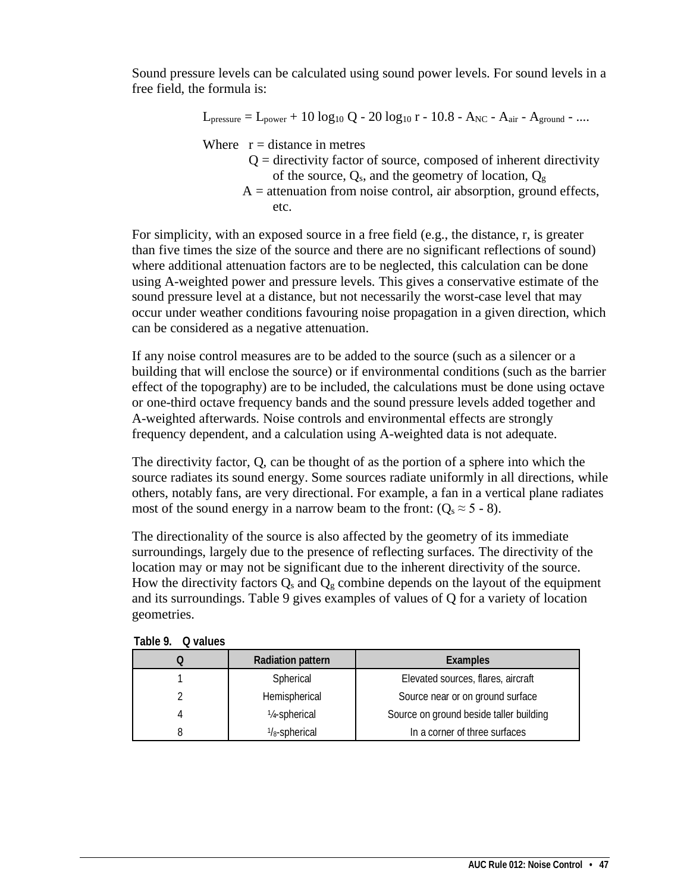Sound pressure levels can be calculated using sound power levels. For sound levels in a free field, the formula is:

$$L_{pressure} = L_{power} + 10 \log_{10} Q - 20 \log_{10} r - 10.8 - A_{NC} - A_{air} - A_{ground} - ....$$

Where $r$ = distance in metres

$Q$ = directivity factor of source, composed of inherent directivity of the source, $Q_s$, and the geometry of location, $Q_g$

$A$ = attenuation from noise control, air absorption, ground effects, etc.

For simplicity, with an exposed source in a free field (e.g., the distance, r, is greater than five times the size of the source and there are no significant reflections of sound) where additional attenuation factors are to be neglected, this calculation can be done using A-weighted power and pressure levels. This gives a conservative estimate of the sound pressure level at a distance, but not necessarily the worst-case level that may occur under weather conditions favouring noise propagation in a given direction, which can be considered as a negative attenuation.

If any noise control measures are to be added to the source (such as a silencer or a building that will enclose the source) or if environmental conditions (such as the barrier effect of the topography) are to be included, the calculations must be done using octave or one-third octave frequency bands and the sound pressure levels added together and A-weighted afterwards. Noise controls and environmental effects are strongly frequency dependent, and a calculation using A-weighted data is not adequate.

The directivity factor, Q, can be thought of as the portion of a sphere into which the source radiates its sound energy. Some sources radiate uniformly in all directions, while others, notably fans, are very directional. For example, a fan in a vertical plane radiates most of the sound energy in a narrow beam to the front: ($Q_s \approx 5 - 8$).

The directionality of the source is also affected by the geometry of its immediate surroundings, largely due to the presence of reflecting surfaces. The directivity of the location may or may not be significant due to the inherent directivity of the source. How the directivity factors $Q_s$ and $Q_g$ combine depends on the layout of the equipment and its surroundings. Table 9 gives examples of values of Q for a variety of location geometries.

**Table 9. Q values**

| Q | Radiation pattern | Examples |
|---|---|---|
| 1 | Spherical | Elevated sources, flares, aircraft |
| 2 | Hemispherical | Source near or on ground surface |
| 4 | ¼-spherical | Source on ground beside taller building |
| 8 | ⅛-spherical | In a corner of three surfaces |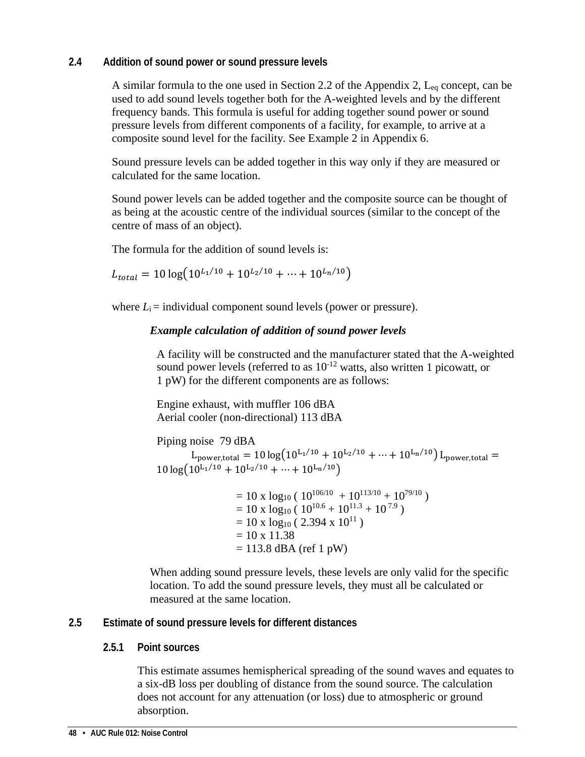## 2.4 Addition of sound power or sound pressure levels

A similar formula to the one used in Section 2.2 of the Appendix 2, $L_{eq}$ concept, can be used to add sound levels together both for the A-weighted levels and by the different frequency bands. This formula is useful for adding together sound power or sound pressure levels from different components of a facility, for example, to arrive at a composite sound level for the facility. See Example 2 in Appendix 6.

Sound pressure levels can be added together in this way only if they are measured or calculated for the same location.

Sound power levels can be added together and the composite source can be thought of as being at the acoustic centre of the individual sources (similar to the concept of the centre of mass of an object).

The formula for the addition of sound levels is:

$$L_{total} = 10\log\left(10^{L_1/10} + 10^{L_2/10} + \cdots + 10^{L_n/10}\right)$$

where $L_i$ = individual component sound levels (power or pressure).

***Example calculation of addition of sound power levels***

A facility will be constructed and the manufacturer stated that the A-weighted sound power levels (referred to as $10^{-12}$ watts, also written 1 picowatt, or 1 pW) for the different components are as follows:

Engine exhaust, with muffler 106 dBA
Aerial cooler (non-directional) 113 dBA

Piping noise 79 dBA

$$L_{power,total} = 10\log\left(10^{L_1/10} + 10^{L_2/10} + \cdots + 10^{L_n/10}\right) L_{power,total} = 10\log\left(10^{L_1/10} + 10^{L_2/10} + \cdots + 10^{L_n/10}\right)$$

$= 10 \times \log_{10} ( 10^{106/10} + 10^{113/10} + 10^{79/10} )$
$= 10 \times \log_{10} ( 10^{10.6} + 10^{11.3} + 10^{7.9} )$
$= 10 \times \log_{10} ( 2.394 \times 10^{11} )$
$= 10 \times 11.38$
$= 113.8$ dBA (ref 1 pW)

When adding sound pressure levels, these levels are only valid for the specific location. To add the sound pressure levels, they must all be calculated or measured at the same location.

## 2.5 Estimate of sound pressure levels for different distances

### 2.5.1 Point sources

This estimate assumes hemispherical spreading of the sound waves and equates to a six-dB loss per doubling of distance from the sound source. The calculation does not account for any attenuation (or loss) due to atmospheric or ground absorption.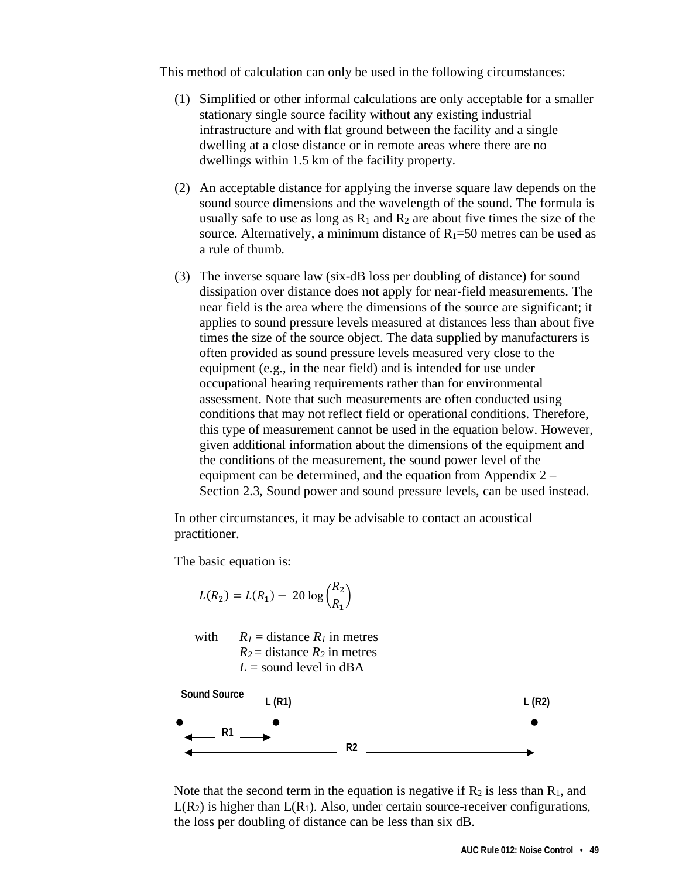This method of calculation can only be used in the following circumstances:

(1) Simplified or other informal calculations are only acceptable for a smaller stationary single source facility without any existing industrial infrastructure and with flat ground between the facility and a single dwelling at a close distance or in remote areas where there are no dwellings within 1.5 km of the facility property.

(2) An acceptable distance for applying the inverse square law depends on the sound source dimensions and the wavelength of the sound. The formula is usually safe to use as long as $R_1$ and $R_2$ are about five times the size of the source. Alternatively, a minimum distance of $R_1$=50 metres can be used as a rule of thumb.

(3) The inverse square law (six-dB loss per doubling of distance) for sound dissipation over distance does not apply for near-field measurements. The near field is the area where the dimensions of the source are significant; it applies to sound pressure levels measured at distances less than about five times the size of the source object. The data supplied by manufacturers is often provided as sound pressure levels measured very close to the equipment (e.g., in the near field) and is intended for use under occupational hearing requirements rather than for environmental assessment. Note that such measurements are often conducted using conditions that may not reflect field or operational conditions. Therefore, this type of measurement cannot be used in the equation below. However, given additional information about the dimensions of the equipment and the conditions of the measurement, the sound power level of the equipment can be determined, and the equation from Appendix 2 – Section 2.3, Sound power and sound pressure levels, can be used instead.

In other circumstances, it may be advisable to contact an acoustical practitioner.

The basic equation is:

$$L(R_2) = L(R_1) - 20 \log\left(\frac{R_2}{R_1}\right)$$

with $R_1$ = distance $R_1$ in metres
$R_2$ = distance $R_2$ in metres
$L$ = sound level in dBA

Sound Source — L (R1) — L (R2)

R1

R2

Note that the second term in the equation is negative if $R_2$ is less than $R_1$, and $L(R_2)$ is higher than $L(R_1)$. Also, under certain source-receiver configurations, the loss per doubling of distance can be less than six dB.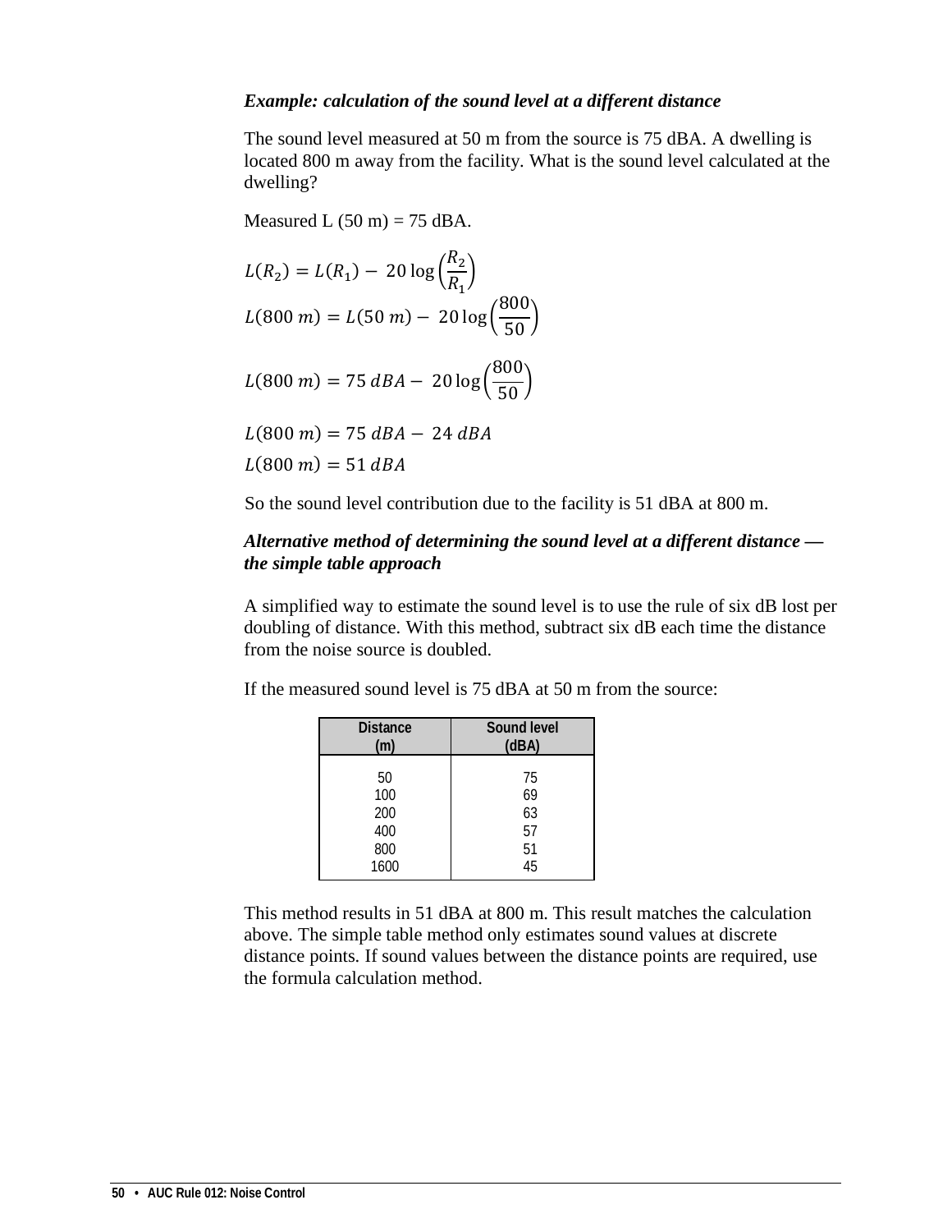***Example: calculation of the sound level at a different distance***

The sound level measured at 50 m from the source is 75 dBA. A dwelling is located 800 m away from the facility. What is the sound level calculated at the dwelling?

Measured L (50 m) = 75 dBA.

$$L(R_2) = L(R_1) - 20\log\left(\frac{R_2}{R_1}\right)$$

$$L(800\ m) = L(50\ m) - 20\log\left(\frac{800}{50}\right)$$

$$L(800\ m) = 75\ dBA - 20\log\left(\frac{800}{50}\right)$$

$$L(800\ m) = 75\ dBA - 24\ dBA$$

$$L(800\ m) = 51\ dBA$$

So the sound level contribution due to the facility is 51 dBA at 800 m.

***Alternative method of determining the sound level at a different distance — the simple table approach***

A simplified way to estimate the sound level is to use the rule of six dB lost per doubling of distance. With this method, subtract six dB each time the distance from the noise source is doubled.

If the measured sound level is 75 dBA at 50 m from the source:

| Distance (m) | Sound level (dBA) |
| --- | --- |
| 50 | 75 |
| 100 | 69 |
| 200 | 63 |
| 400 | 57 |
| 800 | 51 |
| 1600 | 45 |

This method results in 51 dBA at 800 m. This result matches the calculation above. The simple table method only estimates sound values at discrete distance points. If sound values between the distance points are required, use the formula calculation method.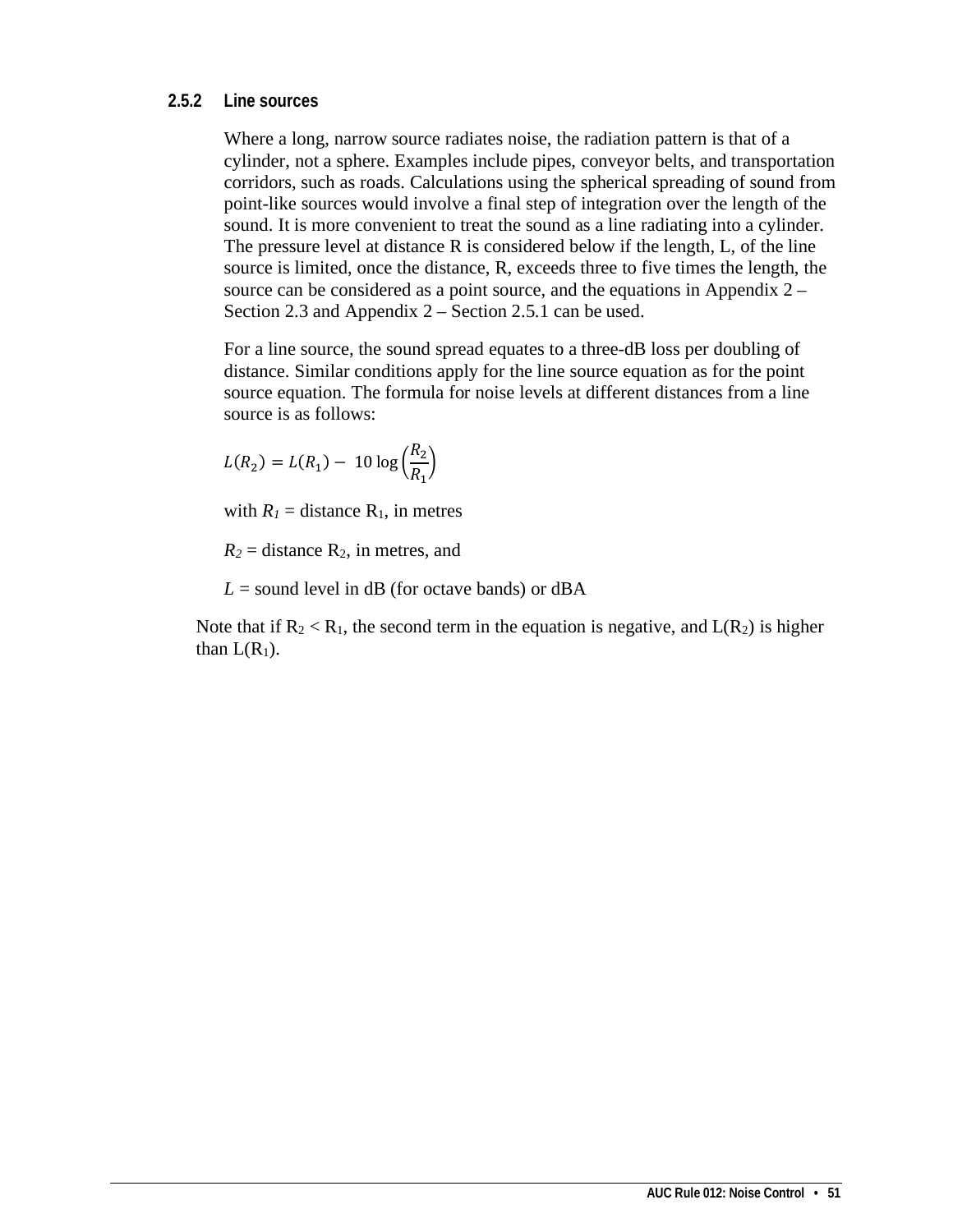### 2.5.2 Line sources

Where a long, narrow source radiates noise, the radiation pattern is that of a cylinder, not a sphere. Examples include pipes, conveyor belts, and transportation corridors, such as roads. Calculations using the spherical spreading of sound from point-like sources would involve a final step of integration over the length of the sound. It is more convenient to treat the sound as a line radiating into a cylinder. The pressure level at distance R is considered below if the length, L, of the line source is limited, once the distance, R, exceeds three to five times the length, the source can be considered as a point source, and the equations in Appendix 2 – Section 2.3 and Appendix 2 – Section 2.5.1 can be used.

For a line source, the sound spread equates to a three-dB loss per doubling of distance. Similar conditions apply for the line source equation as for the point source equation. The formula for noise levels at different distances from a line source is as follows:

$$L(R_2) = L(R_1) - 10 \log \left(\frac{R_2}{R_1}\right)$$

with $R_1$ = distance $R_1$, in metres

$R_2$ = distance $R_2$, in metres, and

$L$ = sound level in dB (for octave bands) or dBA

Note that if $R_2 < R_1$, the second term in the equation is negative, and $L(R_2)$ is higher than $L(R_1)$.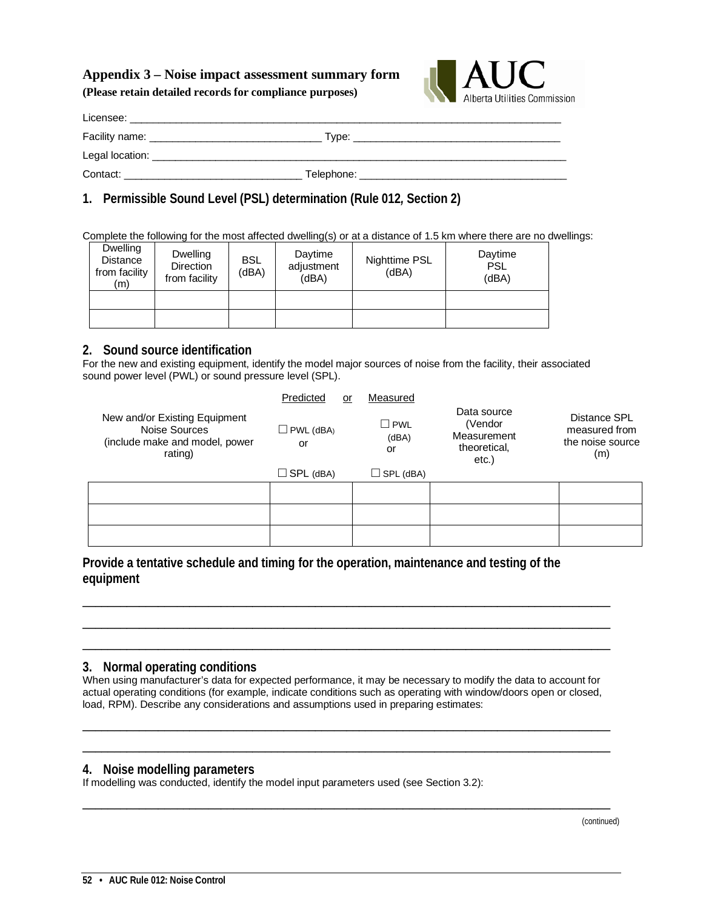## Appendix 3 – Noise impact assessment summary form

**(Please retain detailed records for compliance purposes)**

Licensee: ___________________________________________________________________________

Facility name: ______________________________ Type: ____________________________________

Legal location: _______________________________________________________________________

Contact: _______________________________ Telephone: ____________________________________

## 1. Permissible Sound Level (PSL) determination (Rule 012, Section 2)

Complete the following for the most affected dwelling(s) or at a distance of 1.5 km where there are no dwellings:

| Dwelling Distance from facility (m) | Dwelling Direction from facility | BSL (dBA) | Daytime adjustment (dBA) | Nighttime PSL (dBA) | Daytime PSL (dBA) |
|---|---|---|---|---|---|
| | | | | | |
| | | | | | |

## 2. Sound source identification

For the new and existing equipment, identify the model major sources of noise from the facility, their associated sound power level (PWL) or sound pressure level (SPL).

| New and/or Existing Equipment Noise Sources (include make and model, power rating) | Predicted or ☐ PWL (dBA) or ☐ SPL (dBA) | Measured ☐ PWL (dBA) or ☐ SPL (dBA) | Data source (Vendor Measurement theoretical, etc.) | Distance SPL measured from the noise source (m) |
|---|---|---|---|---|
| | | | | |
| | | | | |
| | | | | |

**Provide a tentative schedule and timing for the operation, maintenance and testing of the equipment**

_____________________________________________________________________________________

_____________________________________________________________________________________

_____________________________________________________________________________________

## 3. Normal operating conditions

When using manufacturer's data for expected performance, it may be necessary to modify the data to account for actual operating conditions (for example, indicate conditions such as operating with window/doors open or closed, load, RPM). Describe any considerations and assumptions used in preparing estimates:

_____________________________________________________________________________________

_____________________________________________________________________________________

## 4. Noise modelling parameters

If modelling was conducted, identify the model input parameters used (see Section 3.2):

_____________________________________________________________________________________

(continued)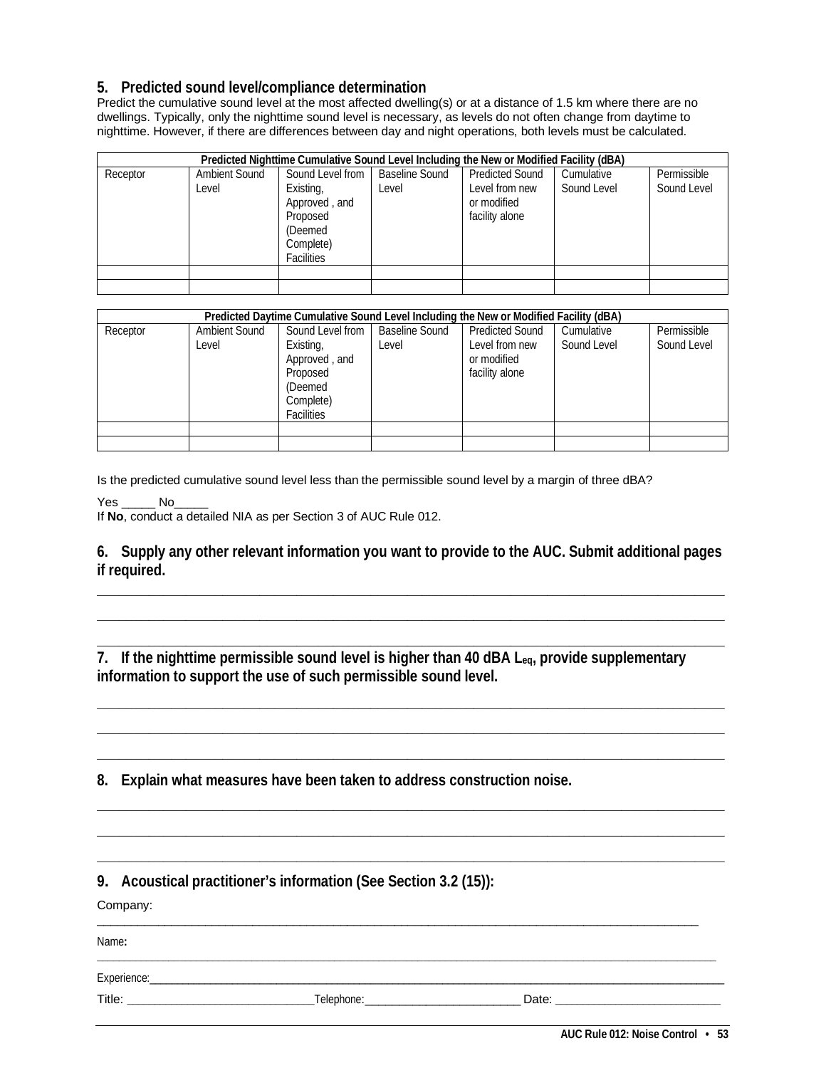## 5. Predicted sound level/compliance determination

Predict the cumulative sound level at the most affected dwelling(s) or at a distance of 1.5 km where there are no dwellings. Typically, only the nighttime sound level is necessary, as levels do not often change from daytime to nighttime. However, if there are differences between day and night operations, both levels must be calculated.

| Predicted Nighttime Cumulative Sound Level Including the New or Modified Facility (dBA) | | | | | | |
|---|---|---|---|---|---|---|
| Receptor | Ambient Sound Level | Sound Level from Existing, Approved , and Proposed (Deemed Complete) Facilities | Baseline Sound Level | Predicted Sound Level from new or modified facility alone | Cumulative Sound Level | Permissible Sound Level |
| | | | | | | |
| | | | | | | |

| Predicted Daytime Cumulative Sound Level Including the New or Modified Facility (dBA) | | | | | | |
|---|---|---|---|---|---|---|
| Receptor | Ambient Sound Level | Sound Level from Existing, Approved , and Proposed (Deemed Complete) Facilities | Baseline Sound Level | Predicted Sound Level from new or modified facility alone | Cumulative Sound Level | Permissible Sound Level |
| | | | | | | |
| | | | | | | |

Is the predicted cumulative sound level less than the permissible sound level by a margin of three dBA?

Yes _____ No_____

If **No**, conduct a detailed NIA as per Section 3 of AUC Rule 012.

## 6. Supply any other relevant information you want to provide to the AUC. Submit additional pages if required.

______________________________________________________________________________

______________________________________________________________________________

______________________________________________________________________________

## 7. If the nighttime permissible sound level is higher than 40 dBA $L_{eq}$, provide supplementary information to support the use of such permissible sound level.

______________________________________________________________________________

______________________________________________________________________________

______________________________________________________________________________

## 8. Explain what measures have been taken to address construction noise.

______________________________________________________________________________

______________________________________________________________________________

______________________________________________________________________________

## 9. Acoustical practitioner's information (See Section 3.2 (15)):

Company:
______________________________________________________________________________

Name**:**
______________________________________________________________________________

Experience:___________________________________________________________________

Title: ___________________________Telephone:_______________________ Date: ________________________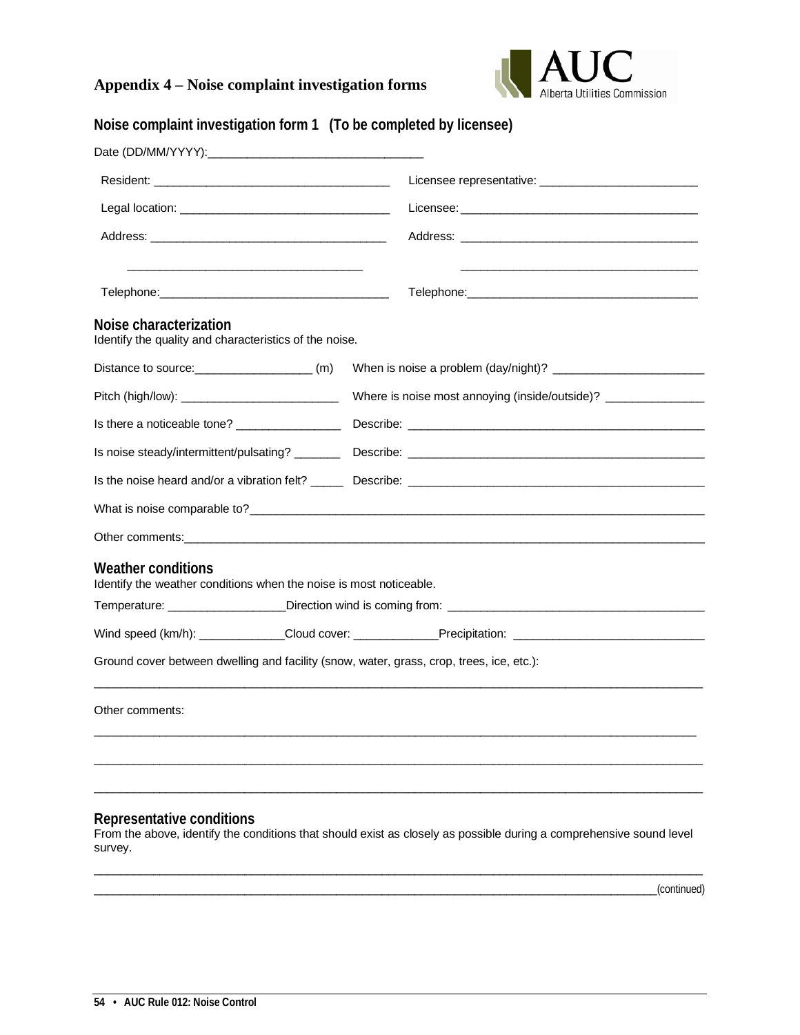## Appendix 4 – Noise complaint investigation forms

### Noise complaint investigation form 1 (To be completed by licensee)

Date (DD/MM/YYYY):________________________________

| | |
|---|---|
| Resident: ___________________________________ | Licensee representative: _______________________ |
| Legal location: _______________________________ | Licensee: ____________________________________ |
| Address: ____________________________________ | Address: ____________________________________ |
| ____________________________________ | ____________________________________ |
| Telephone: __________________________________ | Telephone: __________________________________ |

#### Noise characterization

Identify the quality and characteristics of the noise.

| | |
|---|---|
| Distance to source:__________________ (m) | When is noise a problem (day/night)? _______________________ |
| Pitch (high/low): ________________________ | Where is noise most annoying (inside/outside)? _______________ |
| Is there a noticeable tone? ________________ | Describe: ____________________________________________ |
| Is noise steady/intermittent/pulsating? _______ | Describe: ____________________________________________ |
| Is the noise heard and/or a vibration felt? _____ | Describe: ____________________________________________ |

What is noise comparable to?______________________________________________________________________

Other comments:__________________________________________________________________________

#### Weather conditions

Identify the weather conditions when the noise is most noticeable.

Temperature: __________________Direction wind is coming from: _______________________________________

Wind speed (km/h): _____________Cloud cover: _____________Precipitation: _____________________________

Ground cover between dwelling and facility (snow, water, grass, crop, trees, ice, etc.):

_____________________________________________________________________________________________

Other comments:

_____________________________________________________________________________________________

_____________________________________________________________________________________________

_____________________________________________________________________________________________

#### Representative conditions

From the above, identify the conditions that should exist as closely as possible during a comprehensive sound level survey.

_____________________________________________________________________________________________

_____________________________________________________________________________________________(continued)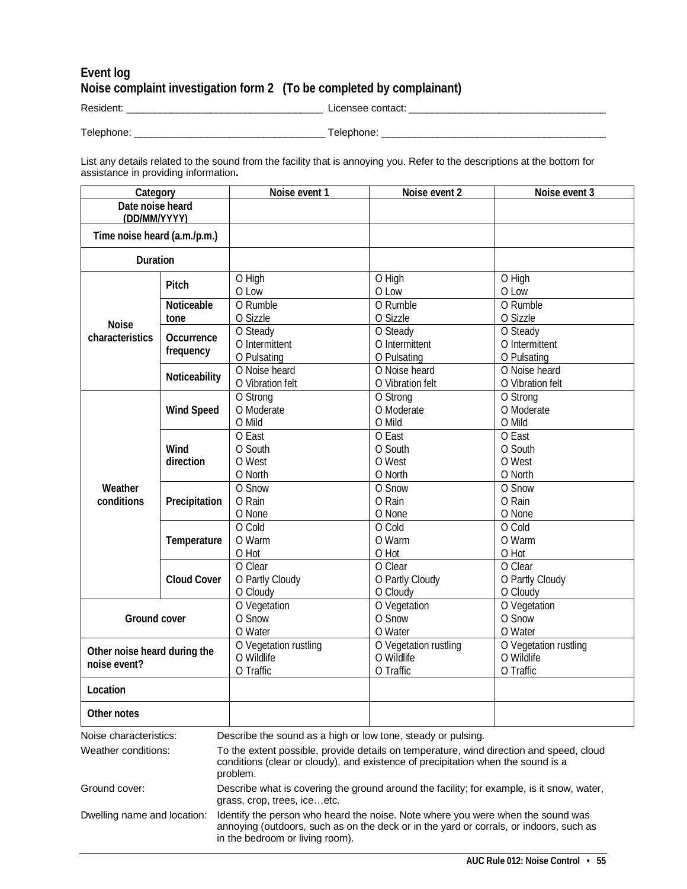## Event log
## Noise complaint investigation form 2 (To be completed by complainant)

Resident: ___________________________________ Licensee contact: ___________________________________

Telephone: ___________________________________ Telephone: ___________________________________

List any details related to the sound from the facility that is annoying you. Refer to the descriptions at the bottom for assistance in providing information.

| Category | | Noise event 1 | Noise event 2 | Noise event 3 |
|---|---|---|---|---|
| Date noise heard (DD/MM/YYYY) | | | | |
| Time noise heard (a.m./p.m.) | | | | |
| Duration | | | | |
| Noise characteristics | Pitch | O High<br>O Low | O High<br>O Low | O High<br>O Low |
| | Noticeable tone | O Rumble<br>O Sizzle | O Rumble<br>O Sizzle | O Rumble<br>O Sizzle |
| | Occurrence frequency | O Steady<br>O Intermittent<br>O Pulsating | O Steady<br>O Intermittent<br>O Pulsating | O Steady<br>O Intermittent<br>O Pulsating |
| | Noticeability | O Noise heard<br>O Vibration felt | O Noise heard<br>O Vibration felt | O Noise heard<br>O Vibration felt |
| Weather conditions | Wind Speed | O Strong<br>O Moderate<br>O Mild | O Strong<br>O Moderate<br>O Mild | O Strong<br>O Moderate<br>O Mild |
| | Wind direction | O East<br>O South<br>O West<br>O North | O East<br>O South<br>O West<br>O North | O East<br>O South<br>O West<br>O North |
| | Precipitation | O Snow<br>O Rain<br>O None | O Snow<br>O Rain<br>O None | O Snow<br>O Rain<br>O None |
| | Temperature | O Cold<br>O Warm<br>O Hot | O Cold<br>O Warm<br>O Hot | O Cold<br>O Warm<br>O Hot |
| | Cloud Cover | O Clear<br>O Partly Cloudy<br>O Cloudy | O Clear<br>O Partly Cloudy<br>O Cloudy | O Clear<br>O Partly Cloudy<br>O Cloudy |
| Ground cover | | O Vegetation<br>O Snow<br>O Water | O Vegetation<br>O Snow<br>O Water | O Vegetation<br>O Snow<br>O Water |
| Other noise heard during the noise event? | | O Vegetation rustling<br>O Wildlife<br>O Traffic | O Vegetation rustling<br>O Wildlife<br>O Traffic | O Vegetation rustling<br>O Wildlife<br>O Traffic |
| Location | | | | |
| Other notes | | | | |

| | |
|---|---|
| Noise characteristics: | Describe the sound as a high or low tone, steady or pulsing. |
| Weather conditions: | To the extent possible, provide details on temperature, wind direction and speed, cloud conditions (clear or cloudy), and existence of precipitation when the sound is a problem. |
| Ground cover: | Describe what is covering the ground around the facility; for example, is it snow, water, grass, crop, trees, ice…etc. |
| Dwelling name and location: | Identify the person who heard the noise. Note where you were when the sound was annoying (outdoors, such as on the deck or in the yard or corrals, or indoors, such as in the bedroom or living room). |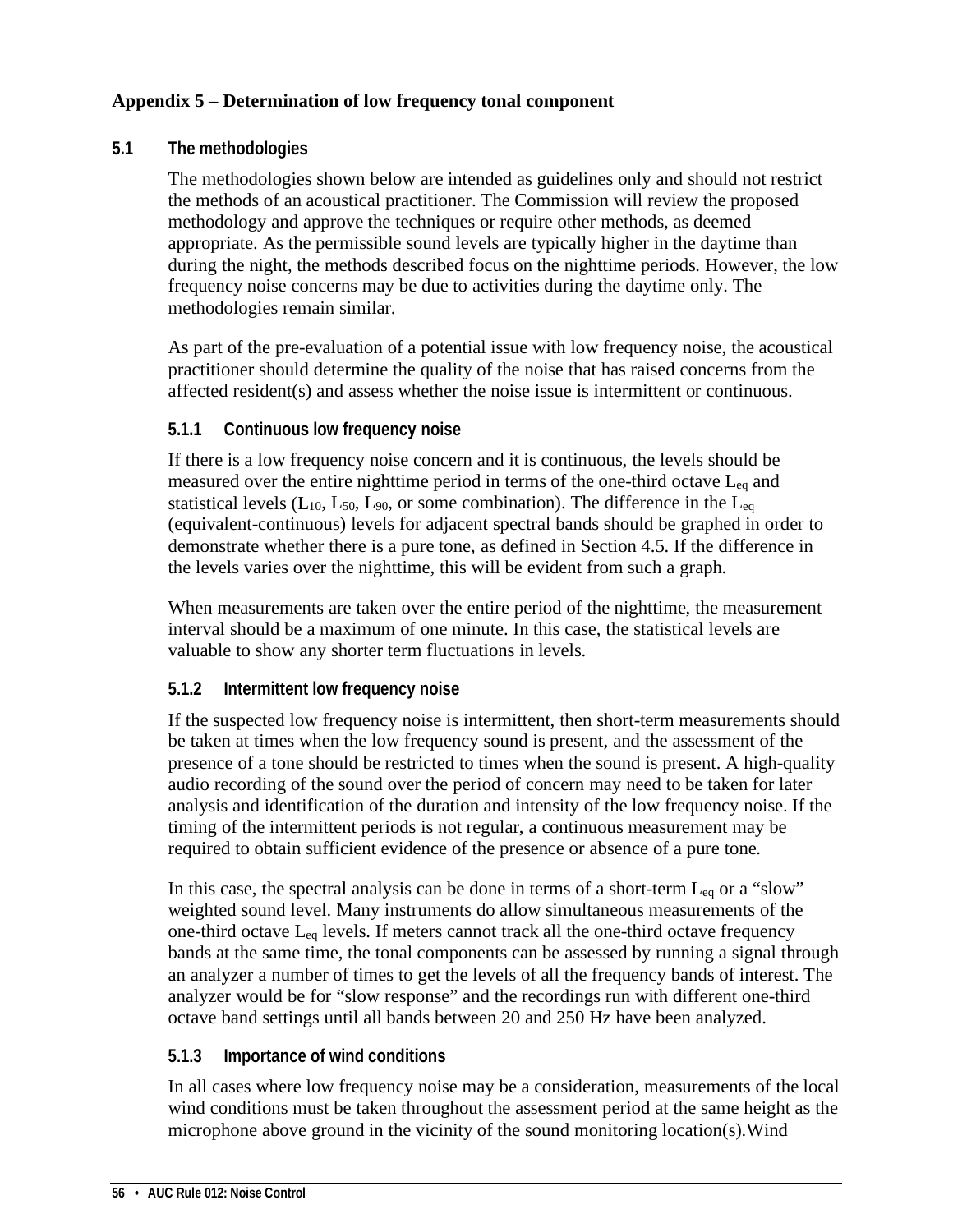## Appendix 5 – Determination of low frequency tonal component

### 5.1 The methodologies

The methodologies shown below are intended as guidelines only and should not restrict the methods of an acoustical practitioner. The Commission will review the proposed methodology and approve the techniques or require other methods, as deemed appropriate. As the permissible sound levels are typically higher in the daytime than during the night, the methods described focus on the nighttime periods. However, the low frequency noise concerns may be due to activities during the daytime only. The methodologies remain similar.

As part of the pre-evaluation of a potential issue with low frequency noise, the acoustical practitioner should determine the quality of the noise that has raised concerns from the affected resident(s) and assess whether the noise issue is intermittent or continuous.

#### 5.1.1 Continuous low frequency noise

If there is a low frequency noise concern and it is continuous, the levels should be measured over the entire nighttime period in terms of the one-third octave $L_{eq}$ and statistical levels ($L_{10}$, $L_{50}$, $L_{90}$, or some combination). The difference in the $L_{eq}$ (equivalent-continuous) levels for adjacent spectral bands should be graphed in order to demonstrate whether there is a pure tone, as defined in Section 4.5. If the difference in the levels varies over the nighttime, this will be evident from such a graph.

When measurements are taken over the entire period of the nighttime, the measurement interval should be a maximum of one minute. In this case, the statistical levels are valuable to show any shorter term fluctuations in levels.

#### 5.1.2 Intermittent low frequency noise

If the suspected low frequency noise is intermittent, then short-term measurements should be taken at times when the low frequency sound is present, and the assessment of the presence of a tone should be restricted to times when the sound is present. A high-quality audio recording of the sound over the period of concern may need to be taken for later analysis and identification of the duration and intensity of the low frequency noise. If the timing of the intermittent periods is not regular, a continuous measurement may be required to obtain sufficient evidence of the presence or absence of a pure tone.

In this case, the spectral analysis can be done in terms of a short-term $L_{eq}$ or a "slow" weighted sound level. Many instruments do allow simultaneous measurements of the one-third octave $L_{eq}$ levels. If meters cannot track all the one-third octave frequency bands at the same time, the tonal components can be assessed by running a signal through an analyzer a number of times to get the levels of all the frequency bands of interest. The analyzer would be for "slow response" and the recordings run with different one-third octave band settings until all bands between 20 and 250 Hz have been analyzed.

#### 5.1.3 Importance of wind conditions

In all cases where low frequency noise may be a consideration, measurements of the local wind conditions must be taken throughout the assessment period at the same height as the microphone above ground in the vicinity of the sound monitoring location(s).Wind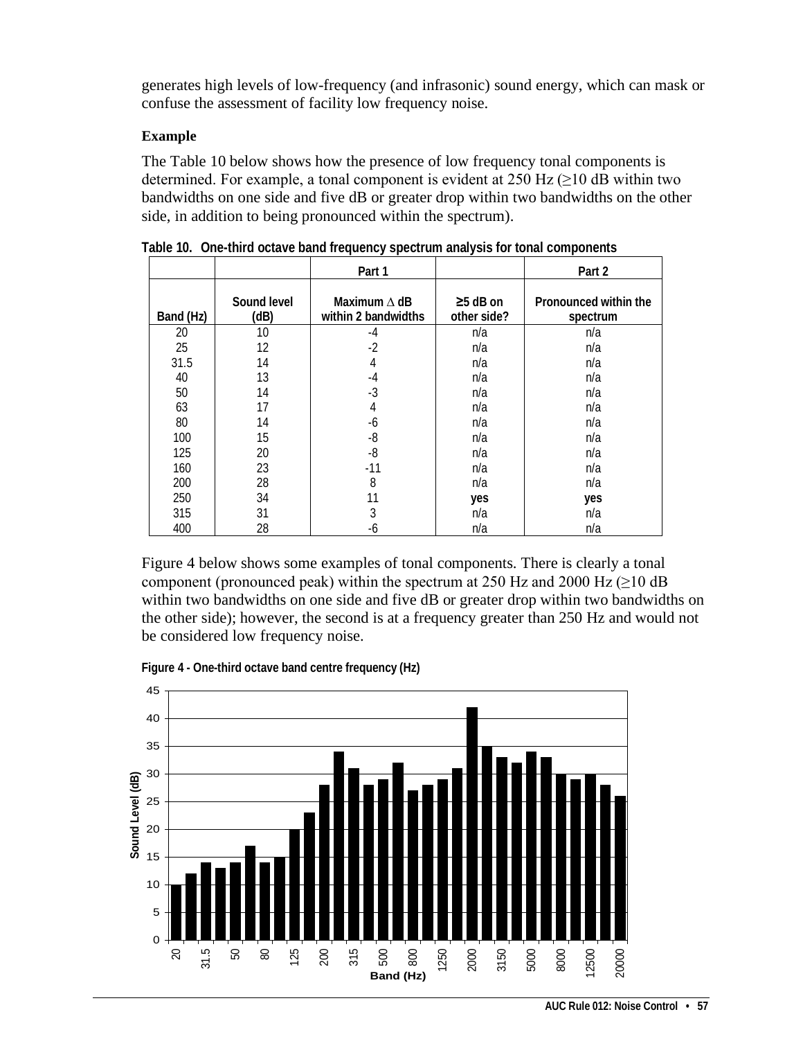generates high levels of low-frequency (and infrasonic) sound energy, which can mask or confuse the assessment of facility low frequency noise.

**Example**

The Table 10 below shows how the presence of low frequency tonal components is determined. For example, a tonal component is evident at 250 Hz (≥10 dB within two bandwidths on one side and five dB or greater drop within two bandwidths on the other side, in addition to being pronounced within the spectrum).

**Table 10. One-third octave band frequency spectrum analysis for tonal components**

| | | Part 1 | | Part 2 |
|---|---|---|---|---|
| Band (Hz) | Sound level (dB) | Maximum ∆ dB within 2 bandwidths | ≥5 dB on other side? | Pronounced within the spectrum |
| 20 | 10 | -4 | n/a | n/a |
| 25 | 12 | -2 | n/a | n/a |
| 31.5 | 14 | 4 | n/a | n/a |
| 40 | 13 | -4 | n/a | n/a |
| 50 | 14 | -3 | n/a | n/a |
| 63 | 17 | 4 | n/a | n/a |
| 80 | 14 | -6 | n/a | n/a |
| 100 | 15 | -8 | n/a | n/a |
| 125 | 20 | -8 | n/a | n/a |
| 160 | 23 | -11 | n/a | n/a |
| 200 | 28 | 8 | n/a | n/a |
| 250 | 34 | 11 | **yes** | **yes** |
| 315 | 31 | 3 | n/a | n/a |
| 400 | 28 | -6 | n/a | n/a |

Figure 4 below shows some examples of tonal components. There is clearly a tonal component (pronounced peak) within the spectrum at 250 Hz and 2000 Hz (≥10 dB within two bandwidths on one side and five dB or greater drop within two bandwidths on the other side); however, the second is at a frequency greater than 250 Hz and would not be considered low frequency noise.

**Figure 4 - One-third octave band centre frequency (Hz)**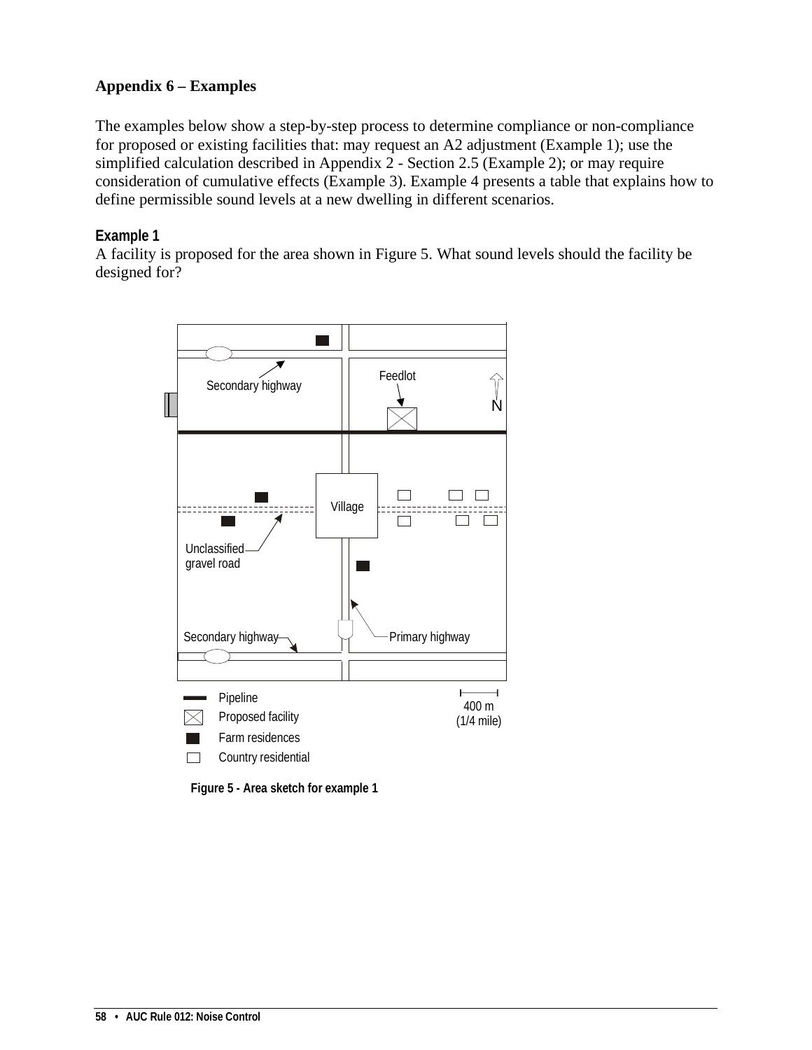## Appendix 6 – Examples

The examples below show a step-by-step process to determine compliance or non-compliance for proposed or existing facilities that: may request an A2 adjustment (Example 1); use the simplified calculation described in Appendix 2 - Section 2.5 (Example 2); or may require consideration of cumulative effects (Example 3). Example 4 presents a table that explains how to define permissible sound levels at a new dwelling in different scenarios.

### Example 1

A facility is proposed for the area shown in Figure 5. What sound levels should the facility be designed for?

Figure 5 - Area sketch for example 1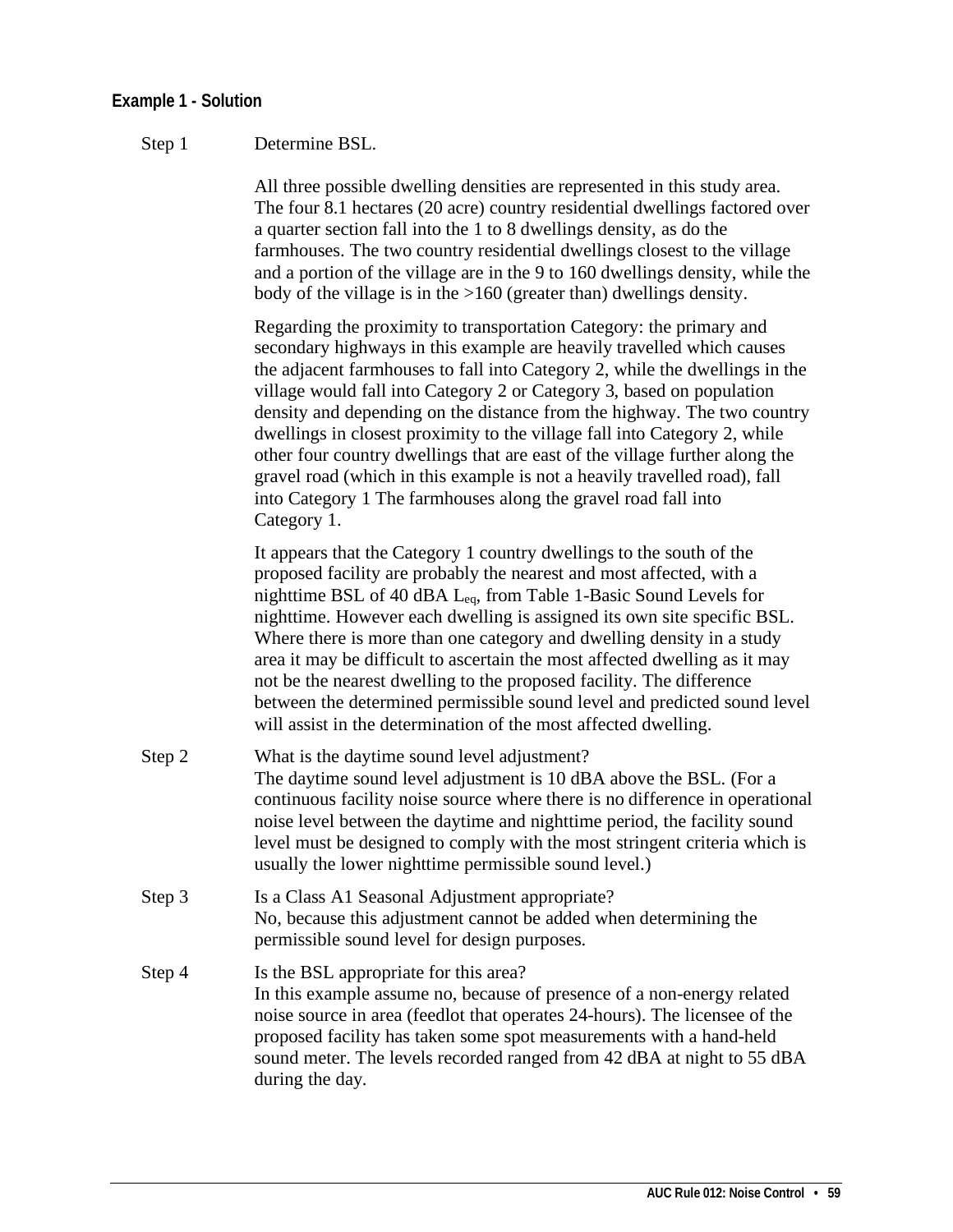### Example 1 - Solution

Step 1 Determine BSL.

All three possible dwelling densities are represented in this study area. The four 8.1 hectares (20 acre) country residential dwellings factored over a quarter section fall into the 1 to 8 dwellings density, as do the farmhouses. The two country residential dwellings closest to the village and a portion of the village are in the 9 to 160 dwellings density, while the body of the village is in the >160 (greater than) dwellings density.

Regarding the proximity to transportation Category: the primary and secondary highways in this example are heavily travelled which causes the adjacent farmhouses to fall into Category 2, while the dwellings in the village would fall into Category 2 or Category 3, based on population density and depending on the distance from the highway. The two country dwellings in closest proximity to the village fall into Category 2, while other four country dwellings that are east of the village further along the gravel road (which in this example is not a heavily travelled road), fall into Category 1 The farmhouses along the gravel road fall into Category 1.

It appears that the Category 1 country dwellings to the south of the proposed facility are probably the nearest and most affected, with a nighttime BSL of 40 dBA $L_{eq}$, from Table 1-Basic Sound Levels for nighttime. However each dwelling is assigned its own site specific BSL. Where there is more than one category and dwelling density in a study area it may be difficult to ascertain the most affected dwelling as it may not be the nearest dwelling to the proposed facility. The difference between the determined permissible sound level and predicted sound level will assist in the determination of the most affected dwelling.

Step 2 What is the daytime sound level adjustment?
The daytime sound level adjustment is 10 dBA above the BSL. (For a continuous facility noise source where there is no difference in operational noise level between the daytime and nighttime period, the facility sound level must be designed to comply with the most stringent criteria which is usually the lower nighttime permissible sound level.)

Step 3 Is a Class A1 Seasonal Adjustment appropriate?
No, because this adjustment cannot be added when determining the permissible sound level for design purposes.

Step 4 Is the BSL appropriate for this area?
In this example assume no, because of presence of a non-energy related noise source in area (feedlot that operates 24-hours). The licensee of the proposed facility has taken some spot measurements with a hand-held sound meter. The levels recorded ranged from 42 dBA at night to 55 dBA during the day.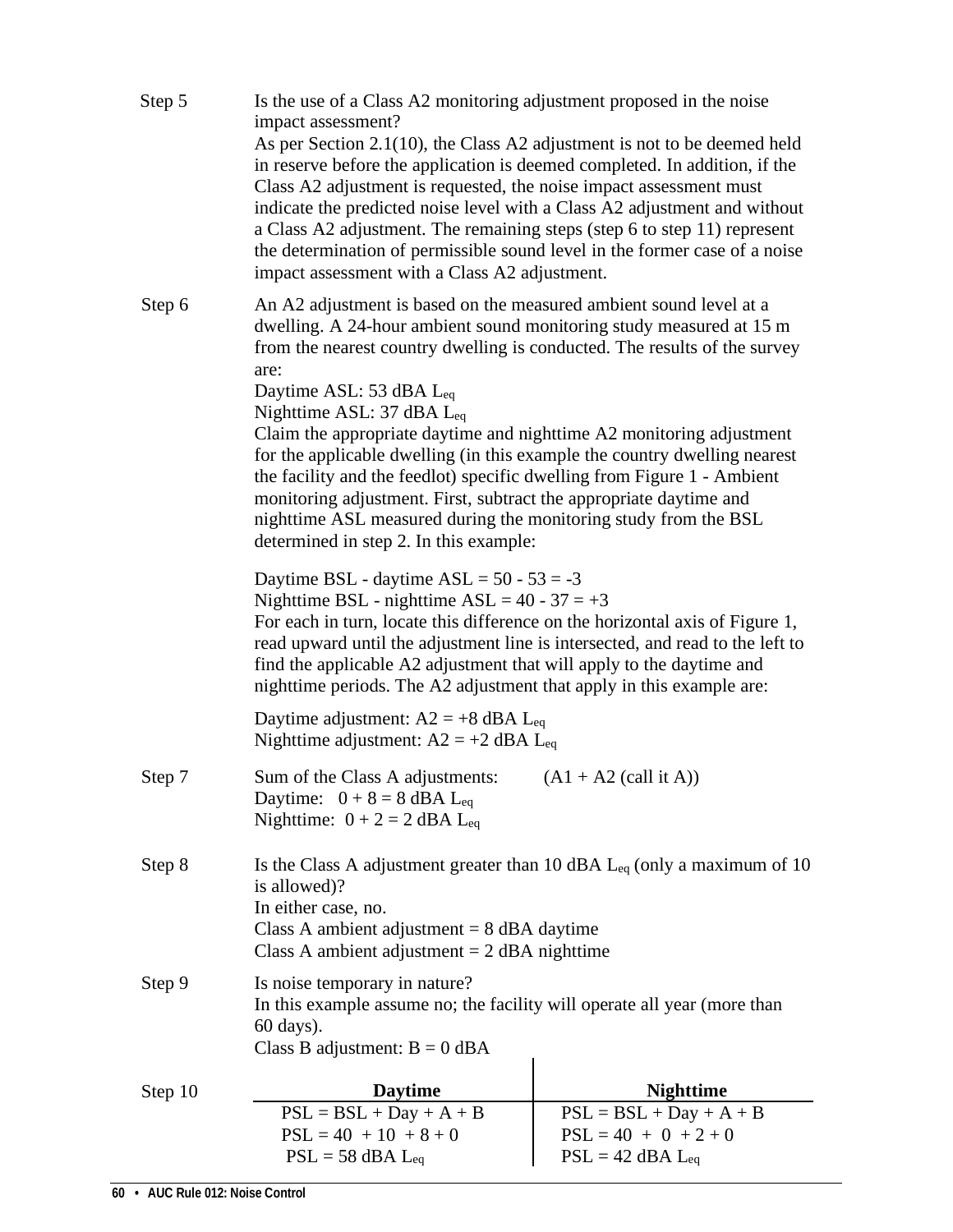| | |
|---|---|
| Step 5 | Is the use of a Class A2 monitoring adjustment proposed in the noise impact assessment?<br>As per Section 2.1(10), the Class A2 adjustment is not to be deemed held in reserve before the application is deemed completed. In addition, if the Class A2 adjustment is requested, the noise impact assessment must indicate the predicted noise level with a Class A2 adjustment and without a Class A2 adjustment. The remaining steps (step 6 to step 11) represent the determination of permissible sound level in the former case of a noise impact assessment with a Class A2 adjustment. |
| Step 6 | An A2 adjustment is based on the measured ambient sound level at a dwelling. A 24-hour ambient sound monitoring study measured at 15 m from the nearest country dwelling is conducted. The results of the survey are:<br>Daytime ASL: 53 dBA $L_{eq}$<br>Nighttime ASL: 37 dBA $L_{eq}$<br>Claim the appropriate daytime and nighttime A2 monitoring adjustment for the applicable dwelling (in this example the country dwelling nearest the facility and the feedlot) specific dwelling from Figure 1 - Ambient monitoring adjustment. First, subtract the appropriate daytime and nighttime ASL measured during the monitoring study from the BSL determined in step 2. In this example:<br><br>Daytime BSL - daytime ASL = 50 - 53 = -3<br>Nighttime BSL - nighttime ASL = 40 - 37 = +3<br>For each in turn, locate this difference on the horizontal axis of Figure 1, read upward until the adjustment line is intersected, and read to the left to find the applicable A2 adjustment that will apply to the daytime and nighttime periods. The A2 adjustment that apply in this example are:<br><br>Daytime adjustment: A2 = +8 dBA $L_{eq}$<br>Nighttime adjustment: A2 = +2 dBA $L_{eq}$ |
| Step 7 | Sum of the Class A adjustments: (A1 + A2 (call it A))<br>Daytime: 0 + 8 = 8 dBA $L_{eq}$<br>Nighttime: 0 + 2 = 2 dBA $L_{eq}$ |
| Step 8 | Is the Class A adjustment greater than 10 dBA $L_{eq}$ (only a maximum of 10 is allowed)?<br>In either case, no.<br>Class A ambient adjustment = 8 dBA daytime<br>Class A ambient adjustment = 2 dBA nighttime |
| Step 9 | Is noise temporary in nature?<br>In this example assume no; the facility will operate all year (more than 60 days).<br>Class B adjustment: B = 0 dBA |

Step 10

| **Daytime** | **Nighttime** |
|---|---|
| PSL = BSL + Day + A + B | PSL = BSL + Day + A + B |
| PSL = 40 + 10 + 8 + 0 | PSL = 40 + 0 + 2 + 0 |
| PSL = 58 dBA $L_{eq}$ | PSL = 42 dBA $L_{eq}$ |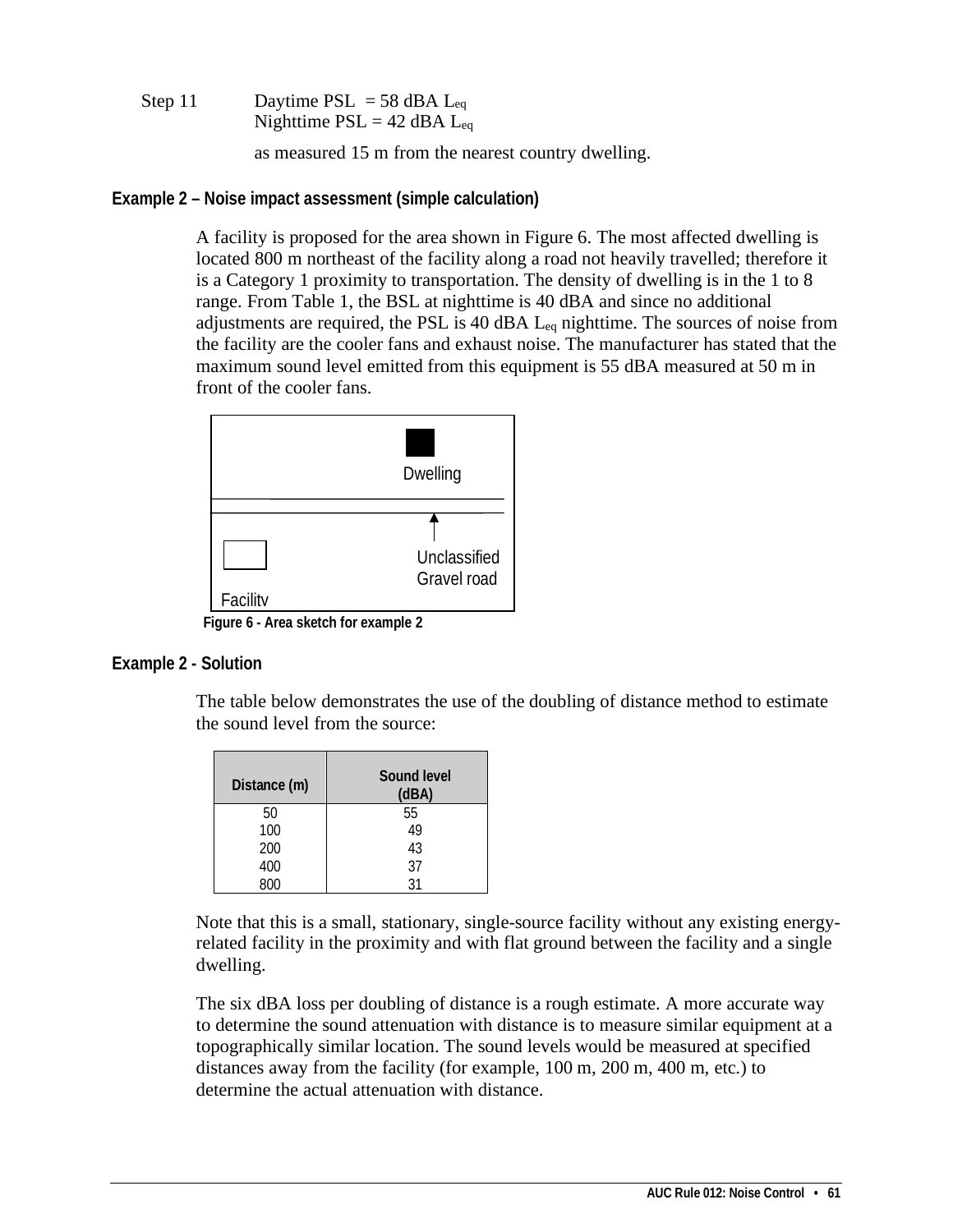Step 11 Daytime PSL = 58 dBA $L_{eq}$
Nighttime PSL = 42 dBA $L_{eq}$

as measured 15 m from the nearest country dwelling.

**Example 2 – Noise impact assessment (simple calculation)**

A facility is proposed for the area shown in Figure 6. The most affected dwelling is located 800 m northeast of the facility along a road not heavily travelled; therefore it is a Category 1 proximity to transportation. The density of dwelling is in the 1 to 8 range. From Table 1, the BSL at nighttime is 40 dBA and since no additional adjustments are required, the PSL is 40 dBA $L_{eq}$ nighttime. The sources of noise from the facility are the cooler fans and exhaust noise. The manufacturer has stated that the maximum sound level emitted from this equipment is 55 dBA measured at 50 m in front of the cooler fans.

Dwelling

Unclassified Gravel road

Facility

Figure 6 - Area sketch for example 2

**Example 2 - Solution**

The table below demonstrates the use of the doubling of distance method to estimate the sound level from the source:

| Distance (m) | Sound level (dBA) |
|---|---|
| 50 | 55 |
| 100 | 49 |
| 200 | 43 |
| 400 | 37 |
| 800 | 31 |

Note that this is a small, stationary, single-source facility without any existing energy-related facility in the proximity and with flat ground between the facility and a single dwelling.

The six dBA loss per doubling of distance is a rough estimate. A more accurate way to determine the sound attenuation with distance is to measure similar equipment at a topographically similar location. The sound levels would be measured at specified distances away from the facility (for example, 100 m, 200 m, 400 m, etc.) to determine the actual attenuation with distance.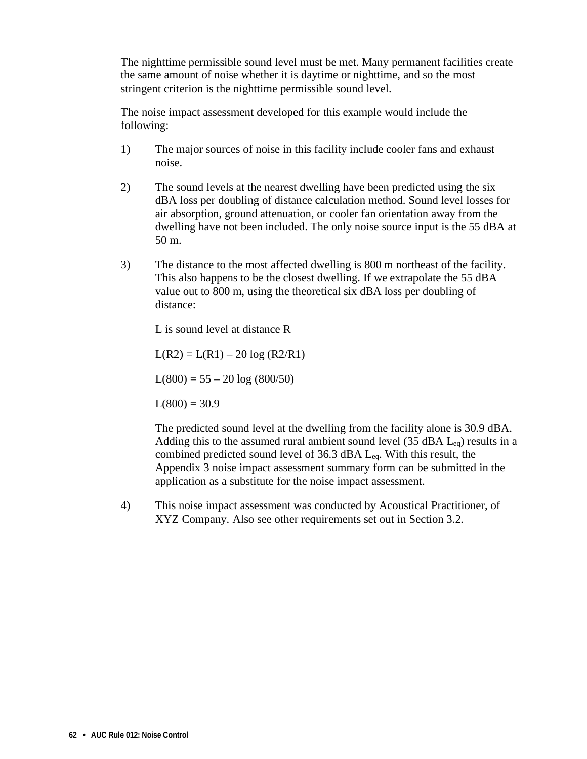The nighttime permissible sound level must be met. Many permanent facilities create the same amount of noise whether it is daytime or nighttime, and so the most stringent criterion is the nighttime permissible sound level.

The noise impact assessment developed for this example would include the following:

1) The major sources of noise in this facility include cooler fans and exhaust noise.

2) The sound levels at the nearest dwelling have been predicted using the six dBA loss per doubling of distance calculation method. Sound level losses for air absorption, ground attenuation, or cooler fan orientation away from the dwelling have not been included. The only noise source input is the 55 dBA at 50 m.

3) The distance to the most affected dwelling is 800 m northeast of the facility. This also happens to be the closest dwelling. If we extrapolate the 55 dBA value out to 800 m, using the theoretical six dBA loss per doubling of distance:

   L is sound level at distance R

   $$L(R2) = L(R1) - 20 \log (R2/R1)$$

   $$L(800) = 55 - 20 \log (800/50)$$

   $$L(800) = 30.9$$

   The predicted sound level at the dwelling from the facility alone is 30.9 dBA. Adding this to the assumed rural ambient sound level (35 dBA $L_{eq}$) results in a combined predicted sound level of 36.3 dBA $L_{eq}$. With this result, the Appendix 3 noise impact assessment summary form can be submitted in the application as a substitute for the noise impact assessment.

4) This noise impact assessment was conducted by Acoustical Practitioner, of XYZ Company. Also see other requirements set out in Section 3.2.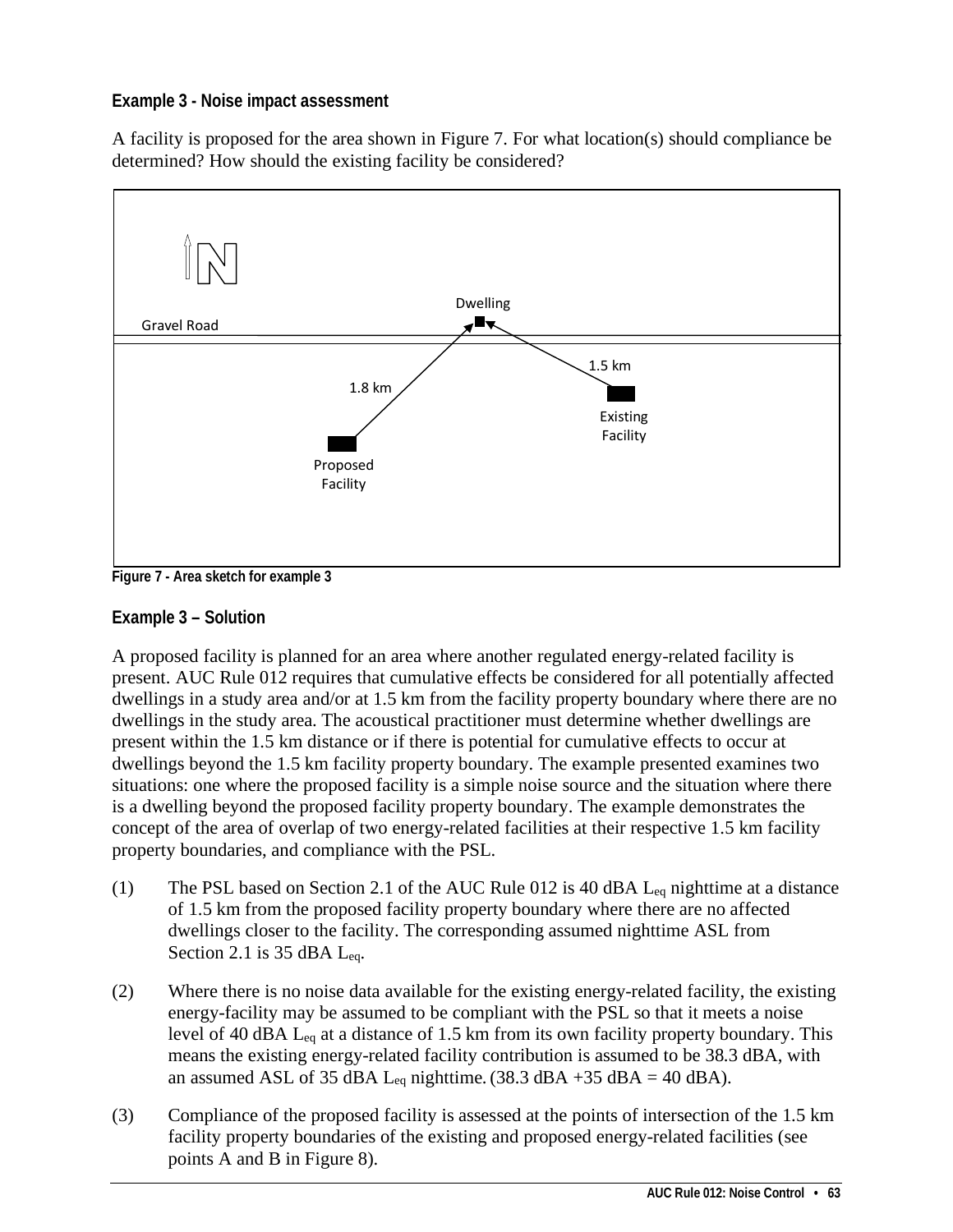### Example 3 - Noise impact assessment

A facility is proposed for the area shown in Figure 7. For what location(s) should compliance be determined? How should the existing facility be considered?

Figure 7 - Area sketch for example 3

### Example 3 – Solution

A proposed facility is planned for an area where another regulated energy-related facility is present. AUC Rule 012 requires that cumulative effects be considered for all potentially affected dwellings in a study area and/or at 1.5 km from the facility property boundary where there are no dwellings in the study area. The acoustical practitioner must determine whether dwellings are present within the 1.5 km distance or if there is potential for cumulative effects to occur at dwellings beyond the 1.5 km facility property boundary. The example presented examines two situations: one where the proposed facility is a simple noise source and the situation where there is a dwelling beyond the proposed facility property boundary. The example demonstrates the concept of the area of overlap of two energy-related facilities at their respective 1.5 km facility property boundaries, and compliance with the PSL.

(1) The PSL based on Section 2.1 of the AUC Rule 012 is 40 dBA $L_{eq}$ nighttime at a distance of 1.5 km from the proposed facility property boundary where there are no affected dwellings closer to the facility. The corresponding assumed nighttime ASL from Section 2.1 is 35 dBA $L_{eq}$.

(2) Where there is no noise data available for the existing energy-related facility, the existing energy-facility may be assumed to be compliant with the PSL so that it meets a noise level of 40 dBA $L_{eq}$ at a distance of 1.5 km from its own facility property boundary. This means the existing energy-related facility contribution is assumed to be 38.3 dBA, with an assumed ASL of 35 dBA $L_{eq}$ nighttime. (38.3 dBA +35 dBA = 40 dBA).

(3) Compliance of the proposed facility is assessed at the points of intersection of the 1.5 km facility property boundaries of the existing and proposed energy-related facilities (see points A and B in Figure 8).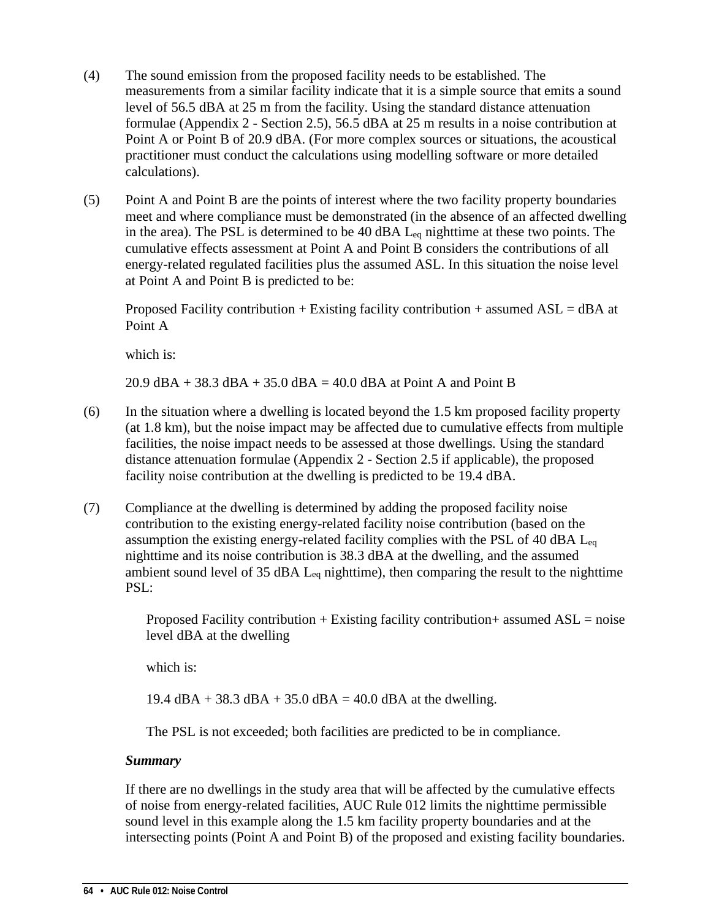(4) The sound emission from the proposed facility needs to be established. The measurements from a similar facility indicate that it is a simple source that emits a sound level of 56.5 dBA at 25 m from the facility. Using the standard distance attenuation formulae (Appendix 2 - Section 2.5), 56.5 dBA at 25 m results in a noise contribution at Point A or Point B of 20.9 dBA. (For more complex sources or situations, the acoustical practitioner must conduct the calculations using modelling software or more detailed calculations).

(5) Point A and Point B are the points of interest where the two facility property boundaries meet and where compliance must be demonstrated (in the absence of an affected dwelling in the area). The PSL is determined to be 40 dBA $L_{eq}$ nighttime at these two points. The cumulative effects assessment at Point A and Point B considers the contributions of all energy-related regulated facilities plus the assumed ASL. In this situation the noise level at Point A and Point B is predicted to be:

Proposed Facility contribution + Existing facility contribution + assumed ASL = dBA at Point A

which is:

20.9 dBA + 38.3 dBA + 35.0 dBA = 40.0 dBA at Point A and Point B

(6) In the situation where a dwelling is located beyond the 1.5 km proposed facility property (at 1.8 km), but the noise impact may be affected due to cumulative effects from multiple facilities, the noise impact needs to be assessed at those dwellings. Using the standard distance attenuation formulae (Appendix 2 - Section 2.5 if applicable), the proposed facility noise contribution at the dwelling is predicted to be 19.4 dBA.

(7) Compliance at the dwelling is determined by adding the proposed facility noise contribution to the existing energy-related facility noise contribution (based on the assumption the existing energy-related facility complies with the PSL of 40 dBA $L_{eq}$ nighttime and its noise contribution is 38.3 dBA at the dwelling, and the assumed ambient sound level of 35 dBA $L_{eq}$ nighttime), then comparing the result to the nighttime PSL:

Proposed Facility contribution + Existing facility contribution+ assumed ASL = noise level dBA at the dwelling

which is:

19.4 dBA + 38.3 dBA + 35.0 dBA = 40.0 dBA at the dwelling.

The PSL is not exceeded; both facilities are predicted to be in compliance.

***Summary***

If there are no dwellings in the study area that will be affected by the cumulative effects of noise from energy-related facilities, AUC Rule 012 limits the nighttime permissible sound level in this example along the 1.5 km facility property boundaries and at the intersecting points (Point A and Point B) of the proposed and existing facility boundaries.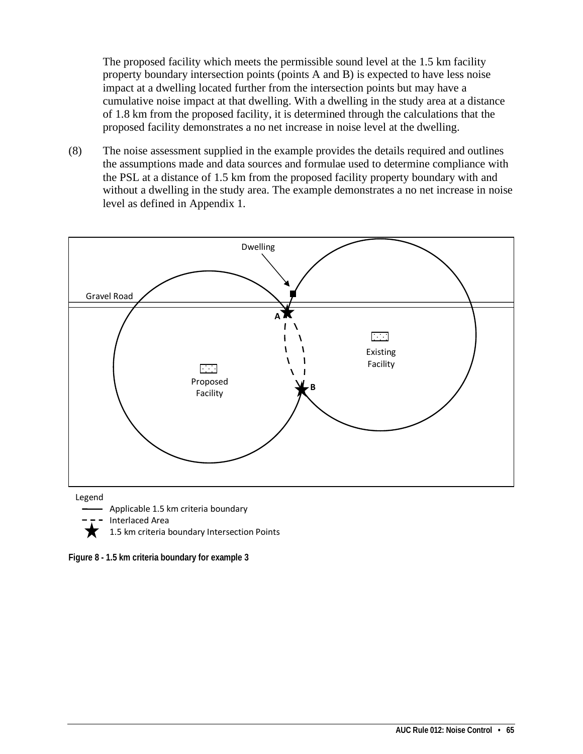The proposed facility which meets the permissible sound level at the 1.5 km facility property boundary intersection points (points A and B) is expected to have less noise impact at a dwelling located further from the intersection points but may have a cumulative noise impact at that dwelling. With a dwelling in the study area at a distance of 1.8 km from the proposed facility, it is determined through the calculations that the proposed facility demonstrates a no net increase in noise level at the dwelling.

(8) The noise assessment supplied in the example provides the details required and outlines the assumptions made and data sources and formulae used to determine compliance with the PSL at a distance of 1.5 km from the proposed facility property boundary with and without a dwelling in the study area. The example demonstrates a no net increase in noise level as defined in Appendix 1.

Dwelling

Gravel Road

A

B

Existing Facility

Proposed Facility

Legend

Applicable 1.5 km criteria boundary

Interlaced Area

1.5 km criteria boundary Intersection Points

**Figure 8 - 1.5 km criteria boundary for example 3**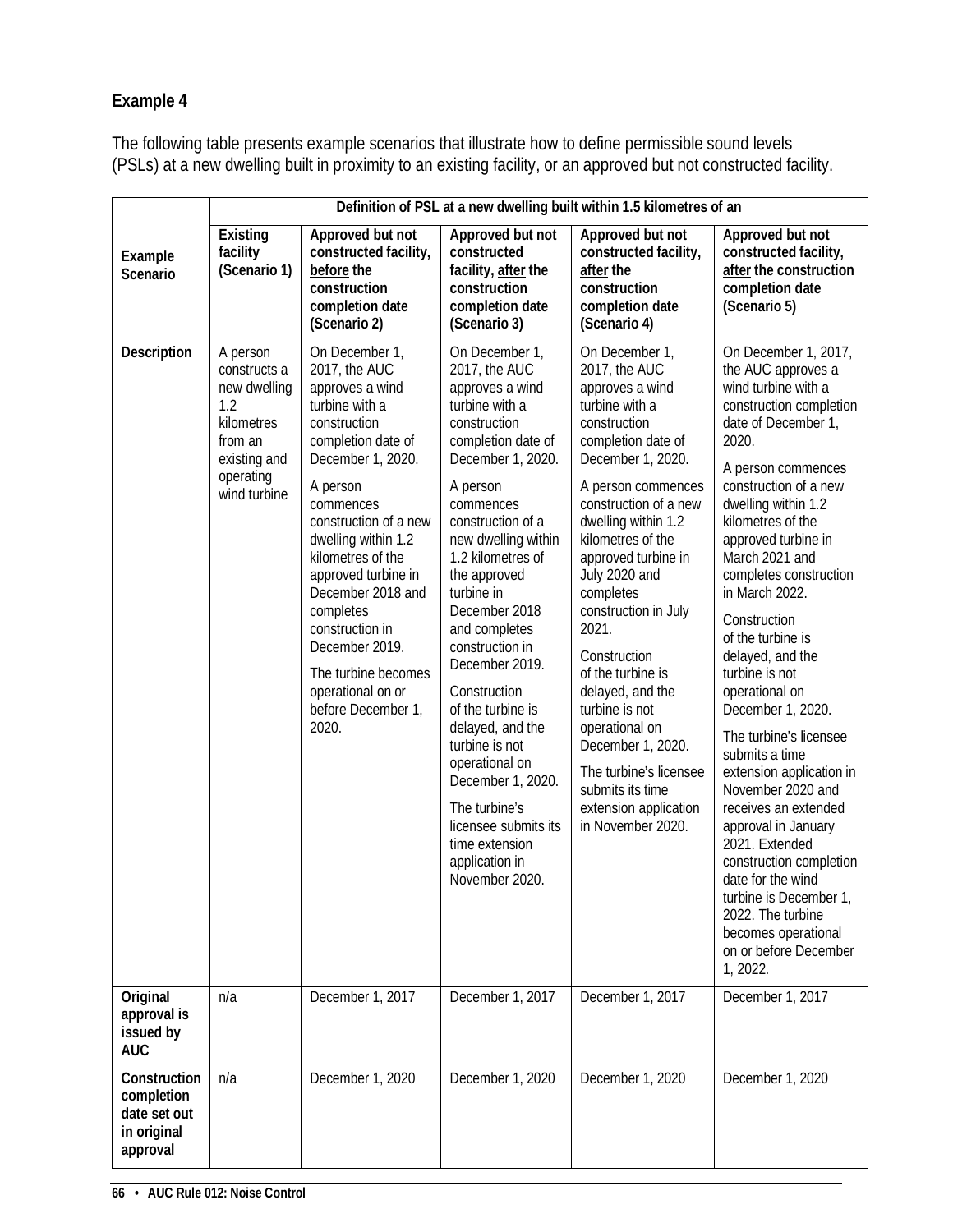### Example 4

The following table presents example scenarios that illustrate how to define permissible sound levels (PSLs) at a new dwelling built in proximity to an existing facility, or an approved but not constructed facility.

| Example Scenario | Definition of PSL at a new dwelling built within 1.5 kilometres of an | | | | |
|---|---|---|---|---|---|
| | Existing facility (Scenario 1) | Approved but not constructed facility, before the construction completion date (Scenario 2) | Approved but not constructed facility, after the construction completion date (Scenario 3) | Approved but not constructed facility, after the construction completion date (Scenario 4) | Approved but not constructed facility, after the construction completion date (Scenario 5) |
| **Description** | A person constructs a new dwelling 1.2 kilometres from an existing and operating wind turbine | On December 1, 2017, the AUC approves a wind turbine with a construction completion date of December 1, 2020.<br><br>A person commences construction of a new dwelling within 1.2 kilometres of the approved turbine in December 2018 and completes construction in December 2019.<br><br>The turbine becomes operational on or before December 1, 2020. | On December 1, 2017, the AUC approves a wind turbine with a construction completion date of December 1, 2020.<br><br>A person commences construction of a new dwelling within 1.2 kilometres of the approved turbine in December 2018 and completes construction in December 2019.<br><br>Construction of the turbine is delayed, and the turbine is not operational on December 1, 2020.<br><br>The turbine's licensee submits its time extension application in November 2020. | On December 1, 2017, the AUC approves a wind turbine with a construction completion date of December 1, 2020.<br><br>A person commences construction of a new dwelling within 1.2 kilometres of the approved turbine in July 2020 and completes construction in July 2021.<br><br>Construction of the turbine is delayed, and the turbine is not operational on December 1, 2020.<br><br>The turbine's licensee submits its time extension application in November 2020. | On December 1, 2017, the AUC approves a wind turbine with a construction completion date of December 1, 2020.<br><br>A person commences construction of a new dwelling within 1.2 kilometres of the approved turbine in March 2021 and completes construction in March 2022.<br><br>Construction of the turbine is delayed, and the turbine is not operational on December 1, 2020.<br><br>The turbine's licensee submits a time extension application in November 2020 and receives an extended approval in January 2021. Extended construction completion date for the wind turbine is December 1, 2022. The turbine becomes operational on or before December 1, 2022. |
| **Original approval is issued by AUC** | n/a | December 1, 2017 | December 1, 2017 | December 1, 2017 | December 1, 2017 |
| **Construction completion date set out in original approval** | n/a | December 1, 2020 | December 1, 2020 | December 1, 2020 | December 1, 2020 |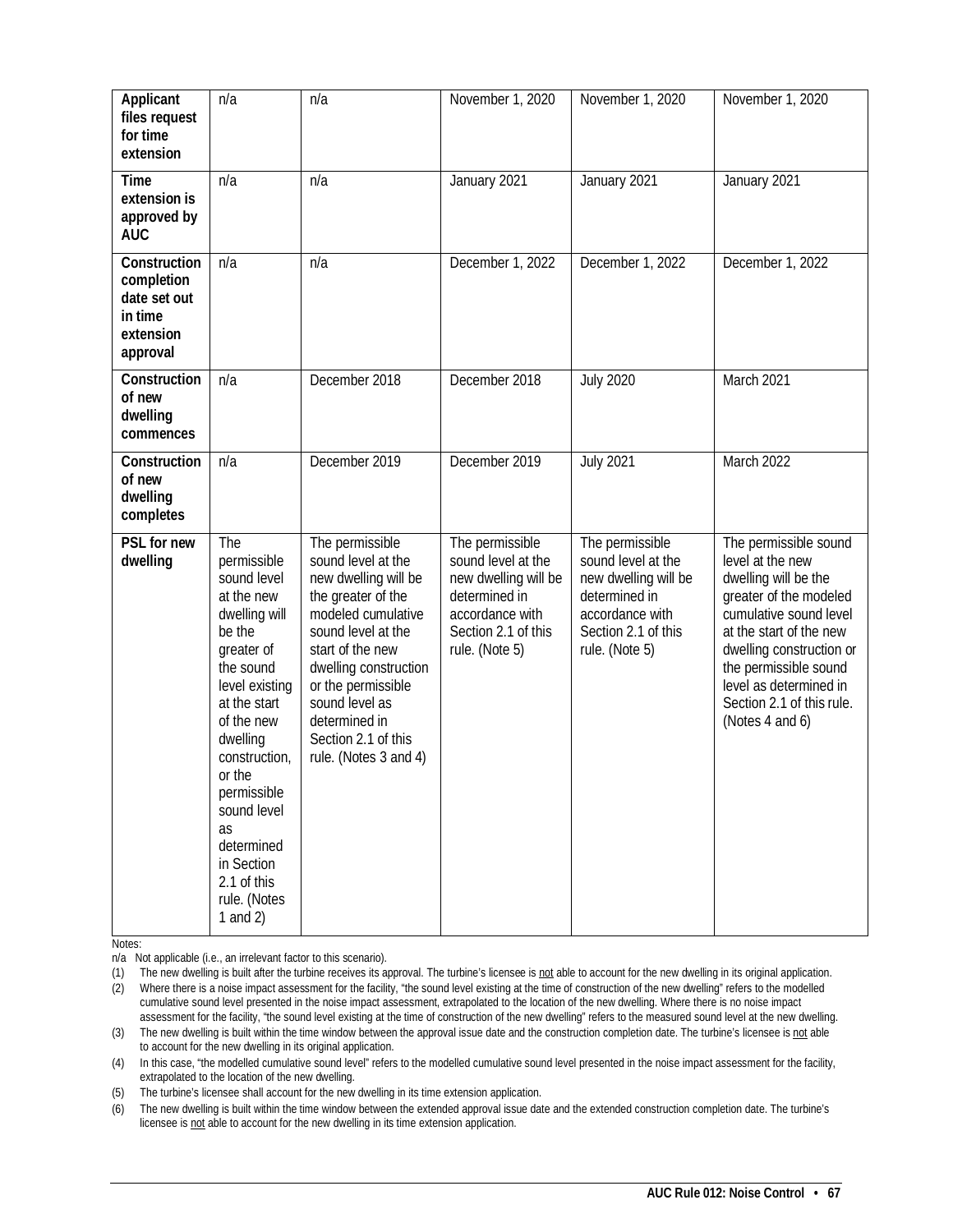| **Applicant files request for time extension** | n/a | n/a | November 1, 2020 | November 1, 2020 | November 1, 2020 |
|---|---|---|---|---|---|
| **Time extension is approved by AUC** | n/a | n/a | January 2021 | January 2021 | January 2021 |
| **Construction completion date set out in time extension approval** | n/a | n/a | December 1, 2022 | December 1, 2022 | December 1, 2022 |
| **Construction of new dwelling commences** | n/a | December 2018 | December 2018 | July 2020 | March 2021 |
| **Construction of new dwelling completes** | n/a | December 2019 | December 2019 | July 2021 | March 2022 |
| **PSL for new dwelling** | The permissible sound level at the new dwelling will be the greater of the sound level existing at the start of the new dwelling construction, or the permissible sound level as determined in Section 2.1 of this rule. (Notes 1 and 2) | The permissible sound level at the new dwelling will be the greater of the modeled cumulative sound level at the start of the new dwelling construction or the permissible sound level as determined in Section 2.1 of this rule. (Notes 3 and 4) | The permissible sound level at the new dwelling will be determined in accordance with Section 2.1 of this rule. (Note 5) | The permissible sound level at the new dwelling will be determined in accordance with Section 2.1 of this rule. (Note 5) | The permissible sound level at the new dwelling will be the greater of the modeled cumulative sound level at the start of the new dwelling construction or the permissible sound level as determined in Section 2.1 of this rule. (Notes 4 and 6) |

Notes:

n/a Not applicable (i.e., an irrelevant factor to this scenario).

(1) The new dwelling is built after the turbine receives its approval. The turbine's licensee is not able to account for the new dwelling in its original application.

(2) Where there is a noise impact assessment for the facility, "the sound level existing at the time of construction of the new dwelling" refers to the modelled cumulative sound level presented in the noise impact assessment, extrapolated to the location of the new dwelling. Where there is no noise impact assessment for the facility, "the sound level existing at the time of construction of the new dwelling" refers to the measured sound level at the new dwelling.

(3) The new dwelling is built within the time window between the approval issue date and the construction completion date. The turbine's licensee is not able to account for the new dwelling in its original application.

(4) In this case, "the modelled cumulative sound level" refers to the modelled cumulative sound level presented in the noise impact assessment for the facility, extrapolated to the location of the new dwelling.

(5) The turbine's licensee shall account for the new dwelling in its time extension application.

(6) The new dwelling is built within the time window between the extended approval issue date and the extended construction completion date. The turbine's licensee is not able to account for the new dwelling in its time extension application.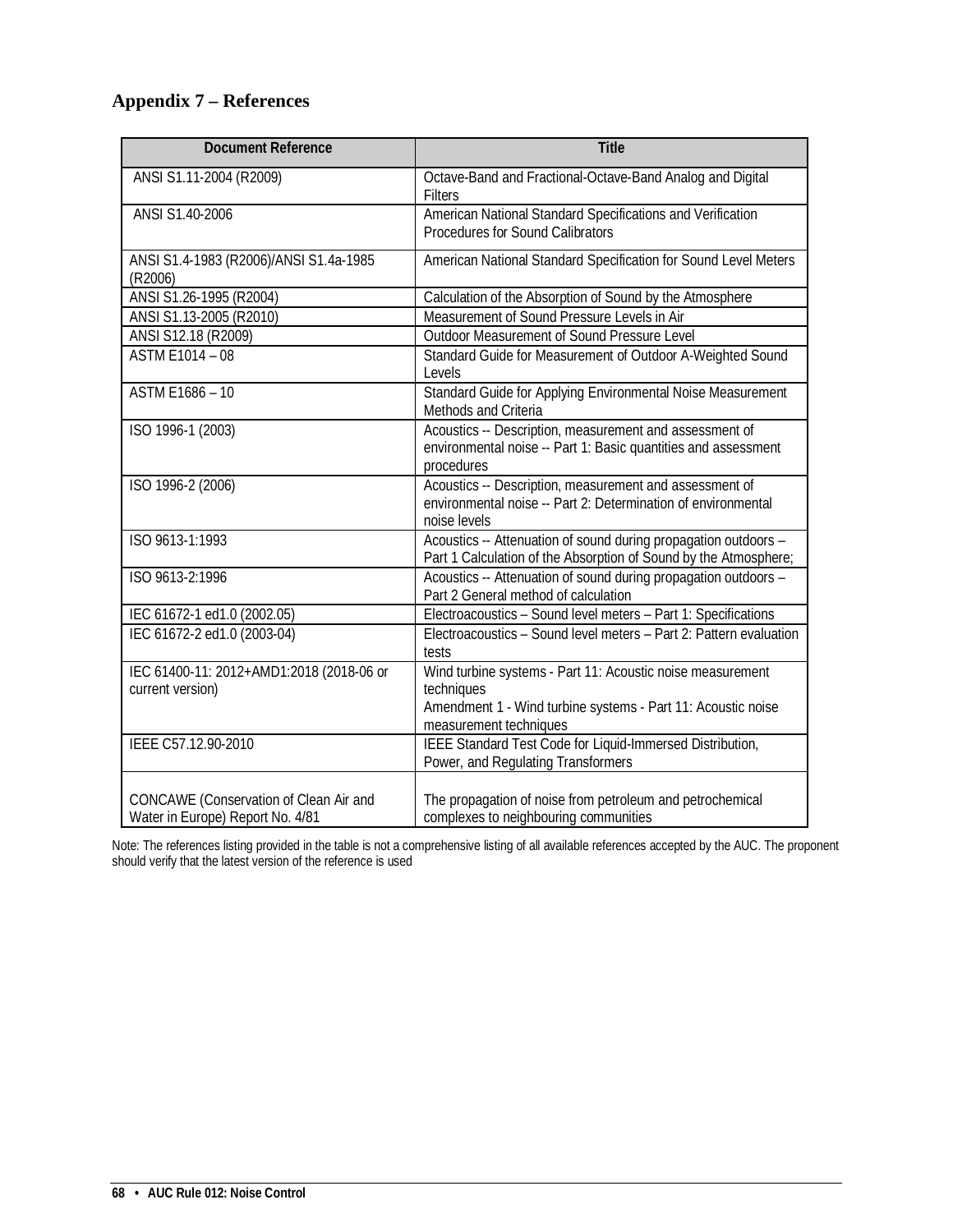## Appendix 7 – References

| Document Reference | Title |
|---|---|
| ANSI S1.11-2004 (R2009) | Octave-Band and Fractional-Octave-Band Analog and Digital Filters |
| ANSI S1.40-2006 | American National Standard Specifications and Verification Procedures for Sound Calibrators |
| ANSI S1.4-1983 (R2006)/ANSI S1.4a-1985 (R2006) | American National Standard Specification for Sound Level Meters |
| ANSI S1.26-1995 (R2004) | Calculation of the Absorption of Sound by the Atmosphere |
| ANSI S1.13-2005 (R2010) | Measurement of Sound Pressure Levels in Air |
| ANSI S12.18 (R2009) | Outdoor Measurement of Sound Pressure Level |
| ASTM E1014 – 08 | Standard Guide for Measurement of Outdoor A-Weighted Sound Levels |
| ASTM E1686 – 10 | Standard Guide for Applying Environmental Noise Measurement Methods and Criteria |
| ISO 1996-1 (2003) | Acoustics -- Description, measurement and assessment of environmental noise -- Part 1: Basic quantities and assessment procedures |
| ISO 1996-2 (2006) | Acoustics -- Description, measurement and assessment of environmental noise -- Part 2: Determination of environmental noise levels |
| ISO 9613-1:1993 | Acoustics -- Attenuation of sound during propagation outdoors – Part 1 Calculation of the Absorption of Sound by the Atmosphere; |
| ISO 9613-2:1996 | Acoustics -- Attenuation of sound during propagation outdoors – Part 2 General method of calculation |
| IEC 61672-1 ed1.0 (2002.05) | Electroacoustics – Sound level meters – Part 1: Specifications |
| IEC 61672-2 ed1.0 (2003-04) | Electroacoustics – Sound level meters – Part 2: Pattern evaluation tests |
| IEC 61400-11: 2012+AMD1:2018 (2018-06 or current version) | Wind turbine systems - Part 11: Acoustic noise measurement techniques<br>Amendment 1 - Wind turbine systems - Part 11: Acoustic noise measurement techniques |
| IEEE C57.12.90-2010 | IEEE Standard Test Code for Liquid-Immersed Distribution, Power, and Regulating Transformers |
| CONCAWE (Conservation of Clean Air and Water in Europe) Report No. 4/81 | The propagation of noise from petroleum and petrochemical complexes to neighbouring communities |

Note: The references listing provided in the table is not a comprehensive listing of all available references accepted by the AUC. The proponent should verify that the latest version of the reference is used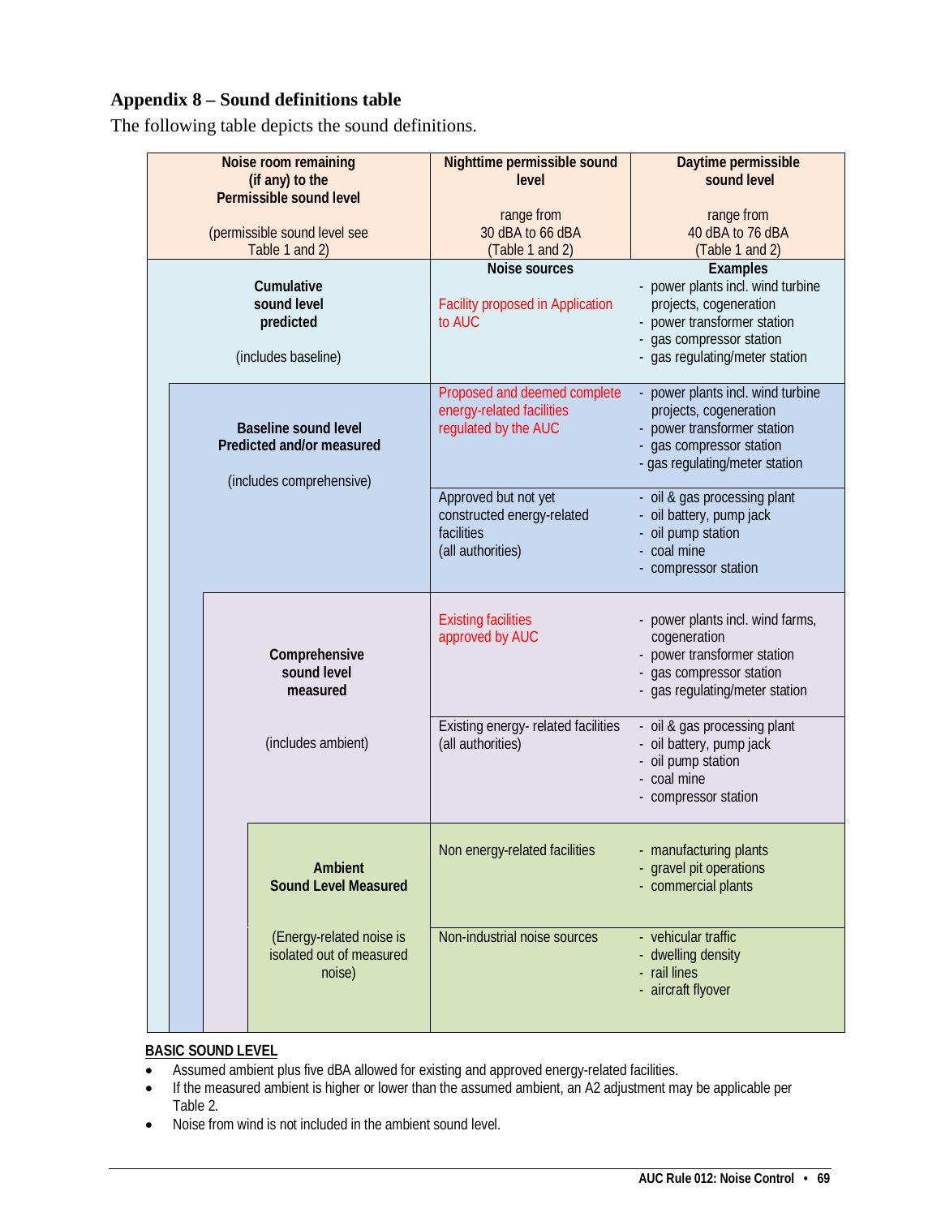## Appendix 8 – Sound definitions table

The following table depicts the sound definitions.

| Noise room remaining (if any) to the Permissible sound level<br><br>(permissible sound level see Table 1 and 2) | Nighttime permissible sound level<br><br>range from 30 dBA to 66 dBA (Table 1 and 2) | Daytime permissible sound level<br><br>range from 40 dBA to 76 dBA (Table 1 and 2) |
|---|---|---|
| **Cumulative sound level predicted**<br><br>(includes baseline) | **Noise sources**<br><br>Facility proposed in Application to AUC | **Examples**<br>- power plants incl. wind turbine projects, cogeneration<br>- power transformer station<br>- gas compressor station<br>- gas regulating/meter station |
| **Baseline sound level Predicted and/or measured**<br><br>(includes comprehensive) | Proposed and deemed complete energy-related facilities regulated by the AUC | - power plants incl. wind turbine projects, cogeneration<br>- power transformer station<br>- gas compressor station<br>- gas regulating/meter station |
| | Approved but not yet constructed energy-related facilities (all authorities) | - oil & gas processing plant<br>- oil battery, pump jack<br>- oil pump station<br>- coal mine<br>- compressor station |
| **Comprehensive sound level measured**<br><br>(includes ambient) | Existing facilities approved by AUC | - power plants incl. wind farms, cogeneration<br>- power transformer station<br>- gas compressor station<br>- gas regulating/meter station |
| | Existing energy- related facilities (all authorities) | - oil & gas processing plant<br>- oil battery, pump jack<br>- oil pump station<br>- coal mine<br>- compressor station |
| **Ambient Sound Level Measured**<br><br>(Energy-related noise is isolated out of measured noise) | Non energy-related facilities | - manufacturing plants<br>- gravel pit operations<br>- commercial plants |
| | Non-industrial noise sources | - vehicular traffic<br>- dwelling density<br>- rail lines<br>- aircraft flyover |

**BASIC SOUND LEVEL**

- Assumed ambient plus five dBA allowed for existing and approved energy-related facilities.
- If the measured ambient is higher or lower than the assumed ambient, an A2 adjustment may be applicable per Table 2.
- Noise from wind is not included in the ambient sound level.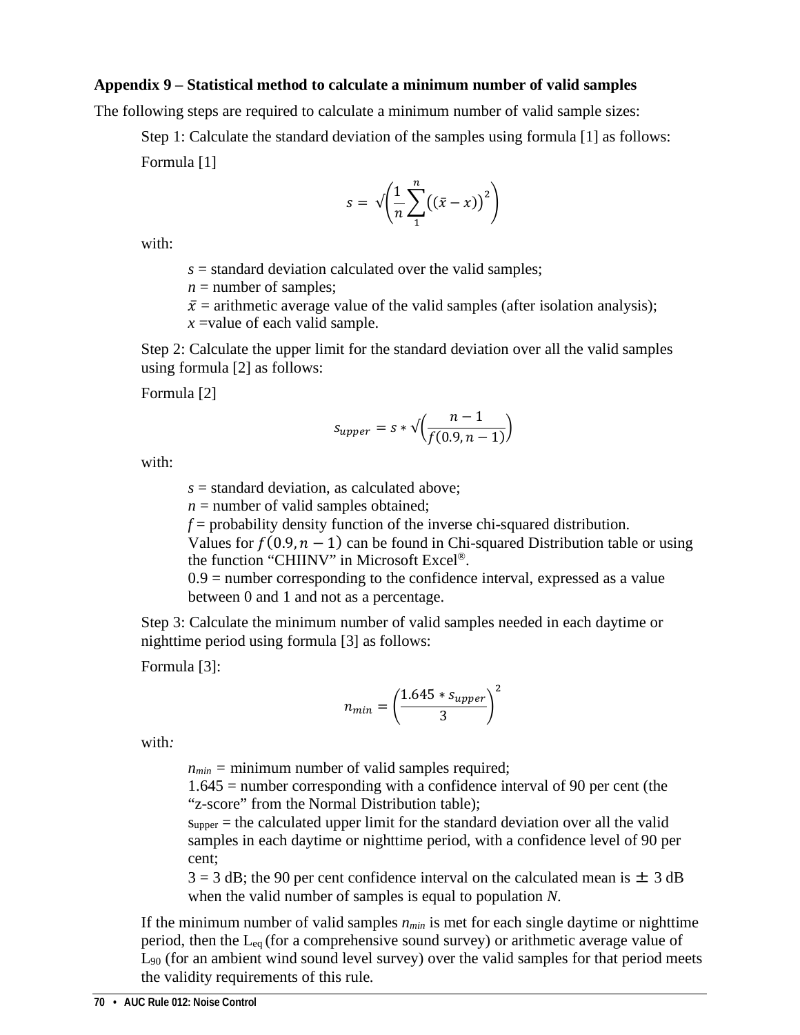**Appendix 9 – Statistical method to calculate a minimum number of valid samples**

The following steps are required to calculate a minimum number of valid sample sizes:

Step 1: Calculate the standard deviation of the samples using formula [1] as follows:

Formula [1]

$$s = \sqrt{\left(\frac{1}{n}\sum_{1}^{n}\left((\bar{x} - x)\right)^2\right)}$$

with:

$s$ = standard deviation calculated over the valid samples;
$n$ = number of samples;
$\bar{x}$ = arithmetic average value of the valid samples (after isolation analysis);
$x$ =value of each valid sample.

Step 2: Calculate the upper limit for the standard deviation over all the valid samples using formula [2] as follows:

Formula [2]

$$s_{upper} = s * \sqrt{\left(\frac{n-1}{f(0.9, n-1)}\right)}$$

with:

$s$ = standard deviation, as calculated above;
$n$ = number of valid samples obtained;
$f$ = probability density function of the inverse chi-squared distribution.
Values for $f(0.9, n-1)$ can be found in Chi-squared Distribution table or using the function "CHIINV" in Microsoft Excel®.
0.9 = number corresponding to the confidence interval, expressed as a value between 0 and 1 and not as a percentage.

Step 3: Calculate the minimum number of valid samples needed in each daytime or nighttime period using formula [3] as follows:

Formula [3]:

$$n_{min} = \left(\frac{1.645 * s_{upper}}{3}\right)^2$$

with*:*

$n_{min}$ = minimum number of valid samples required;
1.645 = number corresponding with a confidence interval of 90 per cent (the "z-score" from the Normal Distribution table);
$s_{upper}$ = the calculated upper limit for the standard deviation over all the valid samples in each daytime or nighttime period, with a confidence level of 90 per cent;
3 = 3 dB; the 90 per cent confidence interval on the calculated mean is ± 3 dB when the valid number of samples is equal to population *N*.

If the minimum number of valid samples $n_{min}$ is met for each single daytime or nighttime period, then the $L_{eq}$ (for a comprehensive sound survey) or arithmetic average value of $L_{90}$ (for an ambient wind sound level survey) over the valid samples for that period meets the validity requirements of this rule.